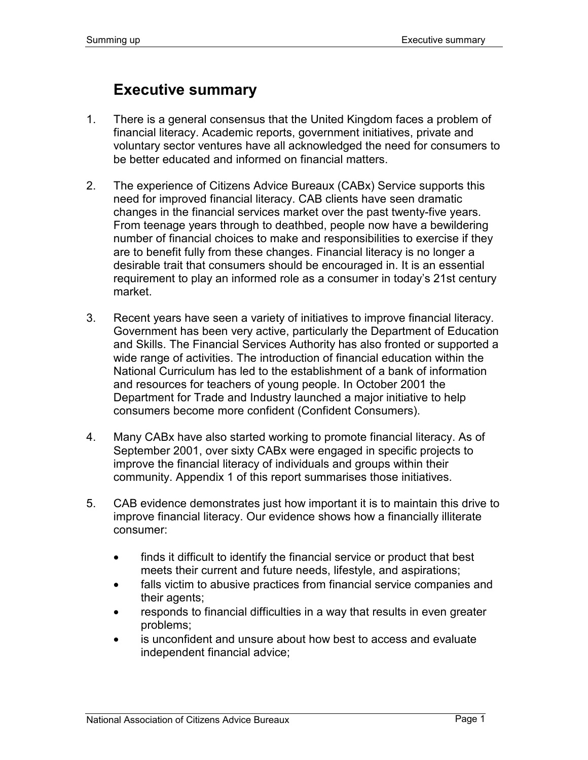# Executive summary

1. There is a general consensus that the United Kingdom faces a problem of financial literacy. Academic reports, government initiatives, private and voluntary sector ventures have all acknowledged the need for consumers to be better educated and informed on financial matters.

2. The experience of Citizens Advice Bureaux (CABx) Service supports this need for improved financial literacy. CAB clients have seen dramatic changes in the financial services market over the past twenty-five years. From teenage years through to deathbed, people now have a bewildering number of financial choices to make and responsibilities to exercise if they are to benefit fully from these changes. Financial literacy is no longer a desirable trait that consumers should be encouraged in. It is an essential requirement to play an informed role as a consumer in today's 21st century market.

3. Recent years have seen a variety of initiatives to improve financial literacy. Government has been very active, particularly the Department of Education and Skills. The Financial Services Authority has also fronted or supported a wide range of activities. The introduction of financial education within the National Curriculum has led to the establishment of a bank of information and resources for teachers of young people. In October 2001 the Department for Trade and Industry launched a major initiative to help consumers become more confident (Confident Consumers).

4. Many CABx have also started working to promote financial literacy. As of September 2001, over sixty CABx were engaged in specific projects to improve the financial literacy of individuals and groups within their community. Appendix 1 of this report summarises those initiatives.

5. CAB evidence demonstrates just how important it is to maintain this drive to improve financial literacy. Our evidence shows how a financially illiterate consumer:

   - finds it difficult to identify the financial service or product that best meets their current and future needs, lifestyle, and aspirations;
   - falls victim to abusive practices from financial service companies and their agents;
   - responds to financial difficulties in a way that results in even greater problems;
   - is unconfident and unsure about how best to access and evaluate independent financial advice;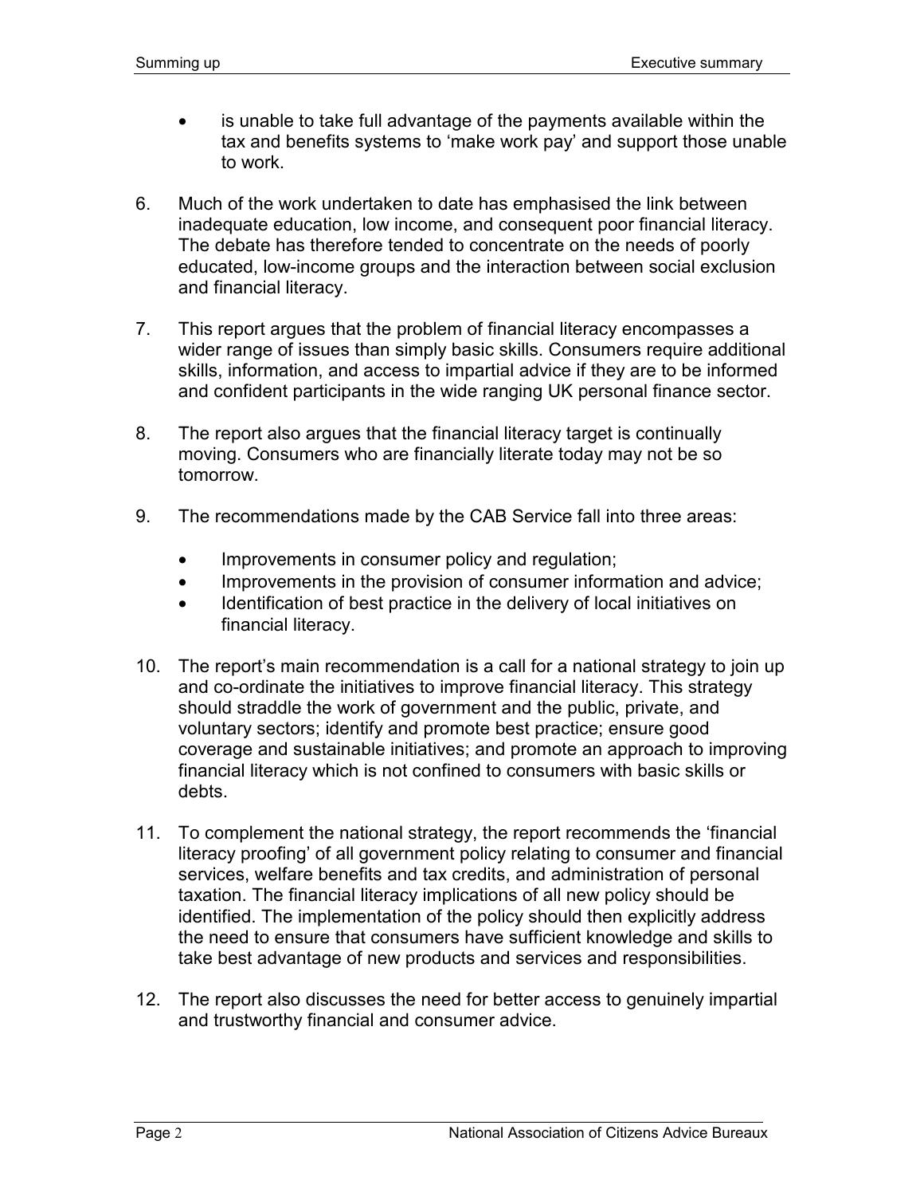- is unable to take full advantage of the payments available within the tax and benefits systems to 'make work pay' and support those unable to work.

6. Much of the work undertaken to date has emphasised the link between inadequate education, low income, and consequent poor financial literacy. The debate has therefore tended to concentrate on the needs of poorly educated, low-income groups and the interaction between social exclusion and financial literacy.

7. This report argues that the problem of financial literacy encompasses a wider range of issues than simply basic skills. Consumers require additional skills, information, and access to impartial advice if they are to be informed and confident participants in the wide ranging UK personal finance sector.

8. The report also argues that the financial literacy target is continually moving. Consumers who are financially literate today may not be so tomorrow.

9. The recommendations made by the CAB Service fall into three areas:

    - Improvements in consumer policy and regulation;
    - Improvements in the provision of consumer information and advice;
    - Identification of best practice in the delivery of local initiatives on financial literacy.

10. The report's main recommendation is a call for a national strategy to join up and co-ordinate the initiatives to improve financial literacy. This strategy should straddle the work of government and the public, private, and voluntary sectors; identify and promote best practice; ensure good coverage and sustainable initiatives; and promote an approach to improving financial literacy which is not confined to consumers with basic skills or debts.

11. To complement the national strategy, the report recommends the 'financial literacy proofing' of all government policy relating to consumer and financial services, welfare benefits and tax credits, and administration of personal taxation. The financial literacy implications of all new policy should be identified. The implementation of the policy should then explicitly address the need to ensure that consumers have sufficient knowledge and skills to take best advantage of new products and services and responsibilities.

12. The report also discusses the need for better access to genuinely impartial and trustworthy financial and consumer advice.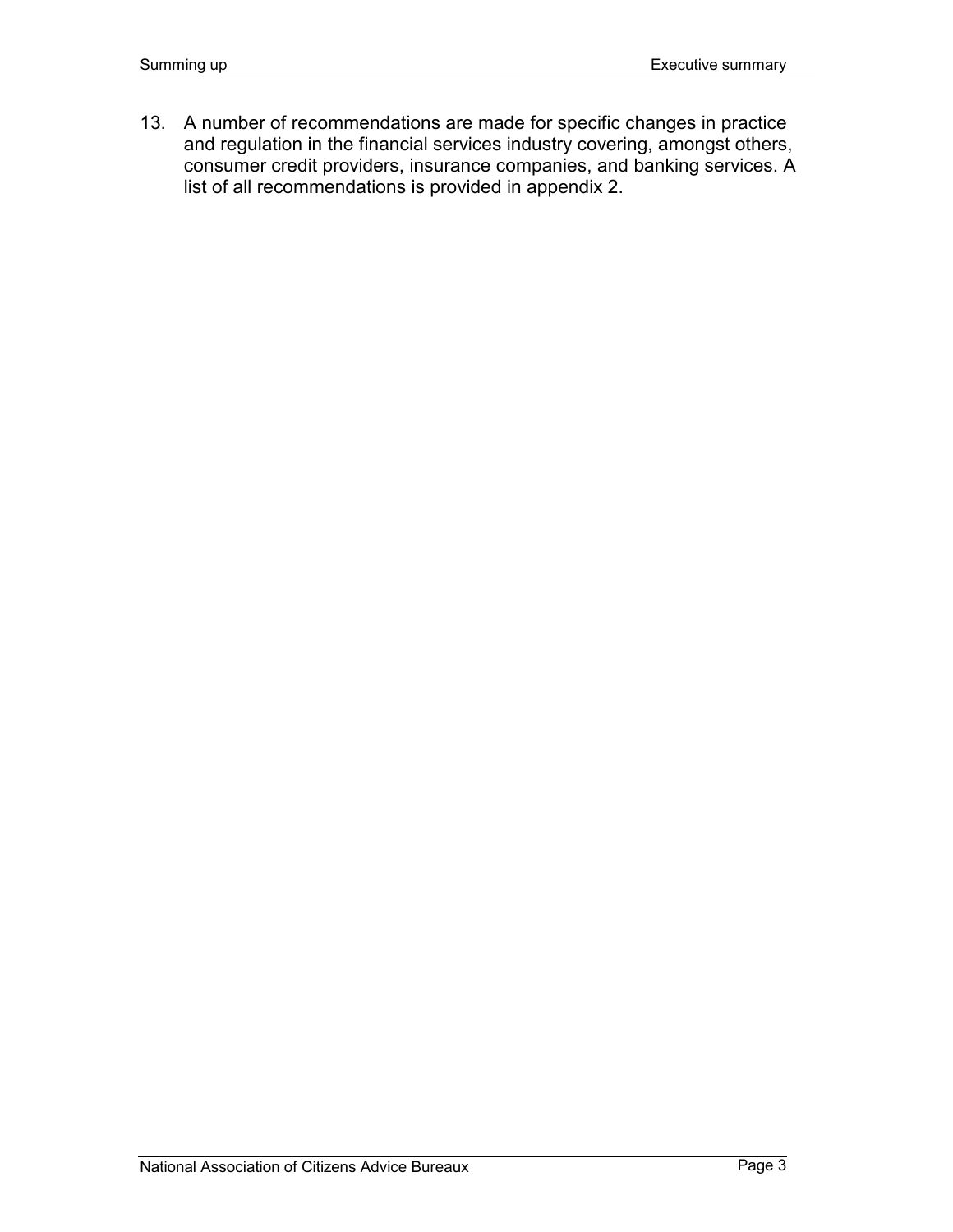13. A number of recommendations are made for specific changes in practice and regulation in the financial services industry covering, amongst others, consumer credit providers, insurance companies, and banking services. A list of all recommendations is provided in appendix 2.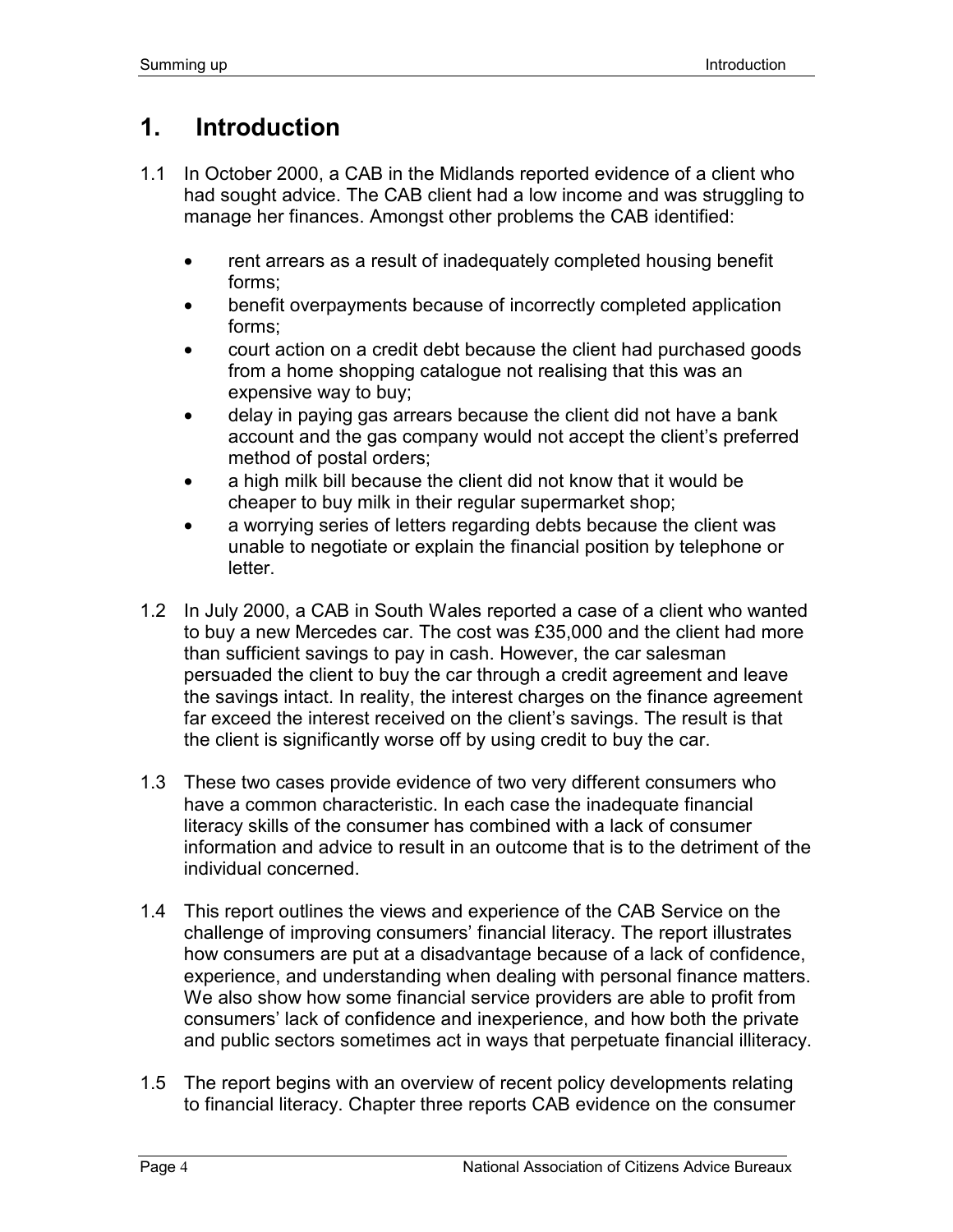# 1. Introduction

1.1 In October 2000, a CAB in the Midlands reported evidence of a client who had sought advice. The CAB client had a low income and was struggling to manage her finances. Amongst other problems the CAB identified:

- rent arrears as a result of inadequately completed housing benefit forms;
- benefit overpayments because of incorrectly completed application forms;
- court action on a credit debt because the client had purchased goods from a home shopping catalogue not realising that this was an expensive way to buy;
- delay in paying gas arrears because the client did not have a bank account and the gas company would not accept the client's preferred method of postal orders;
- a high milk bill because the client did not know that it would be cheaper to buy milk in their regular supermarket shop;
- a worrying series of letters regarding debts because the client was unable to negotiate or explain the financial position by telephone or letter.

1.2 In July 2000, a CAB in South Wales reported a case of a client who wanted to buy a new Mercedes car. The cost was £35,000 and the client had more than sufficient savings to pay in cash. However, the car salesman persuaded the client to buy the car through a credit agreement and leave the savings intact. In reality, the interest charges on the finance agreement far exceed the interest received on the client's savings. The result is that the client is significantly worse off by using credit to buy the car.

1.3 These two cases provide evidence of two very different consumers who have a common characteristic. In each case the inadequate financial literacy skills of the consumer has combined with a lack of consumer information and advice to result in an outcome that is to the detriment of the individual concerned.

1.4 This report outlines the views and experience of the CAB Service on the challenge of improving consumers' financial literacy. The report illustrates how consumers are put at a disadvantage because of a lack of confidence, experience, and understanding when dealing with personal finance matters. We also show how some financial service providers are able to profit from consumers' lack of confidence and inexperience, and how both the private and public sectors sometimes act in ways that perpetuate financial illiteracy.

1.5 The report begins with an overview of recent policy developments relating to financial literacy. Chapter three reports CAB evidence on the consumer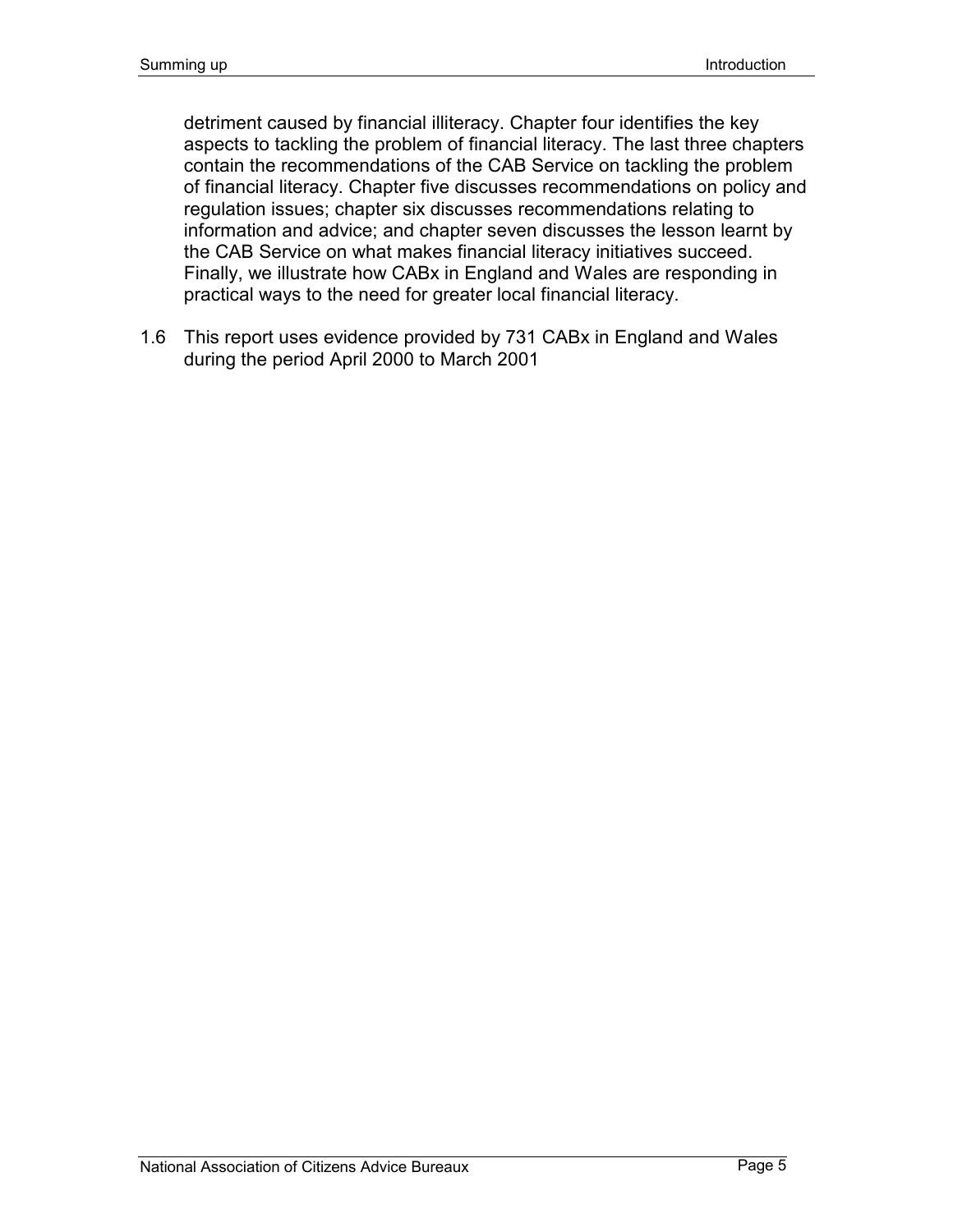detriment caused by financial illiteracy. Chapter four identifies the key aspects to tackling the problem of financial literacy. The last three chapters contain the recommendations of the CAB Service on tackling the problem of financial literacy. Chapter five discusses recommendations on policy and regulation issues; chapter six discusses recommendations relating to information and advice; and chapter seven discusses the lesson learnt by the CAB Service on what makes financial literacy initiatives succeed. Finally, we illustrate how CABx in England and Wales are responding in practical ways to the need for greater local financial literacy.

1.6 This report uses evidence provided by 731 CABx in England and Wales during the period April 2000 to March 2001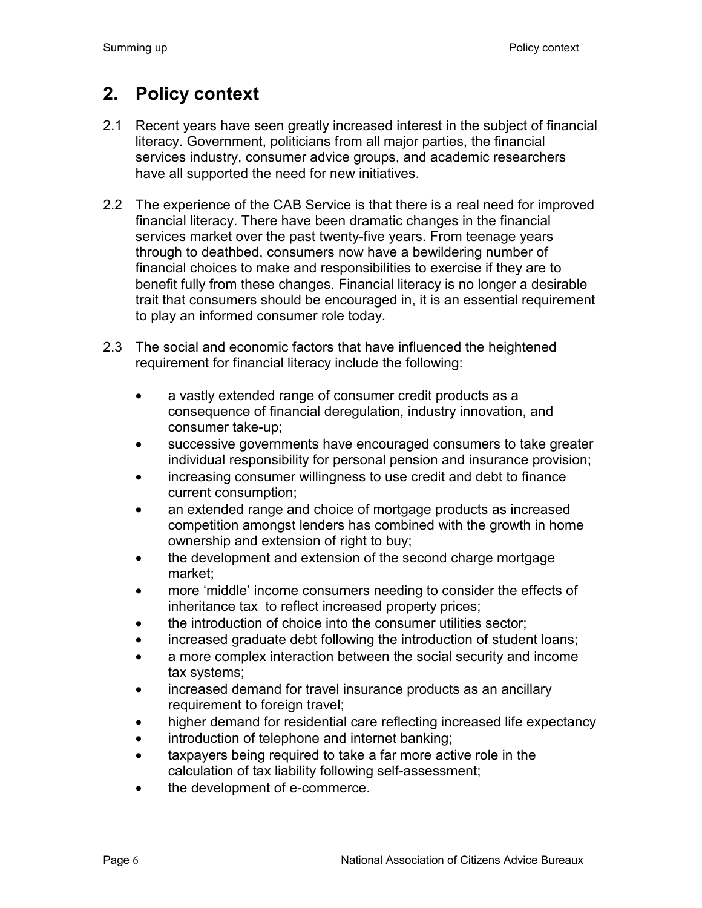## 2. Policy context

2.1 Recent years have seen greatly increased interest in the subject of financial literacy. Government, politicians from all major parties, the financial services industry, consumer advice groups, and academic researchers have all supported the need for new initiatives.

2.2 The experience of the CAB Service is that there is a real need for improved financial literacy. There have been dramatic changes in the financial services market over the past twenty-five years. From teenage years through to deathbed, consumers now have a bewildering number of financial choices to make and responsibilities to exercise if they are to benefit fully from these changes. Financial literacy is no longer a desirable trait that consumers should be encouraged in, it is an essential requirement to play an informed consumer role today.

2.3 The social and economic factors that have influenced the heightened requirement for financial literacy include the following:

- a vastly extended range of consumer credit products as a consequence of financial deregulation, industry innovation, and consumer take-up;
- successive governments have encouraged consumers to take greater individual responsibility for personal pension and insurance provision;
- increasing consumer willingness to use credit and debt to finance current consumption;
- an extended range and choice of mortgage products as increased competition amongst lenders has combined with the growth in home ownership and extension of right to buy;
- the development and extension of the second charge mortgage market;
- more 'middle' income consumers needing to consider the effects of inheritance tax to reflect increased property prices;
- the introduction of choice into the consumer utilities sector;
- increased graduate debt following the introduction of student loans;
- a more complex interaction between the social security and income tax systems;
- increased demand for travel insurance products as an ancillary requirement to foreign travel;
- higher demand for residential care reflecting increased life expectancy
- introduction of telephone and internet banking;
- taxpayers being required to take a far more active role in the calculation of tax liability following self-assessment;
- the development of e-commerce.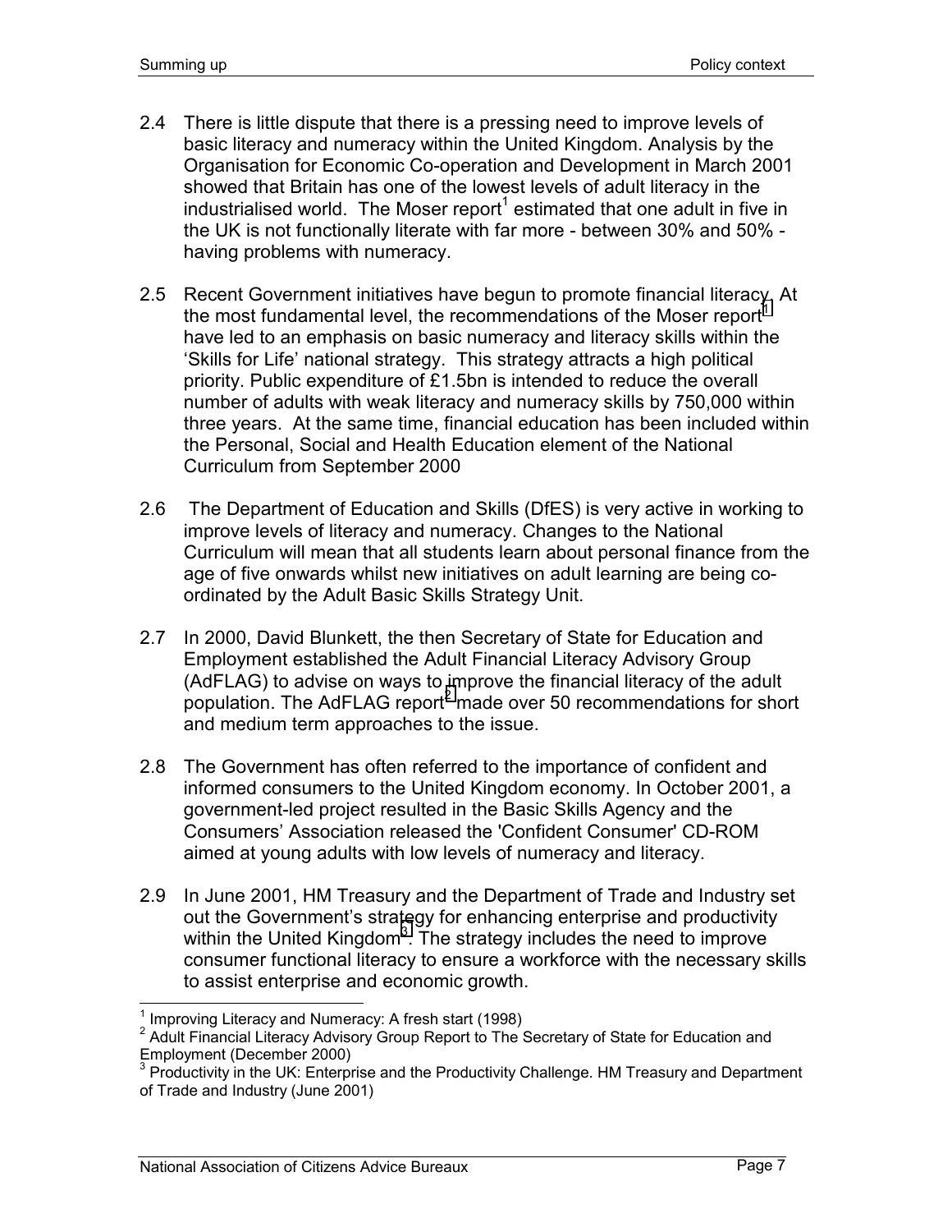2.4 There is little dispute that there is a pressing need to improve levels of basic literacy and numeracy within the United Kingdom. Analysis by the Organisation for Economic Co-operation and Development in March 2001 showed that Britain has one of the lowest levels of adult literacy in the industrialised world. The Moser report[1] estimated that one adult in five in the UK is not functionally literate with far more - between 30% and 50% - having problems with numeracy.

2.5 Recent Government initiatives have begun to promote financial literacy. At the most fundamental level, the recommendations of the Moser report[1] have led to an emphasis on basic numeracy and literacy skills within the 'Skills for Life' national strategy. This strategy attracts a high political priority. Public expenditure of £1.5bn is intended to reduce the overall number of adults with weak literacy and numeracy skills by 750,000 within three years. At the same time, financial education has been included within the Personal, Social and Health Education element of the National Curriculum from September 2000

2.6 The Department of Education and Skills (DfES) is very active in working to improve levels of literacy and numeracy. Changes to the National Curriculum will mean that all students learn about personal finance from the age of five onwards whilst new initiatives on adult learning are being co-ordinated by the Adult Basic Skills Strategy Unit.

2.7 In 2000, David Blunkett, the then Secretary of State for Education and Employment established the Adult Financial Literacy Advisory Group (AdFLAG) to advise on ways to improve the financial literacy of the adult population. The AdFLAG report[2] made over 50 recommendations for short and medium term approaches to the issue.

2.8 The Government has often referred to the importance of confident and informed consumers to the United Kingdom economy. In October 2001, a government-led project resulted in the Basic Skills Agency and the Consumers' Association released the 'Confident Consumer' CD-ROM aimed at young adults with low levels of numeracy and literacy.

2.9 In June 2001, HM Treasury and the Department of Trade and Industry set out the Government's strategy for enhancing enterprise and productivity within the United Kingdom[3]. The strategy includes the need to improve consumer functional literacy to ensure a workforce with the necessary skills to assist enterprise and economic growth.

---

[1] Improving Literacy and Numeracy: A fresh start (1998)

[2] Adult Financial Literacy Advisory Group Report to The Secretary of State for Education and Employment (December 2000)

[3] Productivity in the UK: Enterprise and the Productivity Challenge. HM Treasury and Department of Trade and Industry (June 2001)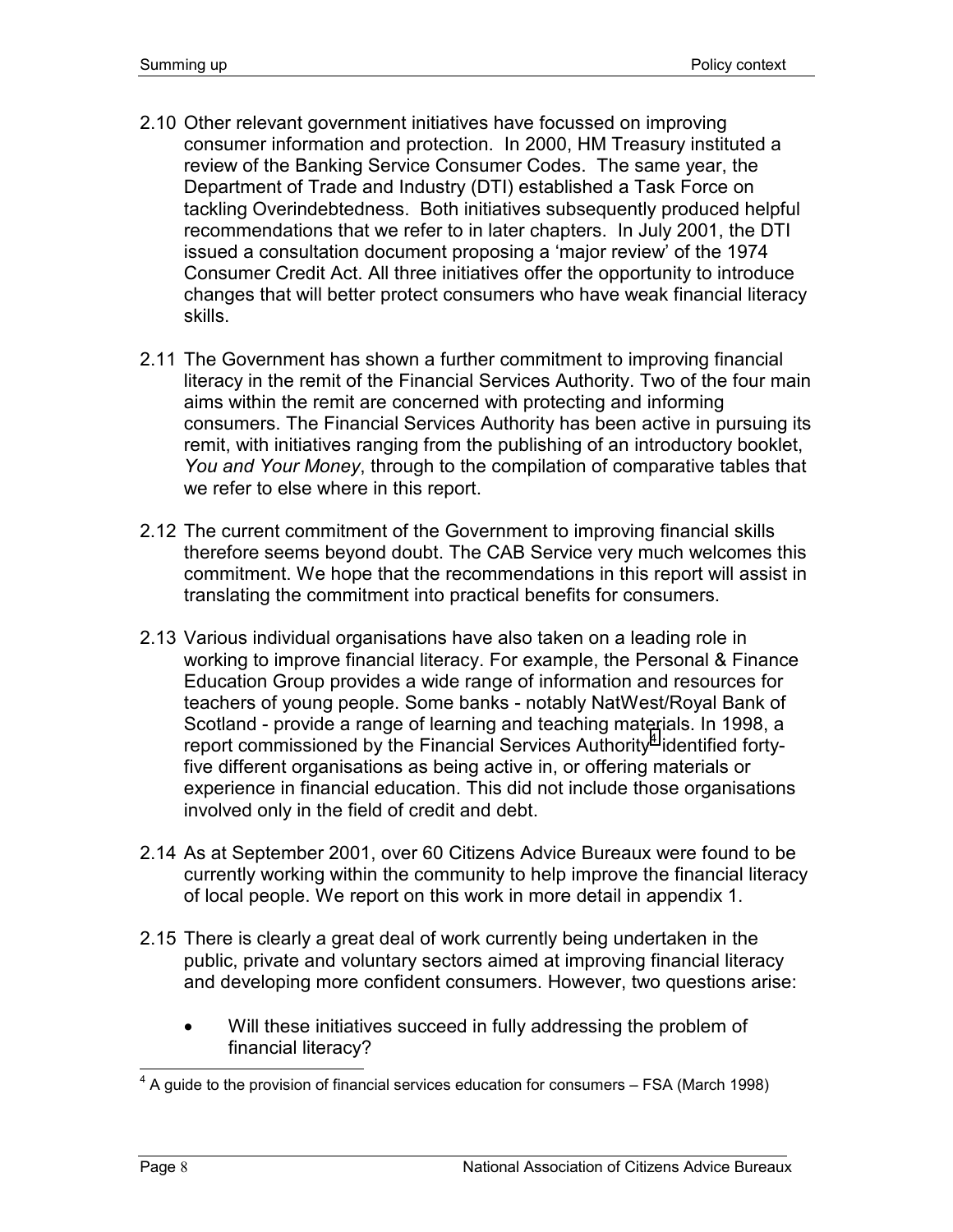2.10 Other relevant government initiatives have focussed on improving consumer information and protection. In 2000, HM Treasury instituted a review of the Banking Service Consumer Codes. The same year, the Department of Trade and Industry (DTI) established a Task Force on tackling Overindebtedness. Both initiatives subsequently produced helpful recommendations that we refer to in later chapters. In July 2001, the DTI issued a consultation document proposing a 'major review' of the 1974 Consumer Credit Act. All three initiatives offer the opportunity to introduce changes that will better protect consumers who have weak financial literacy skills.

2.11 The Government has shown a further commitment to improving financial literacy in the remit of the Financial Services Authority. Two of the four main aims within the remit are concerned with protecting and informing consumers. The Financial Services Authority has been active in pursuing its remit, with initiatives ranging from the publishing of an introductory booklet, *You and Your Money*, through to the compilation of comparative tables that we refer to else where in this report.

2.12 The current commitment of the Government to improving financial skills therefore seems beyond doubt. The CAB Service very much welcomes this commitment. We hope that the recommendations in this report will assist in translating the commitment into practical benefits for consumers.

2.13 Various individual organisations have also taken on a leading role in working to improve financial literacy. For example, the Personal & Finance Education Group provides a wide range of information and resources for teachers of young people. Some banks - notably NatWest/Royal Bank of Scotland - provide a range of learning and teaching materials. In 1998, a report commissioned by the Financial Services Authority[4] identified forty-five different organisations as being active in, or offering materials or experience in financial education. This did not include those organisations involved only in the field of credit and debt.

2.14 As at September 2001, over 60 Citizens Advice Bureaux were found to be currently working within the community to help improve the financial literacy of local people. We report on this work in more detail in appendix 1.

2.15 There is clearly a great deal of work currently being undertaken in the public, private and voluntary sectors aimed at improving financial literacy and developing more confident consumers. However, two questions arise:

- Will these initiatives succeed in fully addressing the problem of financial literacy?

[4] A guide to the provision of financial services education for consumers – FSA (March 1998)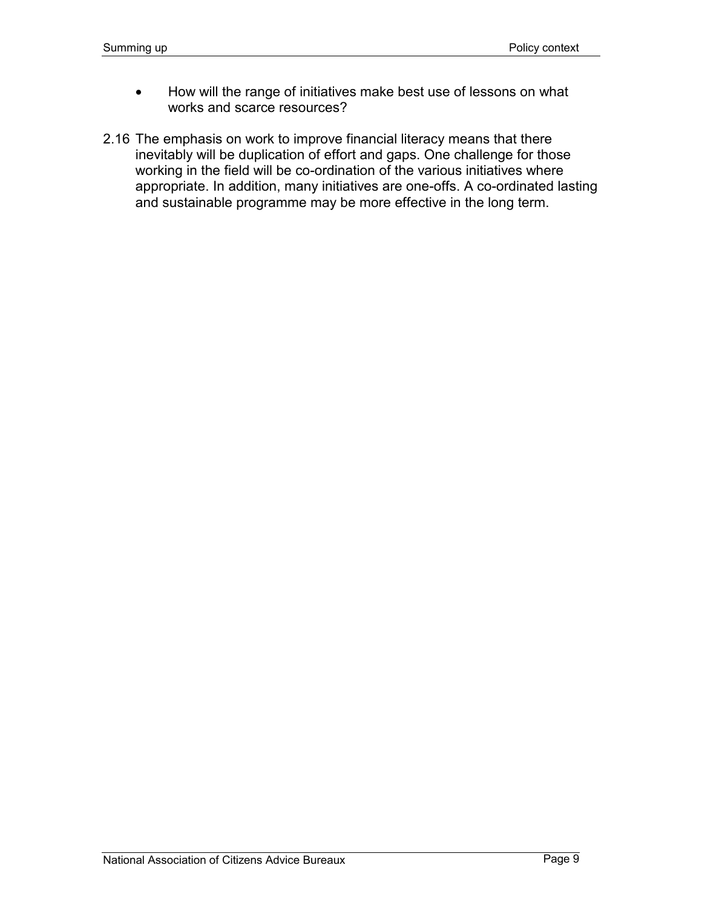- How will the range of initiatives make best use of lessons on what works and scarce resources?

2.16 The emphasis on work to improve financial literacy means that there inevitably will be duplication of effort and gaps. One challenge for those working in the field will be co-ordination of the various initiatives where appropriate. In addition, many initiatives are one-offs. A co-ordinated lasting and sustainable programme may be more effective in the long term.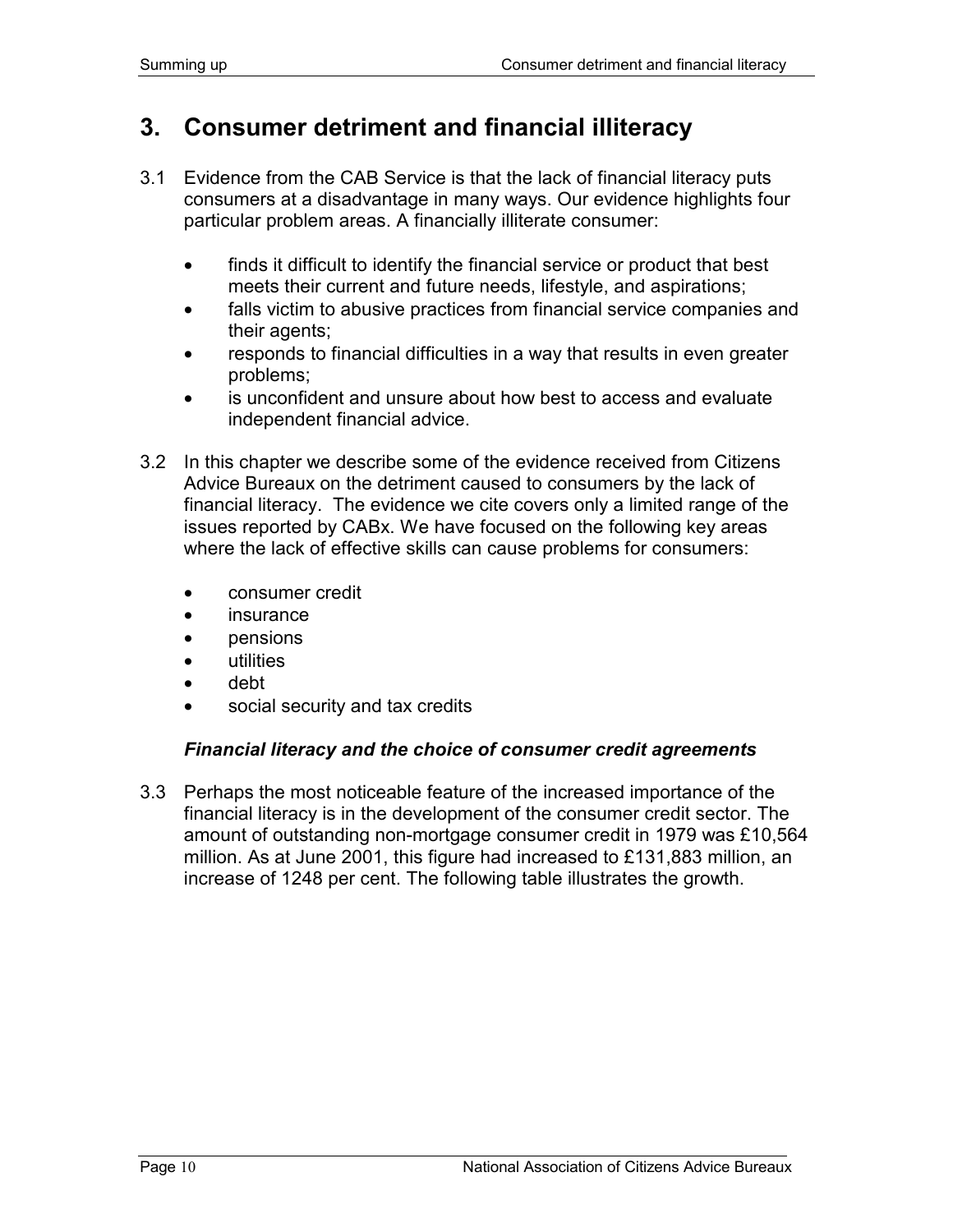# 3. Consumer detriment and financial illiteracy

3.1 Evidence from the CAB Service is that the lack of financial literacy puts consumers at a disadvantage in many ways. Our evidence highlights four particular problem areas. A financially illiterate consumer:

- finds it difficult to identify the financial service or product that best meets their current and future needs, lifestyle, and aspirations;
- falls victim to abusive practices from financial service companies and their agents;
- responds to financial difficulties in a way that results in even greater problems;
- is unconfident and unsure about how best to access and evaluate independent financial advice.

3.2 In this chapter we describe some of the evidence received from Citizens Advice Bureaux on the detriment caused to consumers by the lack of financial literacy. The evidence we cite covers only a limited range of the issues reported by CABx. We have focused on the following key areas where the lack of effective skills can cause problems for consumers:

- consumer credit
- insurance
- pensions
- utilities
- debt
- social security and tax credits

### *Financial literacy and the choice of consumer credit agreements*

3.3 Perhaps the most noticeable feature of the increased importance of the financial literacy is in the development of the consumer credit sector. The amount of outstanding non-mortgage consumer credit in 1979 was £10,564 million. As at June 2001, this figure had increased to £131,883 million, an increase of 1248 per cent. The following table illustrates the growth.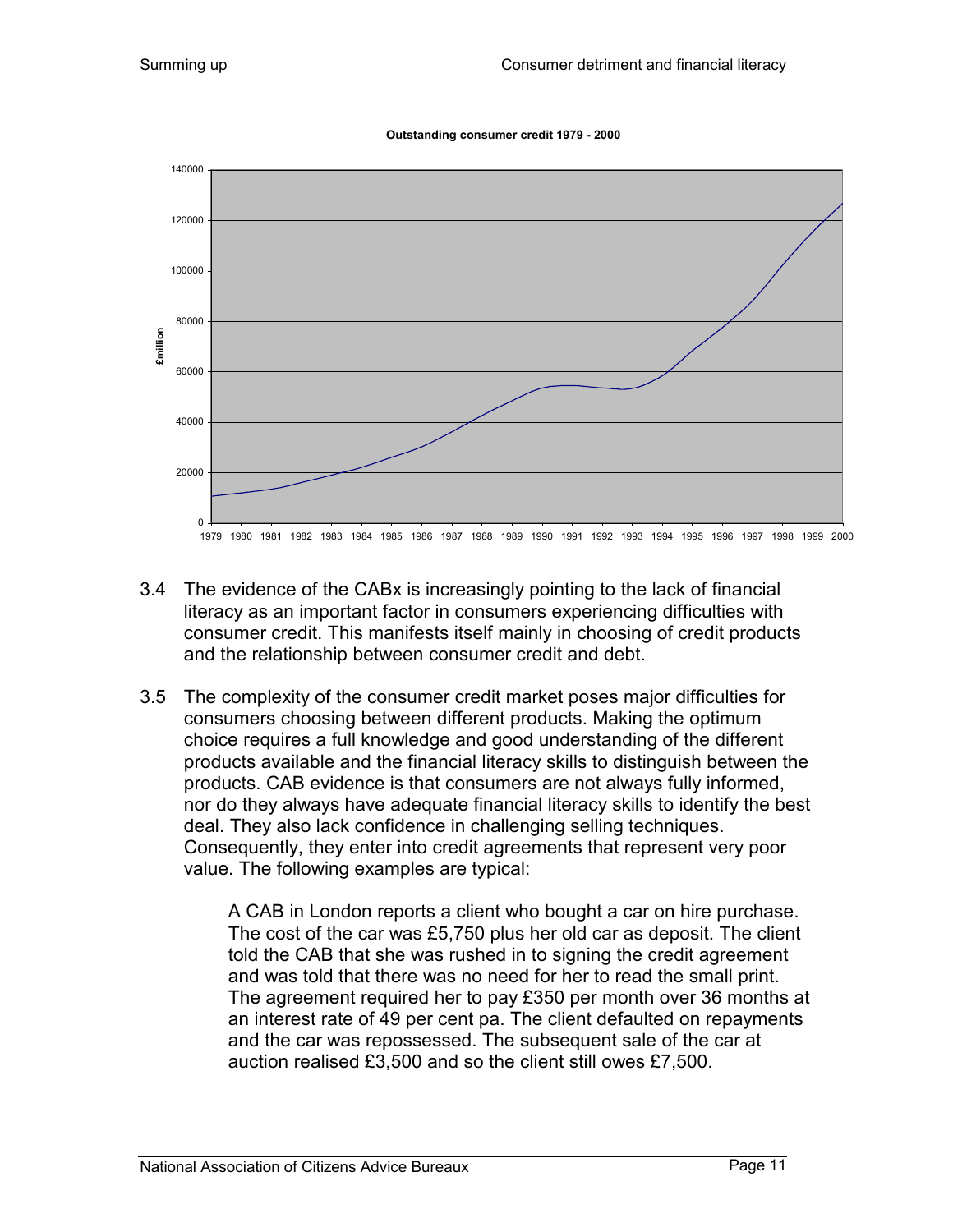**Outstanding consumer credit 1979 - 2000**

3.4 The evidence of the CABx is increasingly pointing to the lack of financial literacy as an important factor in consumers experiencing difficulties with consumer credit. This manifests itself mainly in choosing of credit products and the relationship between consumer credit and debt.

3.5 The complexity of the consumer credit market poses major difficulties for consumers choosing between different products. Making the optimum choice requires a full knowledge and good understanding of the different products available and the financial literacy skills to distinguish between the products. CAB evidence is that consumers are not always fully informed, nor do they always have adequate financial literacy skills to identify the best deal. They also lack confidence in challenging selling techniques. Consequently, they enter into credit agreements that represent very poor value. The following examples are typical:

> A CAB in London reports a client who bought a car on hire purchase. The cost of the car was £5,750 plus her old car as deposit. The client told the CAB that she was rushed in to signing the credit agreement and was told that there was no need for her to read the small print. The agreement required her to pay £350 per month over 36 months at an interest rate of 49 per cent pa. The client defaulted on repayments and the car was repossessed. The subsequent sale of the car at auction realised £3,500 and so the client still owes £7,500.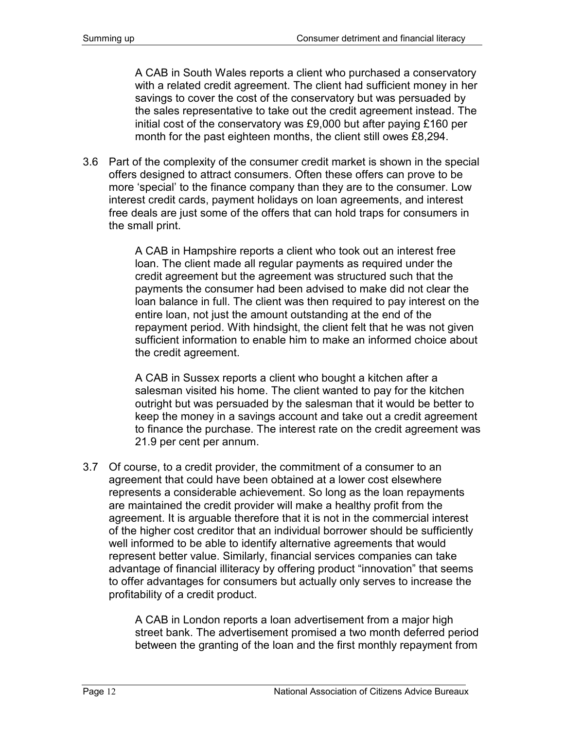> A CAB in South Wales reports a client who purchased a conservatory with a related credit agreement. The client had sufficient money in her savings to cover the cost of the conservatory but was persuaded by the sales representative to take out the credit agreement instead. The initial cost of the conservatory was £9,000 but after paying £160 per month for the past eighteen months, the client still owes £8,294.

3.6 Part of the complexity of the consumer credit market is shown in the special offers designed to attract consumers. Often these offers can prove to be more 'special' to the finance company than they are to the consumer. Low interest credit cards, payment holidays on loan agreements, and interest free deals are just some of the offers that can hold traps for consumers in the small print.

> A CAB in Hampshire reports a client who took out an interest free loan. The client made all regular payments as required under the credit agreement but the agreement was structured such that the payments the consumer had been advised to make did not clear the loan balance in full. The client was then required to pay interest on the entire loan, not just the amount outstanding at the end of the repayment period. With hindsight, the client felt that he was not given sufficient information to enable him to make an informed choice about the credit agreement.

> A CAB in Sussex reports a client who bought a kitchen after a salesman visited his home. The client wanted to pay for the kitchen outright but was persuaded by the salesman that it would be better to keep the money in a savings account and take out a credit agreement to finance the purchase. The interest rate on the credit agreement was 21.9 per cent per annum.

3.7 Of course, to a credit provider, the commitment of a consumer to an agreement that could have been obtained at a lower cost elsewhere represents a considerable achievement. So long as the loan repayments are maintained the credit provider will make a healthy profit from the agreement. It is arguable therefore that it is not in the commercial interest of the higher cost creditor that an individual borrower should be sufficiently well informed to be able to identify alternative agreements that would represent better value. Similarly, financial services companies can take advantage of financial illiteracy by offering product "innovation" that seems to offer advantages for consumers but actually only serves to increase the profitability of a credit product.

> A CAB in London reports a loan advertisement from a major high street bank. The advertisement promised a two month deferred period between the granting of the loan and the first monthly repayment from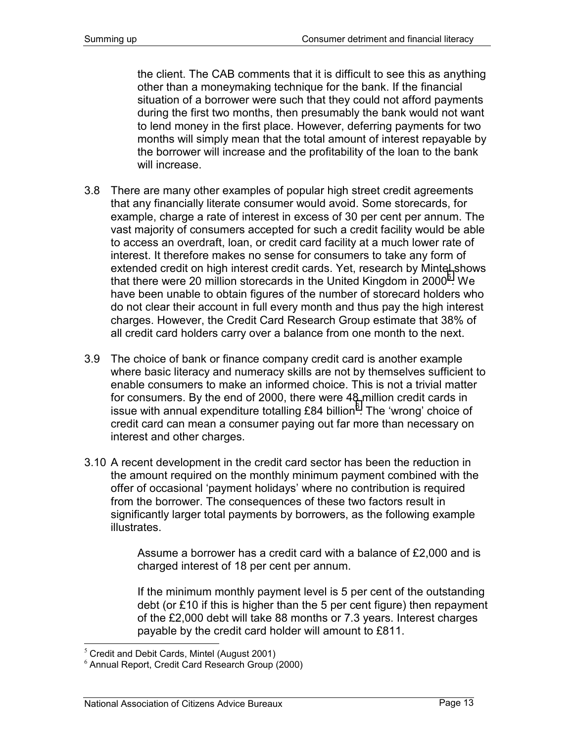the client. The CAB comments that it is difficult to see this as anything other than a moneymaking technique for the bank. If the financial situation of a borrower were such that they could not afford payments during the first two months, then presumably the bank would not want to lend money in the first place. However, deferring payments for two months will simply mean that the total amount of interest repayable by the borrower will increase and the profitability of the loan to the bank will increase.

3.8 There are many other examples of popular high street credit agreements that any financially literate consumer would avoid. Some storecards, for example, charge a rate of interest in excess of 30 per cent per annum. The vast majority of consumers accepted for such a credit facility would be able to access an overdraft, loan, or credit card facility at a much lower rate of interest. It therefore makes no sense for consumers to take any form of extended credit on high interest credit cards. Yet, research by Mintel shows that there were 20 million storecards in the United Kingdom in 2000[5]. We have been unable to obtain figures of the number of storecard holders who do not clear their account in full every month and thus pay the high interest charges. However, the Credit Card Research Group estimate that 38% of all credit card holders carry over a balance from one month to the next.

3.9 The choice of bank or finance company credit card is another example where basic literacy and numeracy skills are not by themselves sufficient to enable consumers to make an informed choice. This is not a trivial matter for consumers. By the end of 2000, there were 48 million credit cards in issue with annual expenditure totalling £84 billion[6]. The 'wrong' choice of credit card can mean a consumer paying out far more than necessary on interest and other charges.

3.10 A recent development in the credit card sector has been the reduction in the amount required on the monthly minimum payment combined with the offer of occasional 'payment holidays' where no contribution is required from the borrower. The consequences of these two factors result in significantly larger total payments by borrowers, as the following example illustrates.

> Assume a borrower has a credit card with a balance of £2,000 and is charged interest of 18 per cent per annum.
>
> If the minimum monthly payment level is 5 per cent of the outstanding debt (or £10 if this is higher than the 5 per cent figure) then repayment of the £2,000 debt will take 88 months or 7.3 years. Interest charges payable by the credit card holder will amount to £811.

[5] Credit and Debit Cards, Mintel (August 2001)

[6] Annual Report, Credit Card Research Group (2000)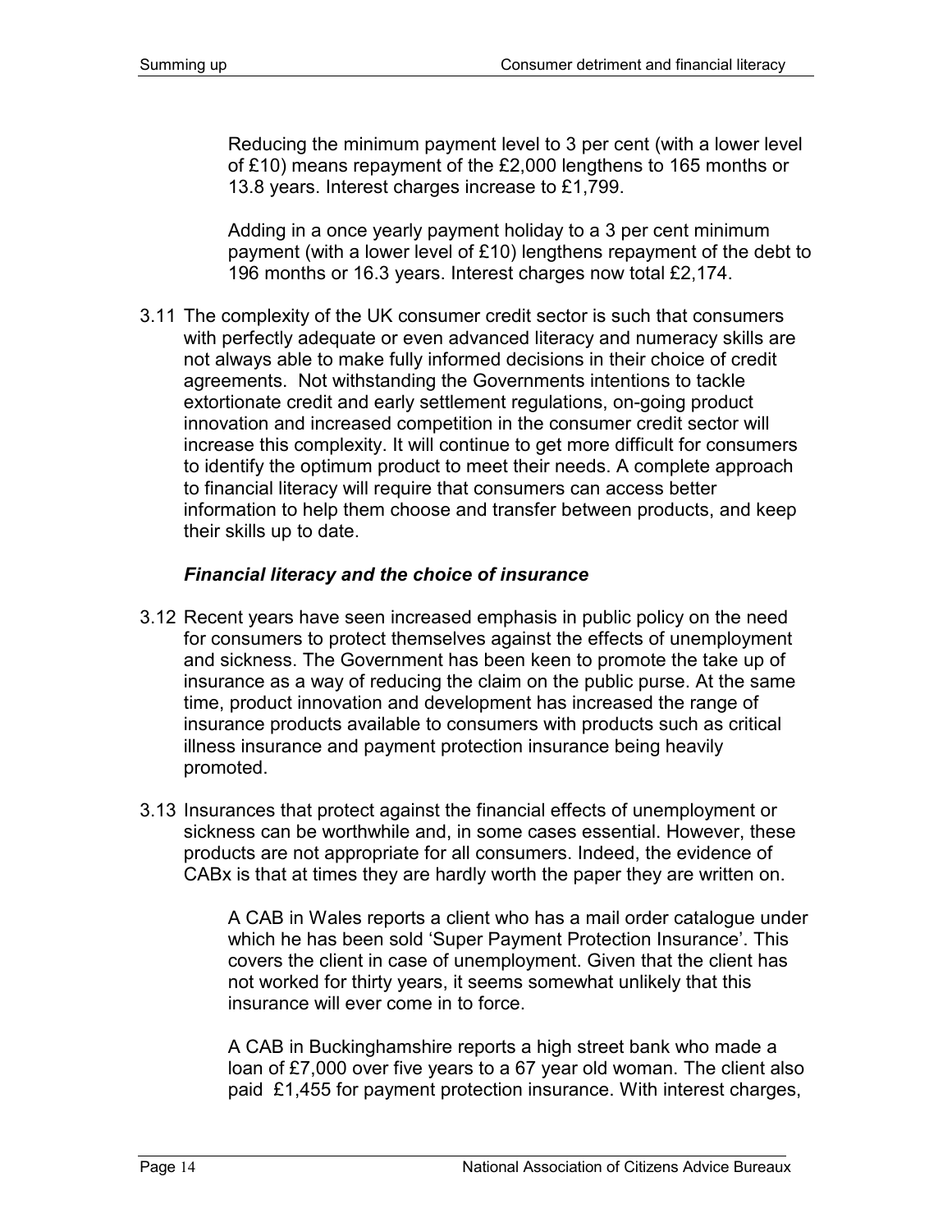Reducing the minimum payment level to 3 per cent (with a lower level of £10) means repayment of the £2,000 lengthens to 165 months or 13.8 years. Interest charges increase to £1,799.

Adding in a once yearly payment holiday to a 3 per cent minimum payment (with a lower level of £10) lengthens repayment of the debt to 196 months or 16.3 years. Interest charges now total £2,174.

3.11 The complexity of the UK consumer credit sector is such that consumers with perfectly adequate or even advanced literacy and numeracy skills are not always able to make fully informed decisions in their choice of credit agreements. Not withstanding the Governments intentions to tackle extortionate credit and early settlement regulations, on-going product innovation and increased competition in the consumer credit sector will increase this complexity. It will continue to get more difficult for consumers to identify the optimum product to meet their needs. A complete approach to financial literacy will require that consumers can access better information to help them choose and transfer between products, and keep their skills up to date.

### *Financial literacy and the choice of insurance*

3.12 Recent years have seen increased emphasis in public policy on the need for consumers to protect themselves against the effects of unemployment and sickness. The Government has been keen to promote the take up of insurance as a way of reducing the claim on the public purse. At the same time, product innovation and development has increased the range of insurance products available to consumers with products such as critical illness insurance and payment protection insurance being heavily promoted.

3.13 Insurances that protect against the financial effects of unemployment or sickness can be worthwhile and, in some cases essential. However, these products are not appropriate for all consumers. Indeed, the evidence of CABx is that at times they are hardly worth the paper they are written on.

A CAB in Wales reports a client who has a mail order catalogue under which he has been sold 'Super Payment Protection Insurance'. This covers the client in case of unemployment. Given that the client has not worked for thirty years, it seems somewhat unlikely that this insurance will ever come in to force.

A CAB in Buckinghamshire reports a high street bank who made a loan of £7,000 over five years to a 67 year old woman. The client also paid £1,455 for payment protection insurance. With interest charges,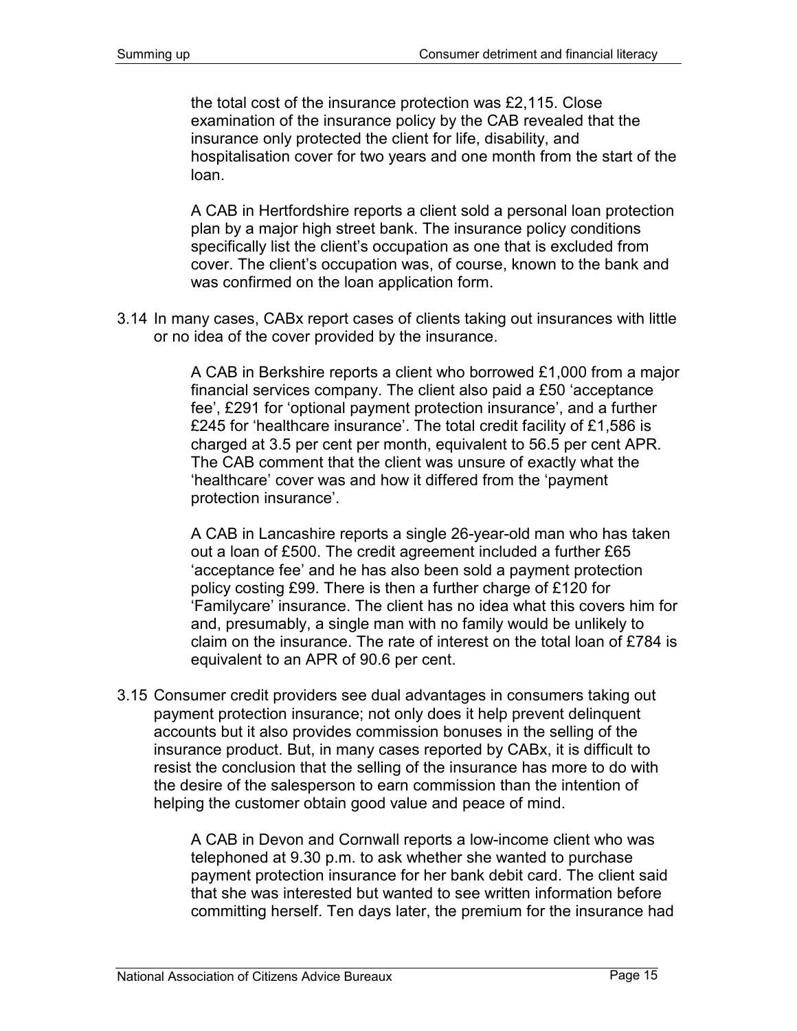the total cost of the insurance protection was £2,115. Close examination of the insurance policy by the CAB revealed that the insurance only protected the client for life, disability, and hospitalisation cover for two years and one month from the start of the loan.

> A CAB in Hertfordshire reports a client sold a personal loan protection plan by a major high street bank. The insurance policy conditions specifically list the client's occupation as one that is excluded from cover. The client's occupation was, of course, known to the bank and was confirmed on the loan application form.

3.14 In many cases, CABx report cases of clients taking out insurances with little or no idea of the cover provided by the insurance.

> A CAB in Berkshire reports a client who borrowed £1,000 from a major financial services company. The client also paid a £50 'acceptance fee', £291 for 'optional payment protection insurance', and a further £245 for 'healthcare insurance'. The total credit facility of £1,586 is charged at 3.5 per cent per month, equivalent to 56.5 per cent APR. The CAB comment that the client was unsure of exactly what the 'healthcare' cover was and how it differed from the 'payment protection insurance'.

> A CAB in Lancashire reports a single 26-year-old man who has taken out a loan of £500. The credit agreement included a further £65 'acceptance fee' and he has also been sold a payment protection policy costing £99. There is then a further charge of £120 for 'Familycare' insurance. The client has no idea what this covers him for and, presumably, a single man with no family would be unlikely to claim on the insurance. The rate of interest on the total loan of £784 is equivalent to an APR of 90.6 per cent.

3.15 Consumer credit providers see dual advantages in consumers taking out payment protection insurance; not only does it help prevent delinquent accounts but it also provides commission bonuses in the selling of the insurance product. But, in many cases reported by CABx, it is difficult to resist the conclusion that the selling of the insurance has more to do with the desire of the salesperson to earn commission than the intention of helping the customer obtain good value and peace of mind.

> A CAB in Devon and Cornwall reports a low-income client who was telephoned at 9.30 p.m. to ask whether she wanted to purchase payment protection insurance for her bank debit card. The client said that she was interested but wanted to see written information before committing herself. Ten days later, the premium for the insurance had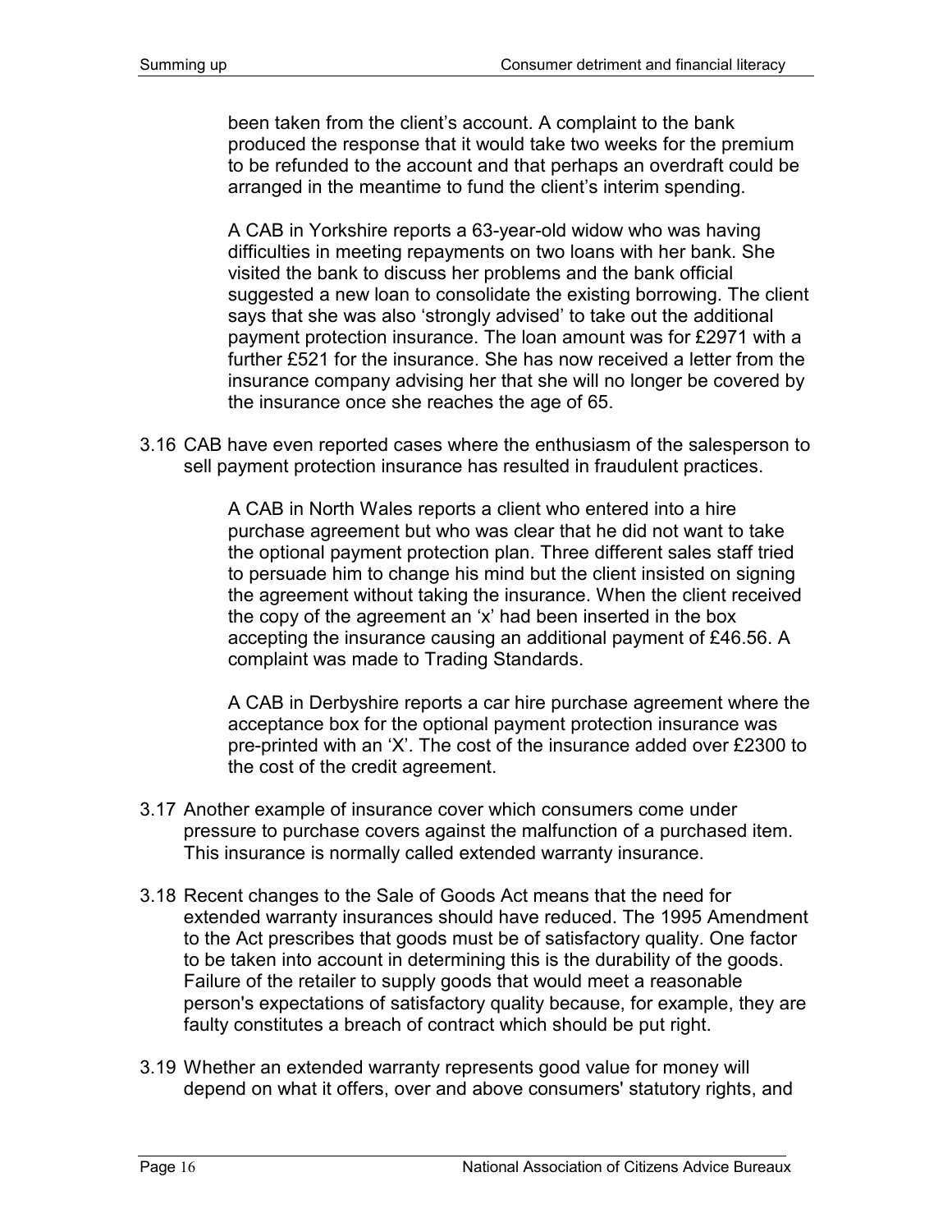been taken from the client's account. A complaint to the bank produced the response that it would take two weeks for the premium to be refunded to the account and that perhaps an overdraft could be arranged in the meantime to fund the client's interim spending.

> A CAB in Yorkshire reports a 63-year-old widow who was having difficulties in meeting repayments on two loans with her bank. She visited the bank to discuss her problems and the bank official suggested a new loan to consolidate the existing borrowing. The client says that she was also 'strongly advised' to take out the additional payment protection insurance. The loan amount was for £2971 with a further £521 for the insurance. She has now received a letter from the insurance company advising her that she will no longer be covered by the insurance once she reaches the age of 65.

3.16 CAB have even reported cases where the enthusiasm of the salesperson to sell payment protection insurance has resulted in fraudulent practices.

> A CAB in North Wales reports a client who entered into a hire purchase agreement but who was clear that he did not want to take the optional payment protection plan. Three different sales staff tried to persuade him to change his mind but the client insisted on signing the agreement without taking the insurance. When the client received the copy of the agreement an 'x' had been inserted in the box accepting the insurance causing an additional payment of £46.56. A complaint was made to Trading Standards.

> A CAB in Derbyshire reports a car hire purchase agreement where the acceptance box for the optional payment protection insurance was pre-printed with an 'X'. The cost of the insurance added over £2300 to the cost of the credit agreement.

3.17 Another example of insurance cover which consumers come under pressure to purchase covers against the malfunction of a purchased item. This insurance is normally called extended warranty insurance.

3.18 Recent changes to the Sale of Goods Act means that the need for extended warranty insurances should have reduced. The 1995 Amendment to the Act prescribes that goods must be of satisfactory quality. One factor to be taken into account in determining this is the durability of the goods. Failure of the retailer to supply goods that would meet a reasonable person's expectations of satisfactory quality because, for example, they are faulty constitutes a breach of contract which should be put right.

3.19 Whether an extended warranty represents good value for money will depend on what it offers, over and above consumers' statutory rights, and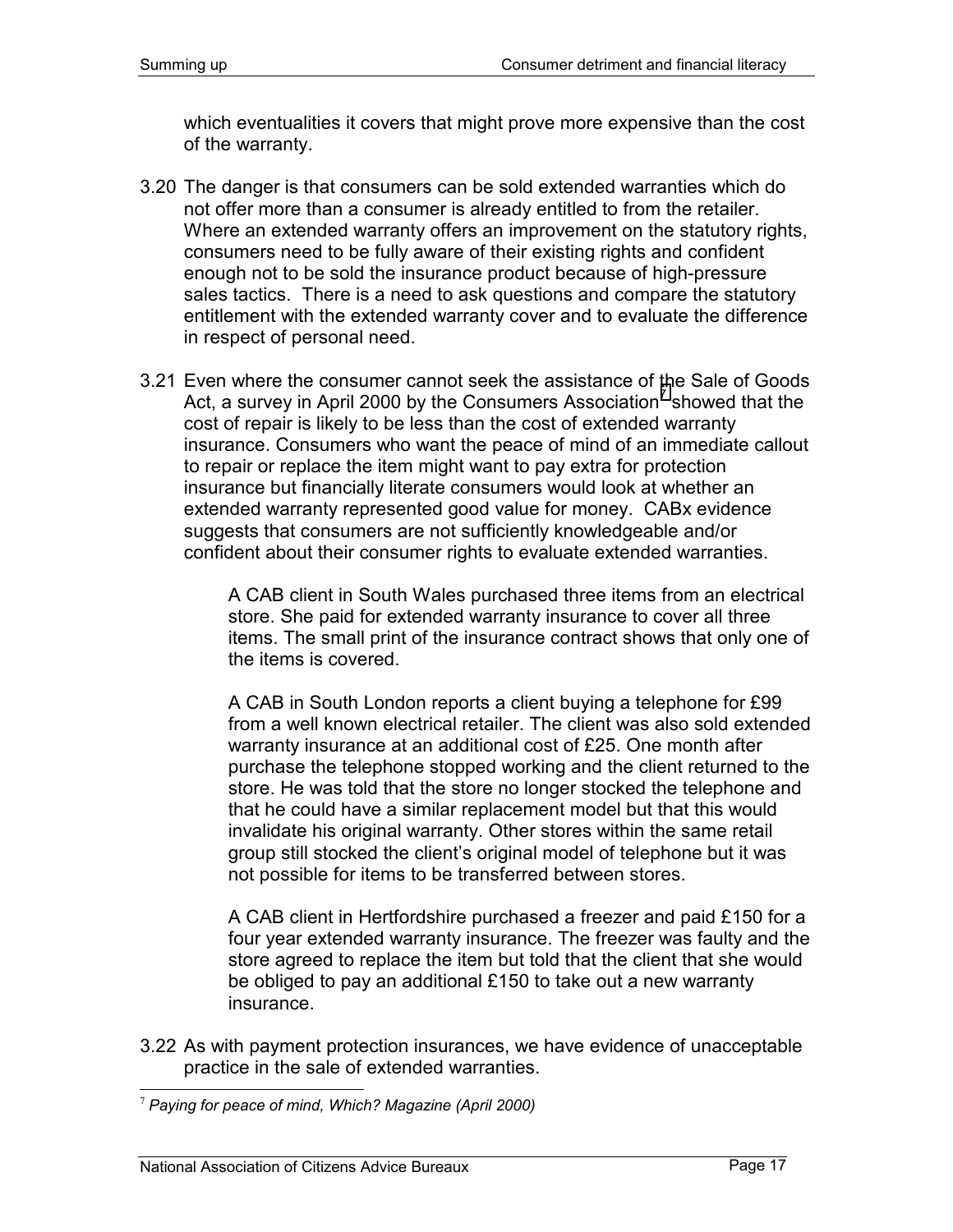which eventualities it covers that might prove more expensive than the cost of the warranty.

3.20 The danger is that consumers can be sold extended warranties which do not offer more than a consumer is already entitled to from the retailer. Where an extended warranty offers an improvement on the statutory rights, consumers need to be fully aware of their existing rights and confident enough not to be sold the insurance product because of high-pressure sales tactics. There is a need to ask questions and compare the statutory entitlement with the extended warranty cover and to evaluate the difference in respect of personal need.

3.21 Even where the consumer cannot seek the assistance of the Sale of Goods Act, a survey in April 2000 by the Consumers Association[7] showed that the cost of repair is likely to be less than the cost of extended warranty insurance. Consumers who want the peace of mind of an immediate callout to repair or replace the item might want to pay extra for protection insurance but financially literate consumers would look at whether an extended warranty represented good value for money. CABx evidence suggests that consumers are not sufficiently knowledgeable and/or confident about their consumer rights to evaluate extended warranties.

> A CAB client in South Wales purchased three items from an electrical store. She paid for extended warranty insurance to cover all three items. The small print of the insurance contract shows that only one of the items is covered.
>
> A CAB in South London reports a client buying a telephone for £99 from a well known electrical retailer. The client was also sold extended warranty insurance at an additional cost of £25. One month after purchase the telephone stopped working and the client returned to the store. He was told that the store no longer stocked the telephone and that he could have a similar replacement model but that this would invalidate his original warranty. Other stores within the same retail group still stocked the client's original model of telephone but it was not possible for items to be transferred between stores.
>
> A CAB client in Hertfordshire purchased a freezer and paid £150 for a four year extended warranty insurance. The freezer was faulty and the store agreed to replace the item but told that the client that she would be obliged to pay an additional £150 to take out a new warranty insurance.

3.22 As with payment protection insurances, we have evidence of unacceptable practice in the sale of extended warranties.

[7] *Paying for peace of mind, Which? Magazine (April 2000)*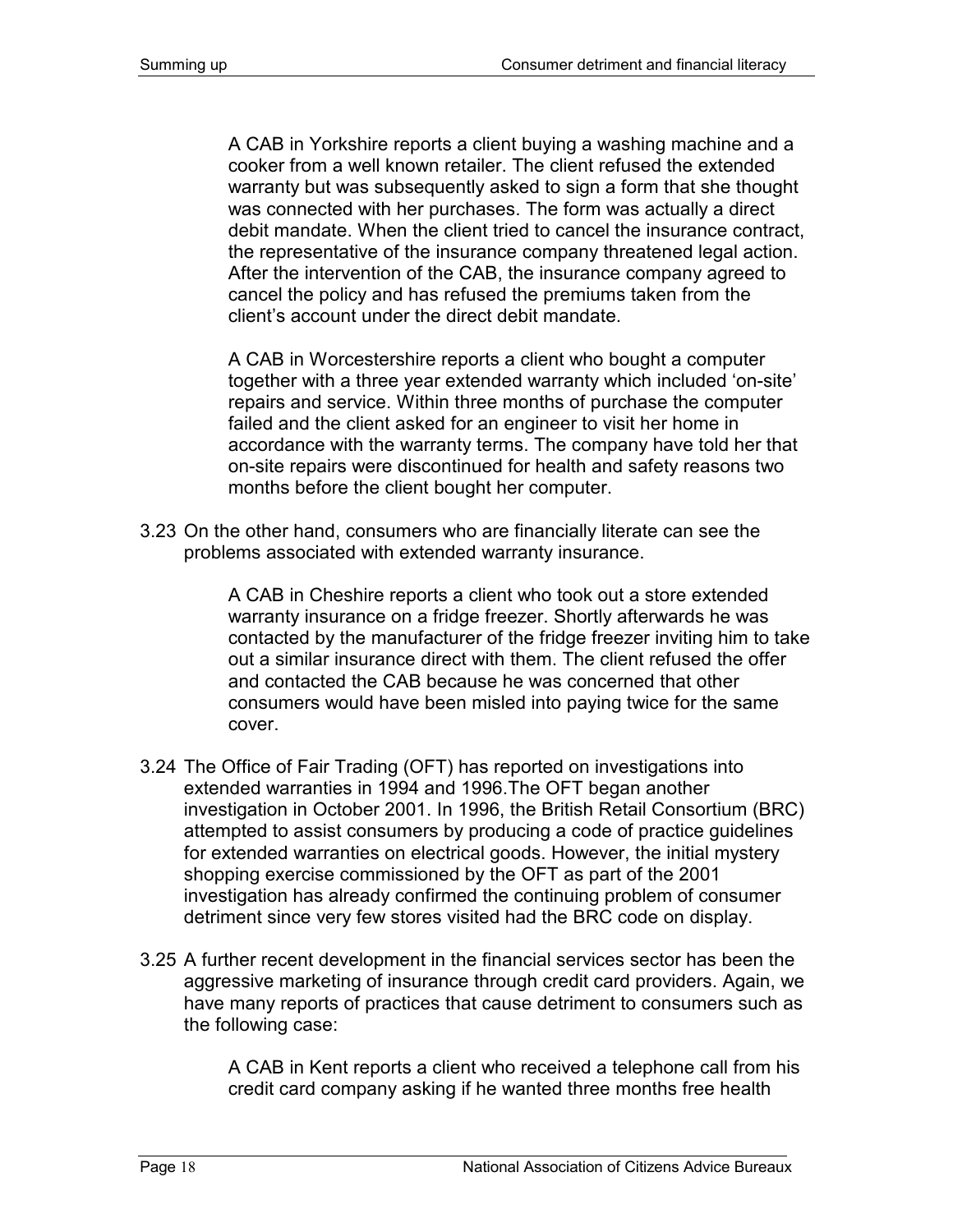> A CAB in Yorkshire reports a client buying a washing machine and a cooker from a well known retailer. The client refused the extended warranty but was subsequently asked to sign a form that she thought was connected with her purchases. The form was actually a direct debit mandate. When the client tried to cancel the insurance contract, the representative of the insurance company threatened legal action. After the intervention of the CAB, the insurance company agreed to cancel the policy and has refused the premiums taken from the client's account under the direct debit mandate.

> A CAB in Worcestershire reports a client who bought a computer together with a three year extended warranty which included 'on-site' repairs and service. Within three months of purchase the computer failed and the client asked for an engineer to visit her home in accordance with the warranty terms. The company have told her that on-site repairs were discontinued for health and safety reasons two months before the client bought her computer.

3.23 On the other hand, consumers who are financially literate can see the problems associated with extended warranty insurance.

> A CAB in Cheshire reports a client who took out a store extended warranty insurance on a fridge freezer. Shortly afterwards he was contacted by the manufacturer of the fridge freezer inviting him to take out a similar insurance direct with them. The client refused the offer and contacted the CAB because he was concerned that other consumers would have been misled into paying twice for the same cover.

3.24 The Office of Fair Trading (OFT) has reported on investigations into extended warranties in 1994 and 1996.The OFT began another investigation in October 2001. In 1996, the British Retail Consortium (BRC) attempted to assist consumers by producing a code of practice guidelines for extended warranties on electrical goods. However, the initial mystery shopping exercise commissioned by the OFT as part of the 2001 investigation has already confirmed the continuing problem of consumer detriment since very few stores visited had the BRC code on display.

3.25 A further recent development in the financial services sector has been the aggressive marketing of insurance through credit card providers. Again, we have many reports of practices that cause detriment to consumers such as the following case:

> A CAB in Kent reports a client who received a telephone call from his credit card company asking if he wanted three months free health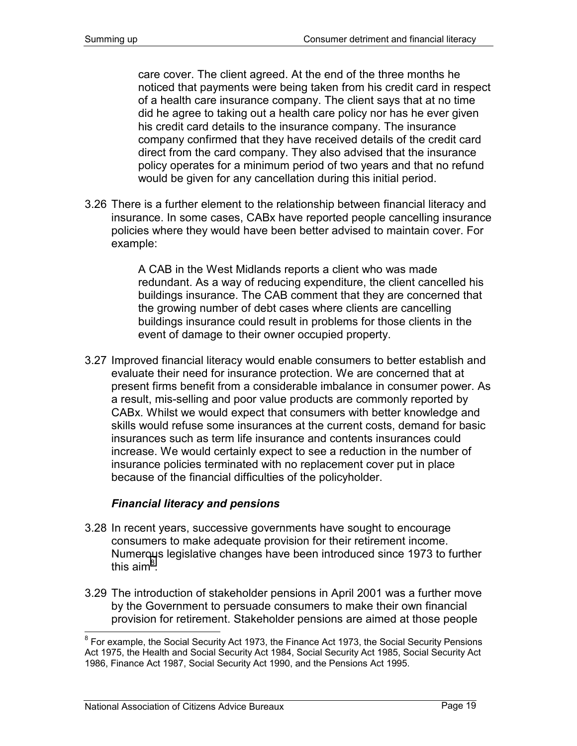care cover. The client agreed. At the end of the three months he noticed that payments were being taken from his credit card in respect of a health care insurance company. The client says that at no time did he agree to taking out a health care policy nor has he ever given his credit card details to the insurance company. The insurance company confirmed that they have received details of the credit card direct from the card company. They also advised that the insurance policy operates for a minimum period of two years and that no refund would be given for any cancellation during this initial period.

3.26 There is a further element to the relationship between financial literacy and insurance. In some cases, CABx have reported people cancelling insurance policies where they would have been better advised to maintain cover. For example:

> A CAB in the West Midlands reports a client who was made redundant. As a way of reducing expenditure, the client cancelled his buildings insurance. The CAB comment that they are concerned that the growing number of debt cases where clients are cancelling buildings insurance could result in problems for those clients in the event of damage to their owner occupied property.

3.27 Improved financial literacy would enable consumers to better establish and evaluate their need for insurance protection. We are concerned that at present firms benefit from a considerable imbalance in consumer power. As a result, mis-selling and poor value products are commonly reported by CABx. Whilst we would expect that consumers with better knowledge and skills would refuse some insurances at the current costs, demand for basic insurances such as term life insurance and contents insurances could increase. We would certainly expect to see a reduction in the number of insurance policies terminated with no replacement cover put in place because of the financial difficulties of the policyholder.

### *Financial literacy and pensions*

3.28 In recent years, successive governments have sought to encourage consumers to make adequate provision for their retirement income. Numerous legislative changes have been introduced since 1973 to further this aim[8].

3.29 The introduction of stakeholder pensions in April 2001 was a further move by the Government to persuade consumers to make their own financial provision for retirement. Stakeholder pensions are aimed at those people

[8] For example, the Social Security Act 1973, the Finance Act 1973, the Social Security Pensions Act 1975, the Health and Social Security Act 1984, Social Security Act 1985, Social Security Act 1986, Finance Act 1987, Social Security Act 1990, and the Pensions Act 1995.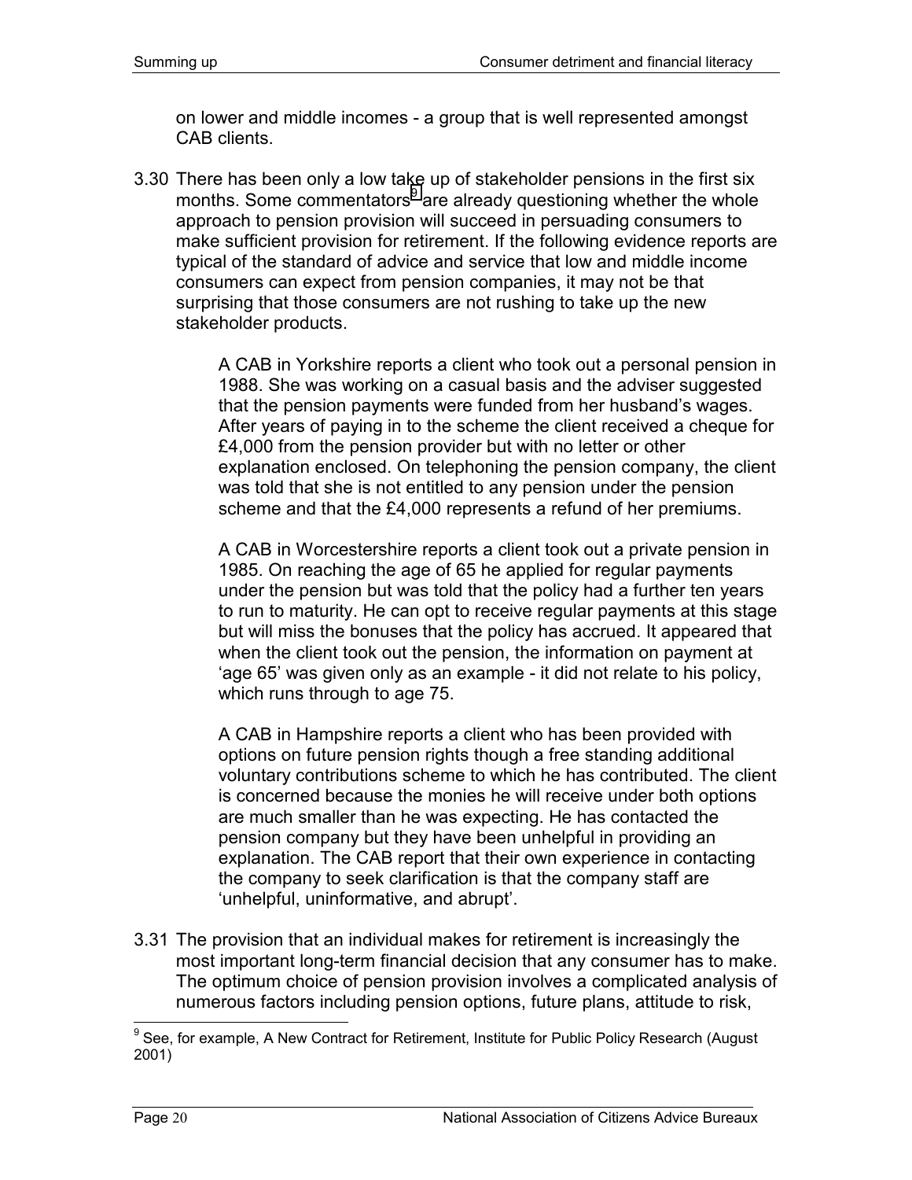on lower and middle incomes - a group that is well represented amongst CAB clients.

3.30 There has been only a low take up of stakeholder pensions in the first six months. Some commentators[9] are already questioning whether the whole approach to pension provision will succeed in persuading consumers to make sufficient provision for retirement. If the following evidence reports are typical of the standard of advice and service that low and middle income consumers can expect from pension companies, it may not be that surprising that those consumers are not rushing to take up the new stakeholder products.

> A CAB in Yorkshire reports a client who took out a personal pension in 1988. She was working on a casual basis and the adviser suggested that the pension payments were funded from her husband's wages. After years of paying in to the scheme the client received a cheque for £4,000 from the pension provider but with no letter or other explanation enclosed. On telephoning the pension company, the client was told that she is not entitled to any pension under the pension scheme and that the £4,000 represents a refund of her premiums.

> A CAB in Worcestershire reports a client took out a private pension in 1985. On reaching the age of 65 he applied for regular payments under the pension but was told that the policy had a further ten years to run to maturity. He can opt to receive regular payments at this stage but will miss the bonuses that the policy has accrued. It appeared that when the client took out the pension, the information on payment at 'age 65' was given only as an example - it did not relate to his policy, which runs through to age 75.

> A CAB in Hampshire reports a client who has been provided with options on future pension rights though a free standing additional voluntary contributions scheme to which he has contributed. The client is concerned because the monies he will receive under both options are much smaller than he was expecting. He has contacted the pension company but they have been unhelpful in providing an explanation. The CAB report that their own experience in contacting the company to seek clarification is that the company staff are 'unhelpful, uninformative, and abrupt'.

3.31 The provision that an individual makes for retirement is increasingly the most important long-term financial decision that any consumer has to make. The optimum choice of pension provision involves a complicated analysis of numerous factors including pension options, future plans, attitude to risk,

[9] See, for example, A New Contract for Retirement, Institute for Public Policy Research (August 2001)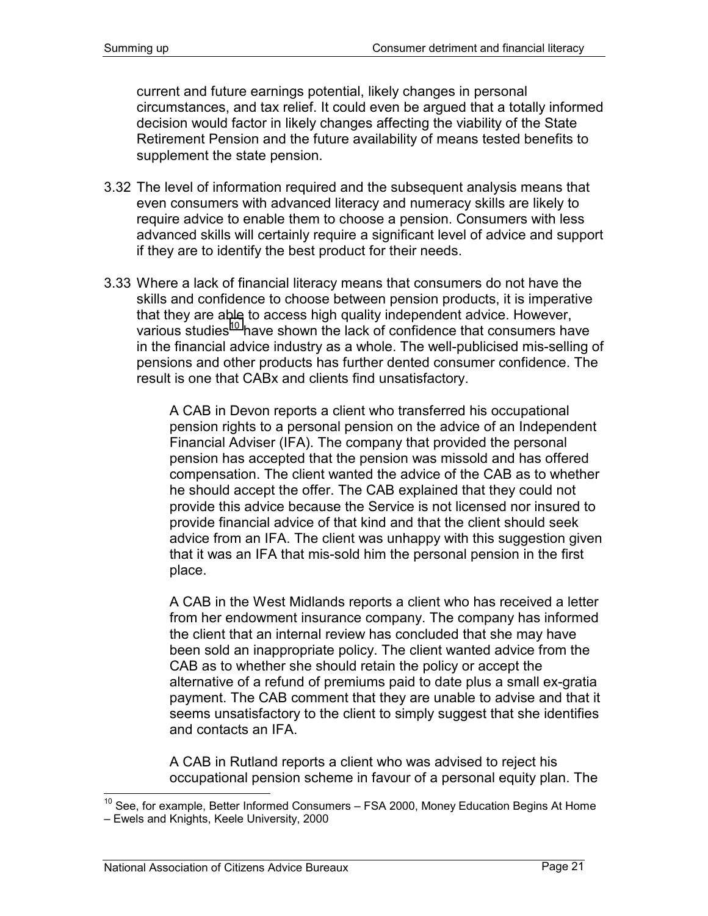current and future earnings potential, likely changes in personal circumstances, and tax relief. It could even be argued that a totally informed decision would factor in likely changes affecting the viability of the State Retirement Pension and the future availability of means tested benefits to supplement the state pension.

3.32 The level of information required and the subsequent analysis means that even consumers with advanced literacy and numeracy skills are likely to require advice to enable them to choose a pension. Consumers with less advanced skills will certainly require a significant level of advice and support if they are to identify the best product for their needs.

3.33 Where a lack of financial literacy means that consumers do not have the skills and confidence to choose between pension products, it is imperative that they are able to access high quality independent advice. However, various studies[10] have shown the lack of confidence that consumers have in the financial advice industry as a whole. The well-publicised mis-selling of pensions and other products has further dented consumer confidence. The result is one that CABx and clients find unsatisfactory.

> A CAB in Devon reports a client who transferred his occupational pension rights to a personal pension on the advice of an Independent Financial Adviser (IFA). The company that provided the personal pension has accepted that the pension was missold and has offered compensation. The client wanted the advice of the CAB as to whether he should accept the offer. The CAB explained that they could not provide this advice because the Service is not licensed nor insured to provide financial advice of that kind and that the client should seek advice from an IFA. The client was unhappy with this suggestion given that it was an IFA that mis-sold him the personal pension in the first place.
>
> A CAB in the West Midlands reports a client who has received a letter from her endowment insurance company. The company has informed the client that an internal review has concluded that she may have been sold an inappropriate policy. The client wanted advice from the CAB as to whether she should retain the policy or accept the alternative of a refund of premiums paid to date plus a small ex-gratia payment. The CAB comment that they are unable to advise and that it seems unsatisfactory to the client to simply suggest that she identifies and contacts an IFA.
>
> A CAB in Rutland reports a client who was advised to reject his occupational pension scheme in favour of a personal equity plan. The

---

[10] See, for example, Better Informed Consumers – FSA 2000, Money Education Begins At Home – Ewels and Knights, Keele University, 2000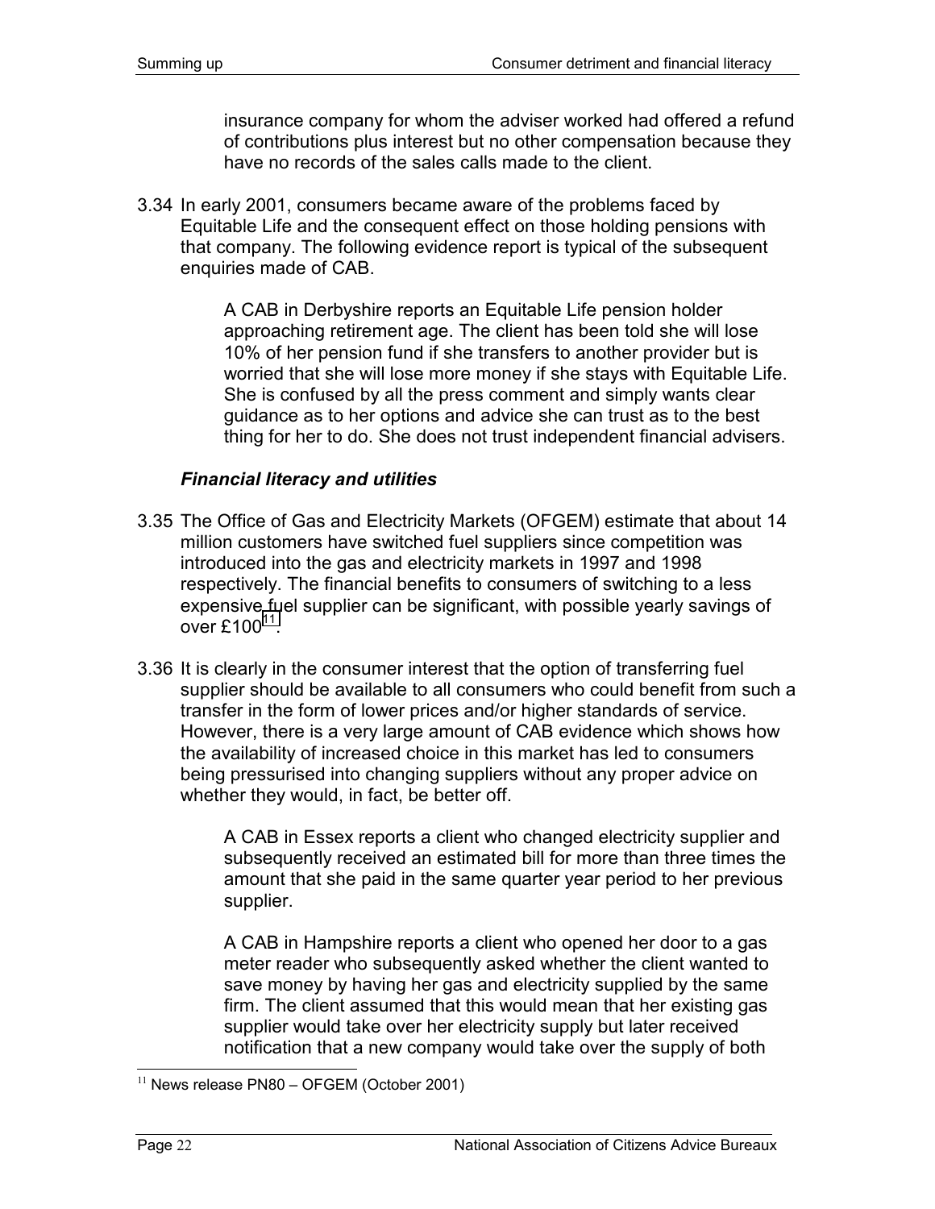insurance company for whom the adviser worked had offered a refund of contributions plus interest but no other compensation because they have no records of the sales calls made to the client.

3.34 In early 2001, consumers became aware of the problems faced by Equitable Life and the consequent effect on those holding pensions with that company. The following evidence report is typical of the subsequent enquiries made of CAB.

> A CAB in Derbyshire reports an Equitable Life pension holder approaching retirement age. The client has been told she will lose 10% of her pension fund if she transfers to another provider but is worried that she will lose more money if she stays with Equitable Life. She is confused by all the press comment and simply wants clear guidance as to her options and advice she can trust as to the best thing for her to do. She does not trust independent financial advisers.

### *Financial literacy and utilities*

3.35 The Office of Gas and Electricity Markets (OFGEM) estimate that about 14 million customers have switched fuel suppliers since competition was introduced into the gas and electricity markets in 1997 and 1998 respectively. The financial benefits to consumers of switching to a less expensive fuel supplier can be significant, with possible yearly savings of over £100[11].

3.36 It is clearly in the consumer interest that the option of transferring fuel supplier should be available to all consumers who could benefit from such a transfer in the form of lower prices and/or higher standards of service. However, there is a very large amount of CAB evidence which shows how the availability of increased choice in this market has led to consumers being pressurised into changing suppliers without any proper advice on whether they would, in fact, be better off.

> A CAB in Essex reports a client who changed electricity supplier and subsequently received an estimated bill for more than three times the amount that she paid in the same quarter year period to her previous supplier.

> A CAB in Hampshire reports a client who opened her door to a gas meter reader who subsequently asked whether the client wanted to save money by having her gas and electricity supplied by the same firm. The client assumed that this would mean that her existing gas supplier would take over her electricity supply but later received notification that a new company would take over the supply of both

---

[11] News release PN80 – OFGEM (October 2001)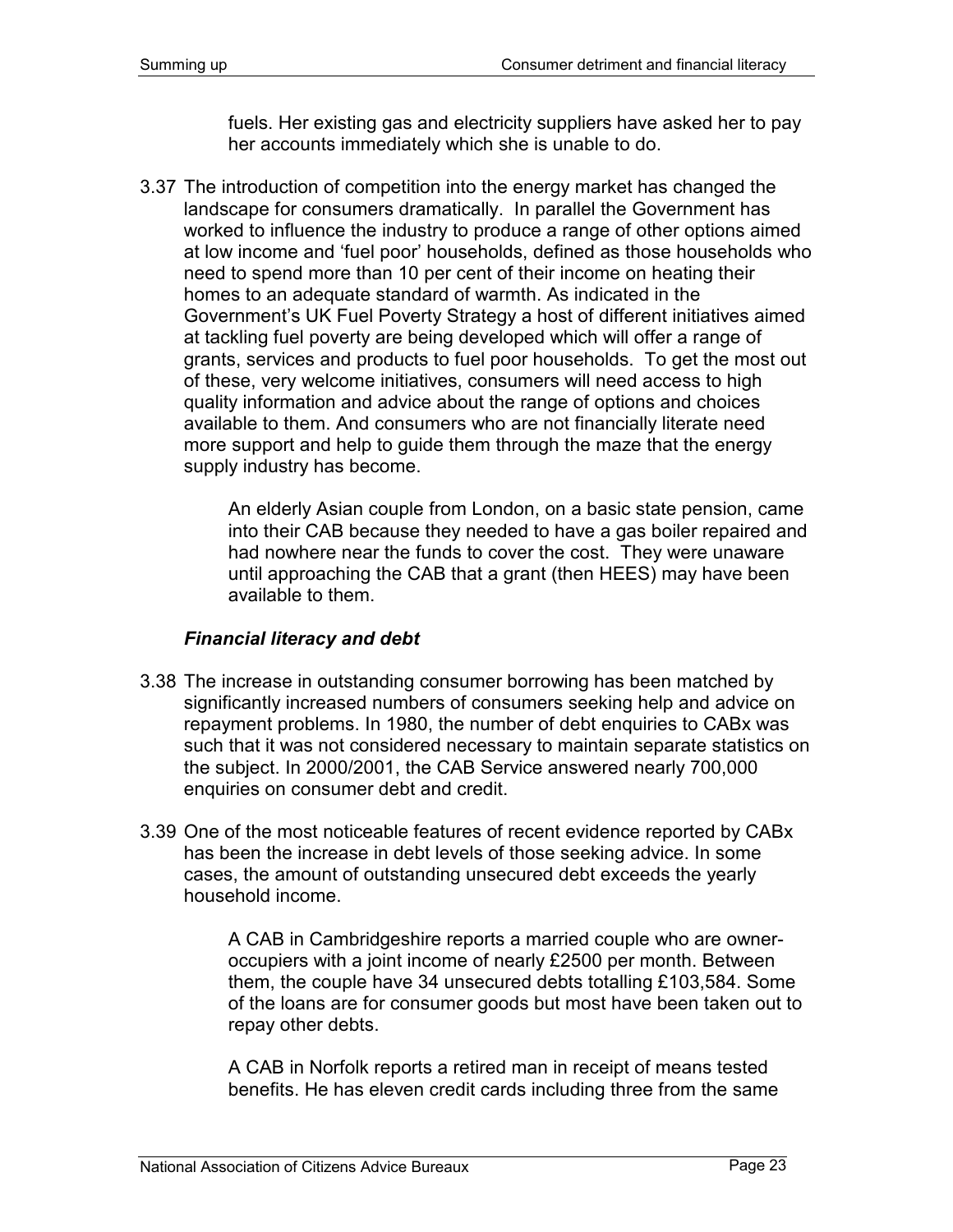fuels. Her existing gas and electricity suppliers have asked her to pay her accounts immediately which she is unable to do.

3.37 The introduction of competition into the energy market has changed the landscape for consumers dramatically. In parallel the Government has worked to influence the industry to produce a range of other options aimed at low income and 'fuel poor' households, defined as those households who need to spend more than 10 per cent of their income on heating their homes to an adequate standard of warmth. As indicated in the Government's UK Fuel Poverty Strategy a host of different initiatives aimed at tackling fuel poverty are being developed which will offer a range of grants, services and products to fuel poor households. To get the most out of these, very welcome initiatives, consumers will need access to high quality information and advice about the range of options and choices available to them. And consumers who are not financially literate need more support and help to guide them through the maze that the energy supply industry has become.

> An elderly Asian couple from London, on a basic state pension, came into their CAB because they needed to have a gas boiler repaired and had nowhere near the funds to cover the cost. They were unaware until approaching the CAB that a grant (then HEES) may have been available to them.

### *Financial literacy and debt*

3.38 The increase in outstanding consumer borrowing has been matched by significantly increased numbers of consumers seeking help and advice on repayment problems. In 1980, the number of debt enquiries to CABx was such that it was not considered necessary to maintain separate statistics on the subject. In 2000/2001, the CAB Service answered nearly 700,000 enquiries on consumer debt and credit.

3.39 One of the most noticeable features of recent evidence reported by CABx has been the increase in debt levels of those seeking advice. In some cases, the amount of outstanding unsecured debt exceeds the yearly household income.

> A CAB in Cambridgeshire reports a married couple who are owner-occupiers with a joint income of nearly £2500 per month. Between them, the couple have 34 unsecured debts totalling £103,584. Some of the loans are for consumer goods but most have been taken out to repay other debts.

> A CAB in Norfolk reports a retired man in receipt of means tested benefits. He has eleven credit cards including three from the same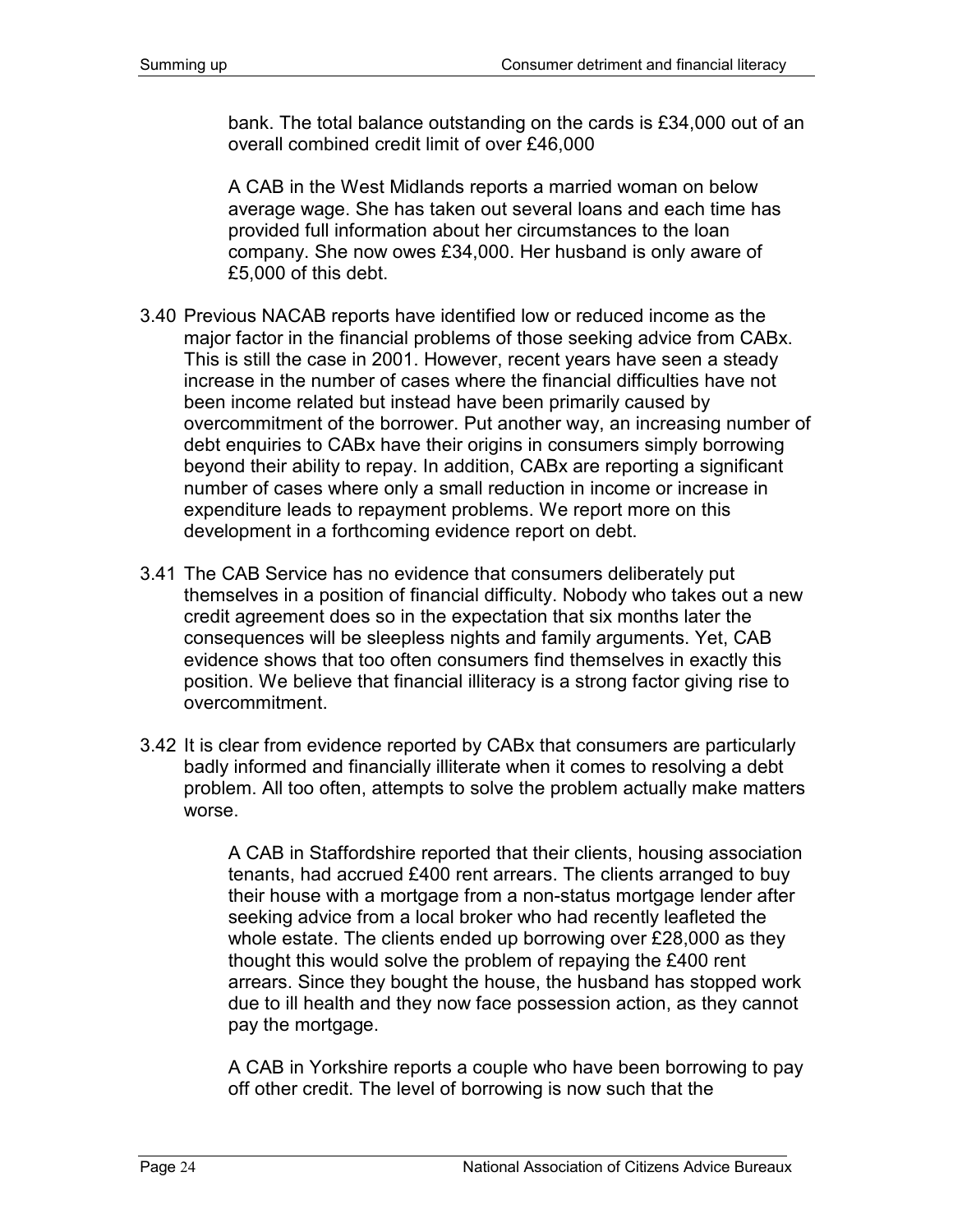bank. The total balance outstanding on the cards is £34,000 out of an overall combined credit limit of over £46,000

> A CAB in the West Midlands reports a married woman on below average wage. She has taken out several loans and each time has provided full information about her circumstances to the loan company. She now owes £34,000. Her husband is only aware of £5,000 of this debt.

3.40 Previous NACAB reports have identified low or reduced income as the major factor in the financial problems of those seeking advice from CABx. This is still the case in 2001. However, recent years have seen a steady increase in the number of cases where the financial difficulties have not been income related but instead have been primarily caused by overcommitment of the borrower. Put another way, an increasing number of debt enquiries to CABx have their origins in consumers simply borrowing beyond their ability to repay. In addition, CABx are reporting a significant number of cases where only a small reduction in income or increase in expenditure leads to repayment problems. We report more on this development in a forthcoming evidence report on debt.

3.41 The CAB Service has no evidence that consumers deliberately put themselves in a position of financial difficulty. Nobody who takes out a new credit agreement does so in the expectation that six months later the consequences will be sleepless nights and family arguments. Yet, CAB evidence shows that too often consumers find themselves in exactly this position. We believe that financial illiteracy is a strong factor giving rise to overcommitment.

3.42 It is clear from evidence reported by CABx that consumers are particularly badly informed and financially illiterate when it comes to resolving a debt problem. All too often, attempts to solve the problem actually make matters worse.

> A CAB in Staffordshire reported that their clients, housing association tenants, had accrued £400 rent arrears. The clients arranged to buy their house with a mortgage from a non-status mortgage lender after seeking advice from a local broker who had recently leafleted the whole estate. The clients ended up borrowing over £28,000 as they thought this would solve the problem of repaying the £400 rent arrears. Since they bought the house, the husband has stopped work due to ill health and they now face possession action, as they cannot pay the mortgage.

> A CAB in Yorkshire reports a couple who have been borrowing to pay off other credit. The level of borrowing is now such that the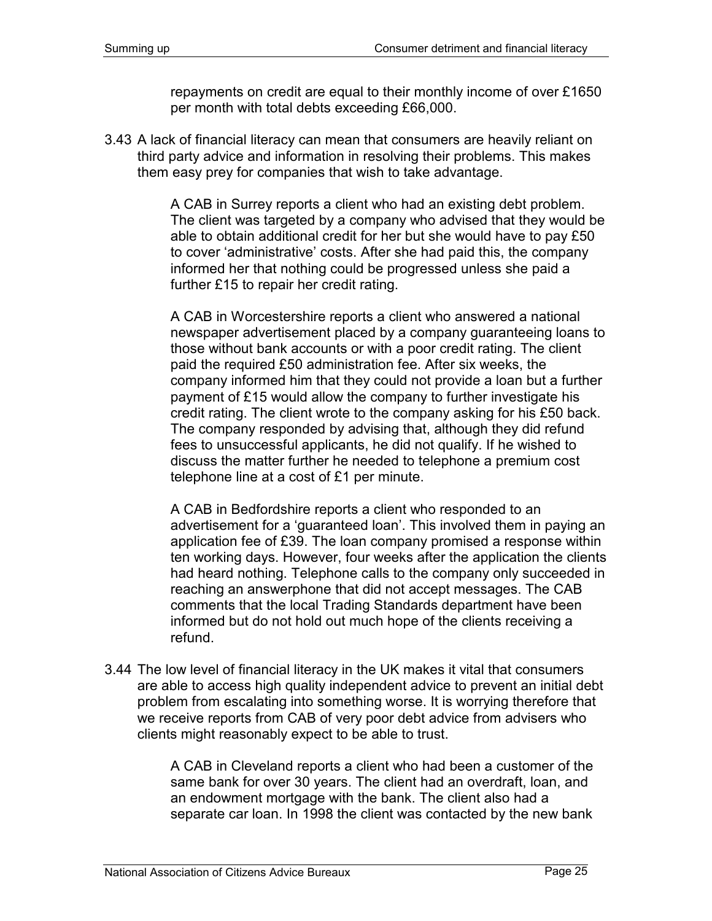repayments on credit are equal to their monthly income of over £1650 per month with total debts exceeding £66,000.

3.43 A lack of financial literacy can mean that consumers are heavily reliant on third party advice and information in resolving their problems. This makes them easy prey for companies that wish to take advantage.

> A CAB in Surrey reports a client who had an existing debt problem. The client was targeted by a company who advised that they would be able to obtain additional credit for her but she would have to pay £50 to cover 'administrative' costs. After she had paid this, the company informed her that nothing could be progressed unless she paid a further £15 to repair her credit rating.

> A CAB in Worcestershire reports a client who answered a national newspaper advertisement placed by a company guaranteeing loans to those without bank accounts or with a poor credit rating. The client paid the required £50 administration fee. After six weeks, the company informed him that they could not provide a loan but a further payment of £15 would allow the company to further investigate his credit rating. The client wrote to the company asking for his £50 back. The company responded by advising that, although they did refund fees to unsuccessful applicants, he did not qualify. If he wished to discuss the matter further he needed to telephone a premium cost telephone line at a cost of £1 per minute.

> A CAB in Bedfordshire reports a client who responded to an advertisement for a 'guaranteed loan'. This involved them in paying an application fee of £39. The loan company promised a response within ten working days. However, four weeks after the application the clients had heard nothing. Telephone calls to the company only succeeded in reaching an answerphone that did not accept messages. The CAB comments that the local Trading Standards department have been informed but do not hold out much hope of the clients receiving a refund.

3.44 The low level of financial literacy in the UK makes it vital that consumers are able to access high quality independent advice to prevent an initial debt problem from escalating into something worse. It is worrying therefore that we receive reports from CAB of very poor debt advice from advisers who clients might reasonably expect to be able to trust.

> A CAB in Cleveland reports a client who had been a customer of the same bank for over 30 years. The client had an overdraft, loan, and an endowment mortgage with the bank. The client also had a separate car loan. In 1998 the client was contacted by the new bank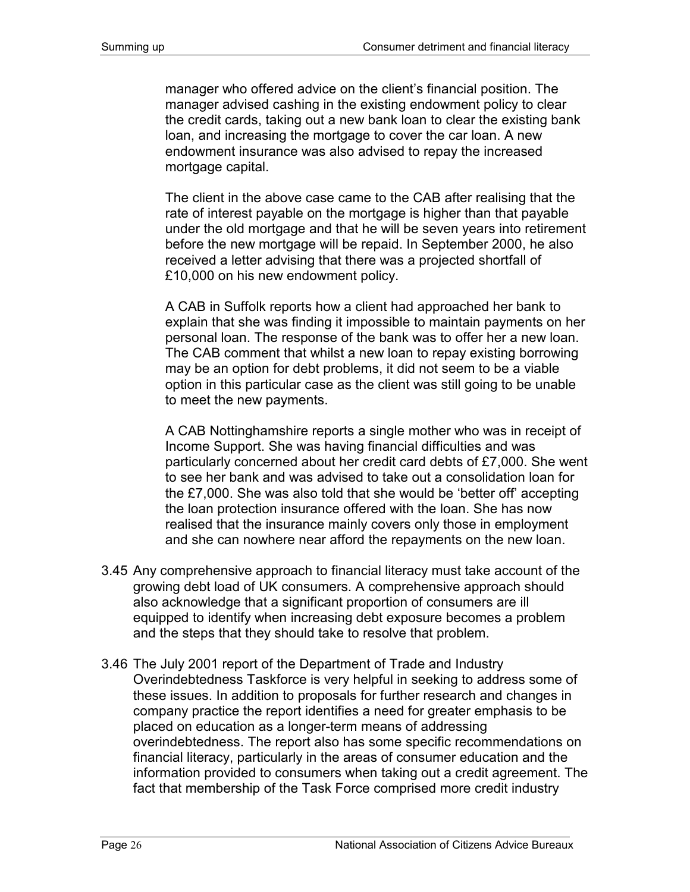manager who offered advice on the client's financial position. The manager advised cashing in the existing endowment policy to clear the credit cards, taking out a new bank loan to clear the existing bank loan, and increasing the mortgage to cover the car loan. A new endowment insurance was also advised to repay the increased mortgage capital.

The client in the above case came to the CAB after realising that the rate of interest payable on the mortgage is higher than that payable under the old mortgage and that he will be seven years into retirement before the new mortgage will be repaid. In September 2000, he also received a letter advising that there was a projected shortfall of £10,000 on his new endowment policy.

A CAB in Suffolk reports how a client had approached her bank to explain that she was finding it impossible to maintain payments on her personal loan. The response of the bank was to offer her a new loan. The CAB comment that whilst a new loan to repay existing borrowing may be an option for debt problems, it did not seem to be a viable option in this particular case as the client was still going to be unable to meet the new payments.

A CAB Nottinghamshire reports a single mother who was in receipt of Income Support. She was having financial difficulties and was particularly concerned about her credit card debts of £7,000. She went to see her bank and was advised to take out a consolidation loan for the £7,000. She was also told that she would be 'better off' accepting the loan protection insurance offered with the loan. She has now realised that the insurance mainly covers only those in employment and she can nowhere near afford the repayments on the new loan.

3.45 Any comprehensive approach to financial literacy must take account of the growing debt load of UK consumers. A comprehensive approach should also acknowledge that a significant proportion of consumers are ill equipped to identify when increasing debt exposure becomes a problem and the steps that they should take to resolve that problem.

3.46 The July 2001 report of the Department of Trade and Industry Overindebtedness Taskforce is very helpful in seeking to address some of these issues. In addition to proposals for further research and changes in company practice the report identifies a need for greater emphasis to be placed on education as a longer-term means of addressing overindebtedness. The report also has some specific recommendations on financial literacy, particularly in the areas of consumer education and the information provided to consumers when taking out a credit agreement. The fact that membership of the Task Force comprised more credit industry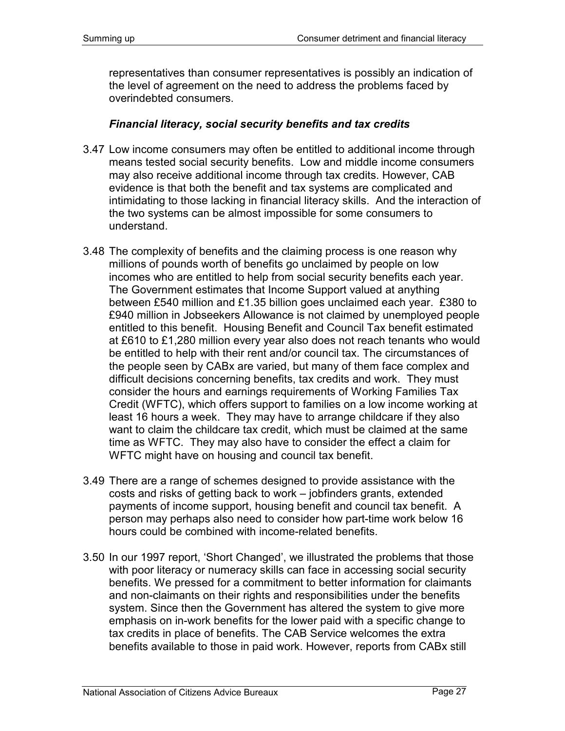representatives than consumer representatives is possibly an indication of the level of agreement on the need to address the problems faced by overindebted consumers.

### *Financial literacy, social security benefits and tax credits*

3.47 Low income consumers may often be entitled to additional income through means tested social security benefits. Low and middle income consumers may also receive additional income through tax credits. However, CAB evidence is that both the benefit and tax systems are complicated and intimidating to those lacking in financial literacy skills. And the interaction of the two systems can be almost impossible for some consumers to understand.

3.48 The complexity of benefits and the claiming process is one reason why millions of pounds worth of benefits go unclaimed by people on low incomes who are entitled to help from social security benefits each year. The Government estimates that Income Support valued at anything between £540 million and £1.35 billion goes unclaimed each year. £380 to £940 million in Jobseekers Allowance is not claimed by unemployed people entitled to this benefit. Housing Benefit and Council Tax benefit estimated at £610 to £1,280 million every year also does not reach tenants who would be entitled to help with their rent and/or council tax. The circumstances of the people seen by CABx are varied, but many of them face complex and difficult decisions concerning benefits, tax credits and work. They must consider the hours and earnings requirements of Working Families Tax Credit (WFTC), which offers support to families on a low income working at least 16 hours a week. They may have to arrange childcare if they also want to claim the childcare tax credit, which must be claimed at the same time as WFTC. They may also have to consider the effect a claim for WFTC might have on housing and council tax benefit.

3.49 There are a range of schemes designed to provide assistance with the costs and risks of getting back to work – jobfinders grants, extended payments of income support, housing benefit and council tax benefit. A person may perhaps also need to consider how part-time work below 16 hours could be combined with income-related benefits.

3.50 In our 1997 report, 'Short Changed', we illustrated the problems that those with poor literacy or numeracy skills can face in accessing social security benefits. We pressed for a commitment to better information for claimants and non-claimants on their rights and responsibilities under the benefits system. Since then the Government has altered the system to give more emphasis on in-work benefits for the lower paid with a specific change to tax credits in place of benefits. The CAB Service welcomes the extra benefits available to those in paid work. However, reports from CABx still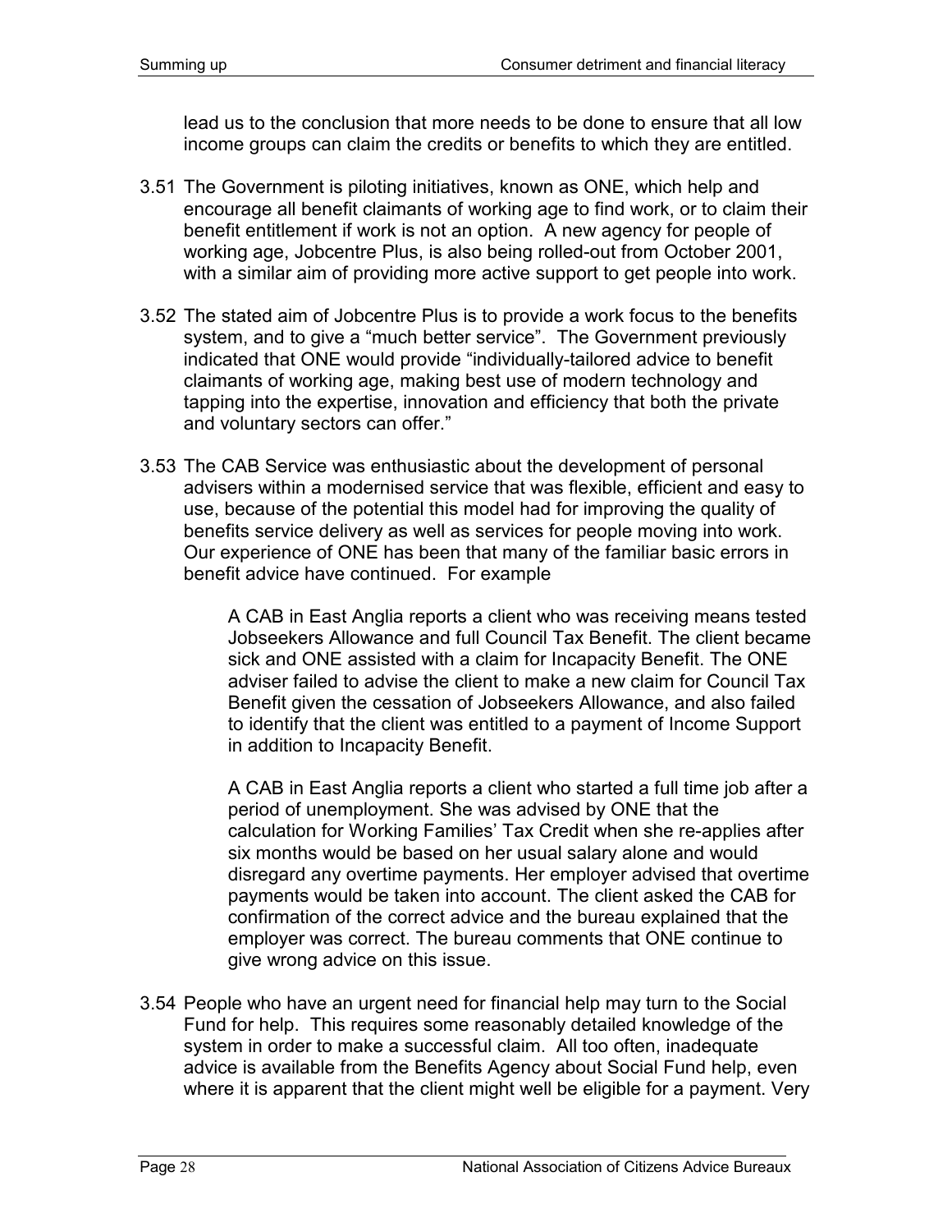lead us to the conclusion that more needs to be done to ensure that all low income groups can claim the credits or benefits to which they are entitled.

3.51 The Government is piloting initiatives, known as ONE, which help and encourage all benefit claimants of working age to find work, or to claim their benefit entitlement if work is not an option. A new agency for people of working age, Jobcentre Plus, is also being rolled-out from October 2001, with a similar aim of providing more active support to get people into work.

3.52 The stated aim of Jobcentre Plus is to provide a work focus to the benefits system, and to give a "much better service". The Government previously indicated that ONE would provide "individually-tailored advice to benefit claimants of working age, making best use of modern technology and tapping into the expertise, innovation and efficiency that both the private and voluntary sectors can offer."

3.53 The CAB Service was enthusiastic about the development of personal advisers within a modernised service that was flexible, efficient and easy to use, because of the potential this model had for improving the quality of benefits service delivery as well as services for people moving into work. Our experience of ONE has been that many of the familiar basic errors in benefit advice have continued. For example

> A CAB in East Anglia reports a client who was receiving means tested Jobseekers Allowance and full Council Tax Benefit. The client became sick and ONE assisted with a claim for Incapacity Benefit. The ONE adviser failed to advise the client to make a new claim for Council Tax Benefit given the cessation of Jobseekers Allowance, and also failed to identify that the client was entitled to a payment of Income Support in addition to Incapacity Benefit.

> A CAB in East Anglia reports a client who started a full time job after a period of unemployment. She was advised by ONE that the calculation for Working Families' Tax Credit when she re-applies after six months would be based on her usual salary alone and would disregard any overtime payments. Her employer advised that overtime payments would be taken into account. The client asked the CAB for confirmation of the correct advice and the bureau explained that the employer was correct. The bureau comments that ONE continue to give wrong advice on this issue.

3.54 People who have an urgent need for financial help may turn to the Social Fund for help. This requires some reasonably detailed knowledge of the system in order to make a successful claim. All too often, inadequate advice is available from the Benefits Agency about Social Fund help, even where it is apparent that the client might well be eligible for a payment. Very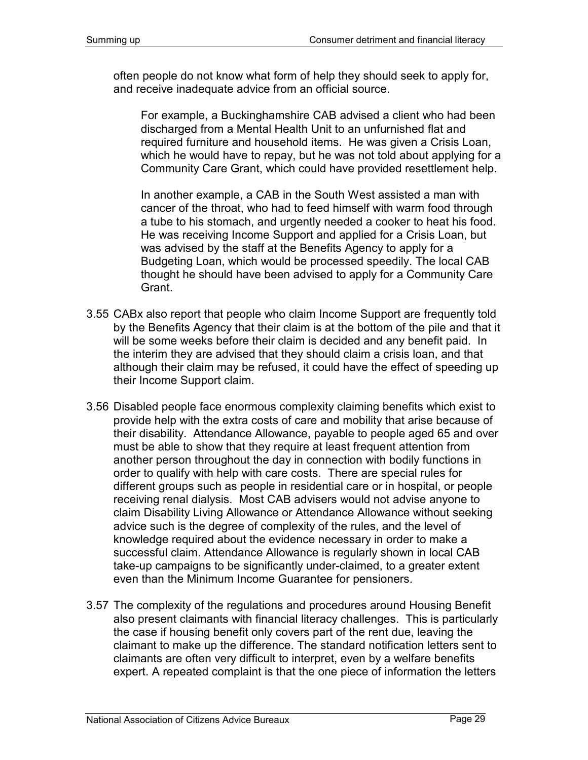often people do not know what form of help they should seek to apply for, and receive inadequate advice from an official source.

> For example, a Buckinghamshire CAB advised a client who had been discharged from a Mental Health Unit to an unfurnished flat and required furniture and household items. He was given a Crisis Loan, which he would have to repay, but he was not told about applying for a Community Care Grant, which could have provided resettlement help.
>
> In another example, a CAB in the South West assisted a man with cancer of the throat, who had to feed himself with warm food through a tube to his stomach, and urgently needed a cooker to heat his food. He was receiving Income Support and applied for a Crisis Loan, but was advised by the staff at the Benefits Agency to apply for a Budgeting Loan, which would be processed speedily. The local CAB thought he should have been advised to apply for a Community Care Grant.

3.55 CABx also report that people who claim Income Support are frequently told by the Benefits Agency that their claim is at the bottom of the pile and that it will be some weeks before their claim is decided and any benefit paid. In the interim they are advised that they should claim a crisis loan, and that although their claim may be refused, it could have the effect of speeding up their Income Support claim.

3.56 Disabled people face enormous complexity claiming benefits which exist to provide help with the extra costs of care and mobility that arise because of their disability. Attendance Allowance, payable to people aged 65 and over must be able to show that they require at least frequent attention from another person throughout the day in connection with bodily functions in order to qualify with help with care costs. There are special rules for different groups such as people in residential care or in hospital, or people receiving renal dialysis. Most CAB advisers would not advise anyone to claim Disability Living Allowance or Attendance Allowance without seeking advice such is the degree of complexity of the rules, and the level of knowledge required about the evidence necessary in order to make a successful claim. Attendance Allowance is regularly shown in local CAB take-up campaigns to be significantly under-claimed, to a greater extent even than the Minimum Income Guarantee for pensioners.

3.57 The complexity of the regulations and procedures around Housing Benefit also present claimants with financial literacy challenges. This is particularly the case if housing benefit only covers part of the rent due, leaving the claimant to make up the difference. The standard notification letters sent to claimants are often very difficult to interpret, even by a welfare benefits expert. A repeated complaint is that the one piece of information the letters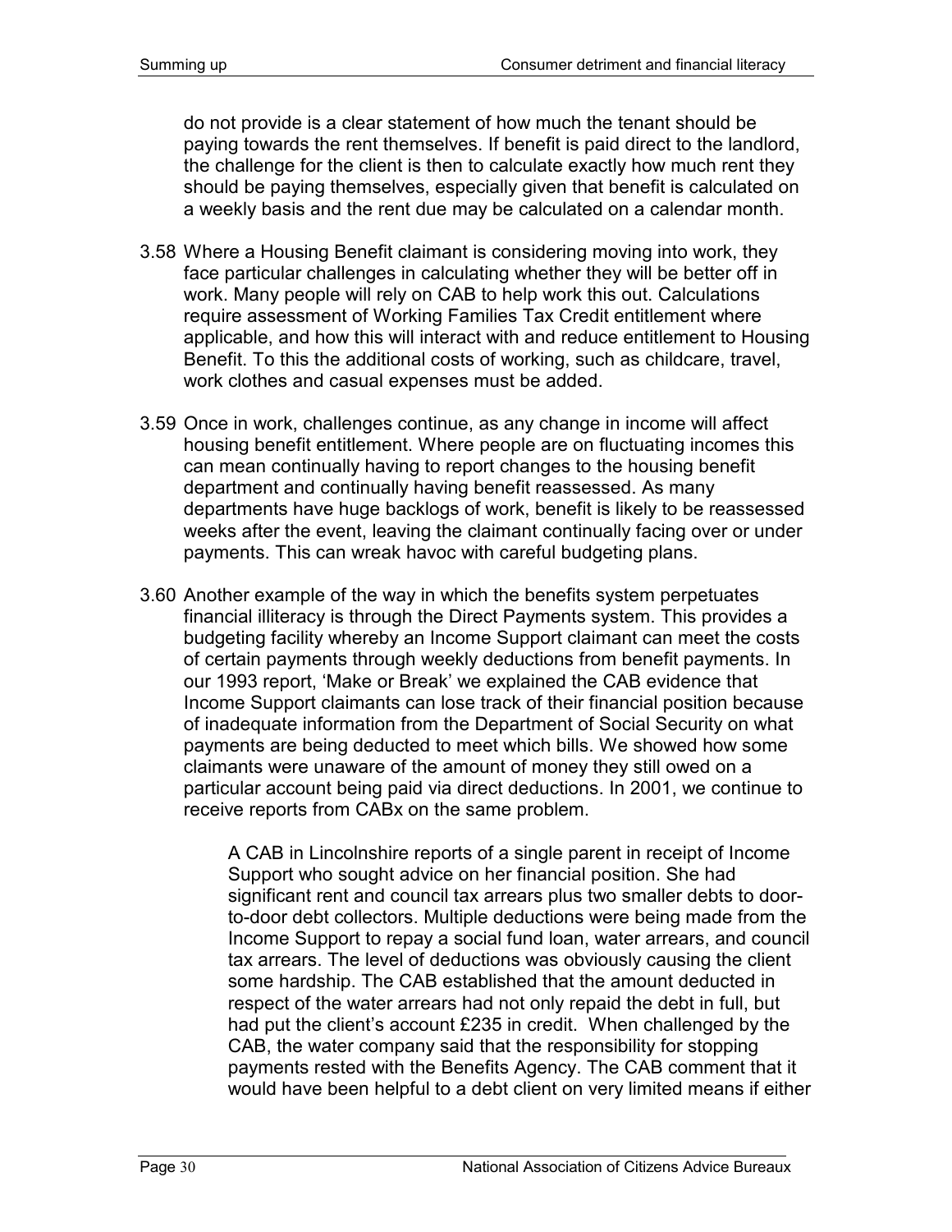do not provide is a clear statement of how much the tenant should be paying towards the rent themselves. If benefit is paid direct to the landlord, the challenge for the client is then to calculate exactly how much rent they should be paying themselves, especially given that benefit is calculated on a weekly basis and the rent due may be calculated on a calendar month.

3.58 Where a Housing Benefit claimant is considering moving into work, they face particular challenges in calculating whether they will be better off in work. Many people will rely on CAB to help work this out. Calculations require assessment of Working Families Tax Credit entitlement where applicable, and how this will interact with and reduce entitlement to Housing Benefit. To this the additional costs of working, such as childcare, travel, work clothes and casual expenses must be added.

3.59 Once in work, challenges continue, as any change in income will affect housing benefit entitlement. Where people are on fluctuating incomes this can mean continually having to report changes to the housing benefit department and continually having benefit reassessed. As many departments have huge backlogs of work, benefit is likely to be reassessed weeks after the event, leaving the claimant continually facing over or under payments. This can wreak havoc with careful budgeting plans.

3.60 Another example of the way in which the benefits system perpetuates financial illiteracy is through the Direct Payments system. This provides a budgeting facility whereby an Income Support claimant can meet the costs of certain payments through weekly deductions from benefit payments. In our 1993 report, 'Make or Break' we explained the CAB evidence that Income Support claimants can lose track of their financial position because of inadequate information from the Department of Social Security on what payments are being deducted to meet which bills. We showed how some claimants were unaware of the amount of money they still owed on a particular account being paid via direct deductions. In 2001, we continue to receive reports from CABx on the same problem.

> A CAB in Lincolnshire reports of a single parent in receipt of Income Support who sought advice on her financial position. She had significant rent and council tax arrears plus two smaller debts to door-to-door debt collectors. Multiple deductions were being made from the Income Support to repay a social fund loan, water arrears, and council tax arrears. The level of deductions was obviously causing the client some hardship. The CAB established that the amount deducted in respect of the water arrears had not only repaid the debt in full, but had put the client's account £235 in credit. When challenged by the CAB, the water company said that the responsibility for stopping payments rested with the Benefits Agency. The CAB comment that it would have been helpful to a debt client on very limited means if either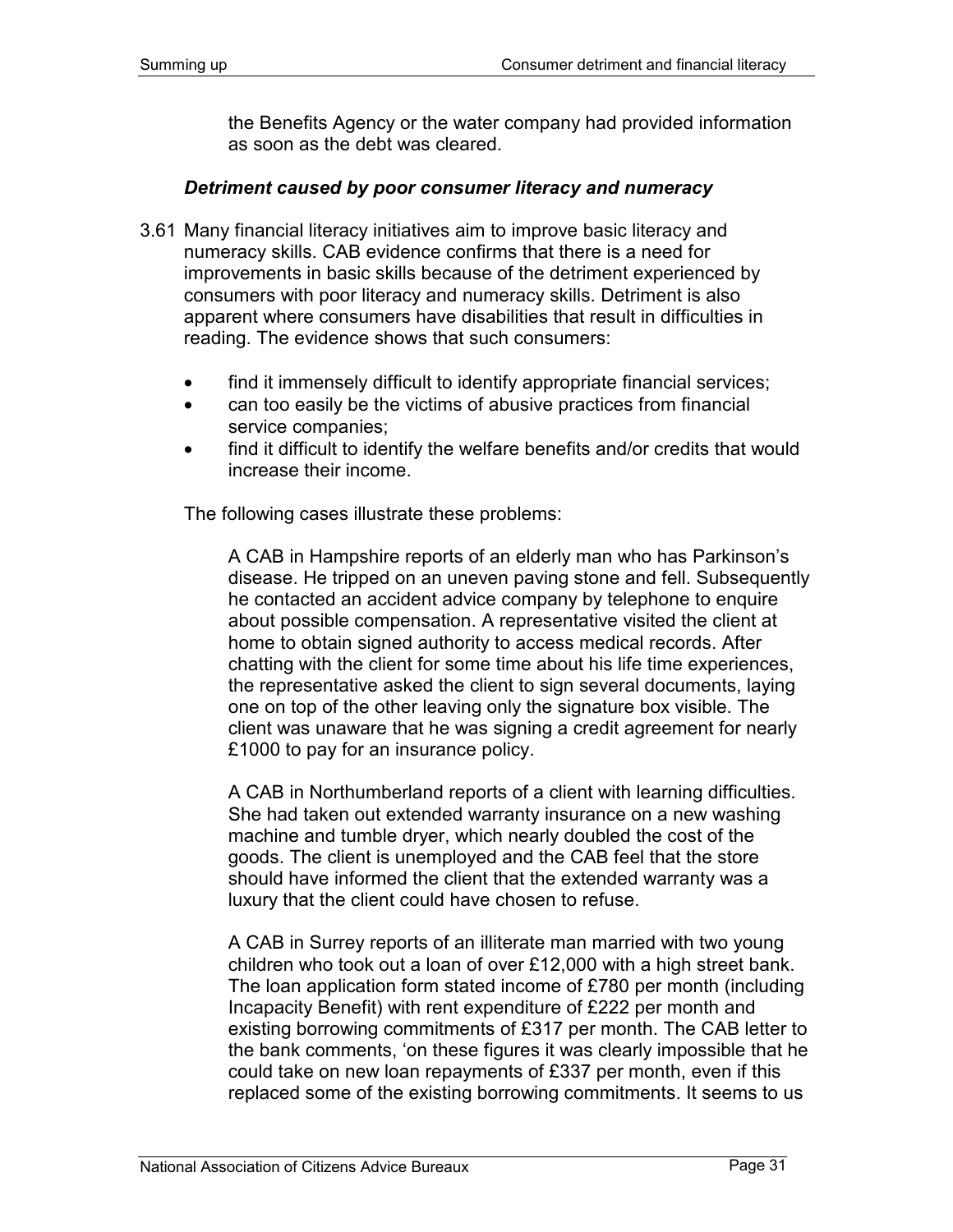the Benefits Agency or the water company had provided information as soon as the debt was cleared.

### *Detriment caused by poor consumer literacy and numeracy*

3.61 Many financial literacy initiatives aim to improve basic literacy and numeracy skills. CAB evidence confirms that there is a need for improvements in basic skills because of the detriment experienced by consumers with poor literacy and numeracy skills. Detriment is also apparent where consumers have disabilities that result in difficulties in reading. The evidence shows that such consumers:

- find it immensely difficult to identify appropriate financial services;
- can too easily be the victims of abusive practices from financial service companies;
- find it difficult to identify the welfare benefits and/or credits that would increase their income.

The following cases illustrate these problems:

> A CAB in Hampshire reports of an elderly man who has Parkinson's disease. He tripped on an uneven paving stone and fell. Subsequently he contacted an accident advice company by telephone to enquire about possible compensation. A representative visited the client at home to obtain signed authority to access medical records. After chatting with the client for some time about his life time experiences, the representative asked the client to sign several documents, laying one on top of the other leaving only the signature box visible. The client was unaware that he was signing a credit agreement for nearly £1000 to pay for an insurance policy.

> A CAB in Northumberland reports of a client with learning difficulties. She had taken out extended warranty insurance on a new washing machine and tumble dryer, which nearly doubled the cost of the goods. The client is unemployed and the CAB feel that the store should have informed the client that the extended warranty was a luxury that the client could have chosen to refuse.

> A CAB in Surrey reports of an illiterate man married with two young children who took out a loan of over £12,000 with a high street bank. The loan application form stated income of £780 per month (including Incapacity Benefit) with rent expenditure of £222 per month and existing borrowing commitments of £317 per month. The CAB letter to the bank comments, 'on these figures it was clearly impossible that he could take on new loan repayments of £337 per month, even if this replaced some of the existing borrowing commitments. It seems to us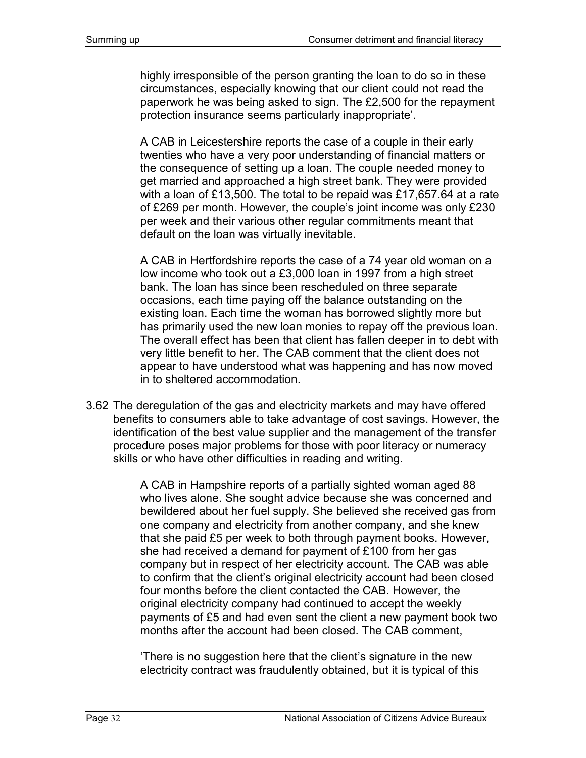highly irresponsible of the person granting the loan to do so in these circumstances, especially knowing that our client could not read the paperwork he was being asked to sign. The £2,500 for the repayment protection insurance seems particularly inappropriate'.

> A CAB in Leicestershire reports the case of a couple in their early twenties who have a very poor understanding of financial matters or the consequence of setting up a loan. The couple needed money to get married and approached a high street bank. They were provided with a loan of £13,500. The total to be repaid was £17,657.64 at a rate of £269 per month. However, the couple's joint income was only £230 per week and their various other regular commitments meant that default on the loan was virtually inevitable.

> A CAB in Hertfordshire reports the case of a 74 year old woman on a low income who took out a £3,000 loan in 1997 from a high street bank. The loan has since been rescheduled on three separate occasions, each time paying off the balance outstanding on the existing loan. Each time the woman has borrowed slightly more but has primarily used the new loan monies to repay off the previous loan. The overall effect has been that client has fallen deeper in to debt with very little benefit to her. The CAB comment that the client does not appear to have understood what was happening and has now moved in to sheltered accommodation.

3.62 The deregulation of the gas and electricity markets and may have offered benefits to consumers able to take advantage of cost savings. However, the identification of the best value supplier and the management of the transfer procedure poses major problems for those with poor literacy or numeracy skills or who have other difficulties in reading and writing.

> A CAB in Hampshire reports of a partially sighted woman aged 88 who lives alone. She sought advice because she was concerned and bewildered about her fuel supply. She believed she received gas from one company and electricity from another company, and she knew that she paid £5 per week to both through payment books. However, she had received a demand for payment of £100 from her gas company but in respect of her electricity account. The CAB was able to confirm that the client's original electricity account had been closed four months before the client contacted the CAB. However, the original electricity company had continued to accept the weekly payments of £5 and had even sent the client a new payment book two months after the account had been closed. The CAB comment,

> 'There is no suggestion here that the client's signature in the new electricity contract was fraudulently obtained, but it is typical of this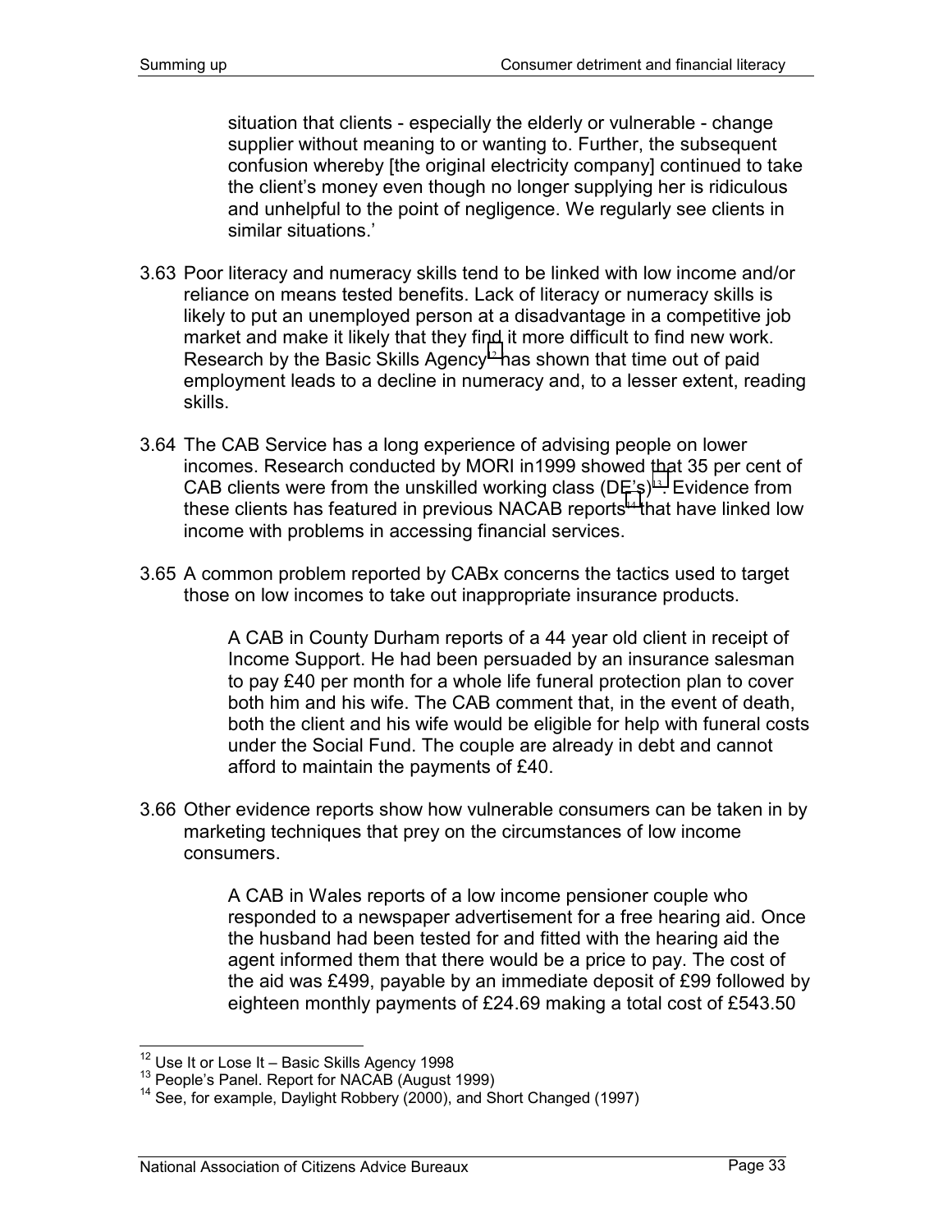situation that clients - especially the elderly or vulnerable - change supplier without meaning to or wanting to. Further, the subsequent confusion whereby [the original electricity company] continued to take the client's money even though no longer supplying her is ridiculous and unhelpful to the point of negligence. We regularly see clients in similar situations.'

3.63 Poor literacy and numeracy skills tend to be linked with low income and/or reliance on means tested benefits. Lack of literacy or numeracy skills is likely to put an unemployed person at a disadvantage in a competitive job market and make it likely that they find it more difficult to find new work. Research by the Basic Skills Agency[12] has shown that time out of paid employment leads to a decline in numeracy and, to a lesser extent, reading skills.

3.64 The CAB Service has a long experience of advising people on lower incomes. Research conducted by MORI in1999 showed that 35 per cent of CAB clients were from the unskilled working class (DE's)[13]. Evidence from these clients has featured in previous NACAB reports[14] that have linked low income with problems in accessing financial services.

3.65 A common problem reported by CABx concerns the tactics used to target those on low incomes to take out inappropriate insurance products.

> A CAB in County Durham reports of a 44 year old client in receipt of Income Support. He had been persuaded by an insurance salesman to pay £40 per month for a whole life funeral protection plan to cover both him and his wife. The CAB comment that, in the event of death, both the client and his wife would be eligible for help with funeral costs under the Social Fund. The couple are already in debt and cannot afford to maintain the payments of £40.

3.66 Other evidence reports show how vulnerable consumers can be taken in by marketing techniques that prey on the circumstances of low income consumers.

> A CAB in Wales reports of a low income pensioner couple who responded to a newspaper advertisement for a free hearing aid. Once the husband had been tested for and fitted with the hearing aid the agent informed them that there would be a price to pay. The cost of the aid was £499, payable by an immediate deposit of £99 followed by eighteen monthly payments of £24.69 making a total cost of £543.50

---

[12] Use It or Lose It – Basic Skills Agency 1998

[13] People's Panel. Report for NACAB (August 1999)

[14] See, for example, Daylight Robbery (2000), and Short Changed (1997)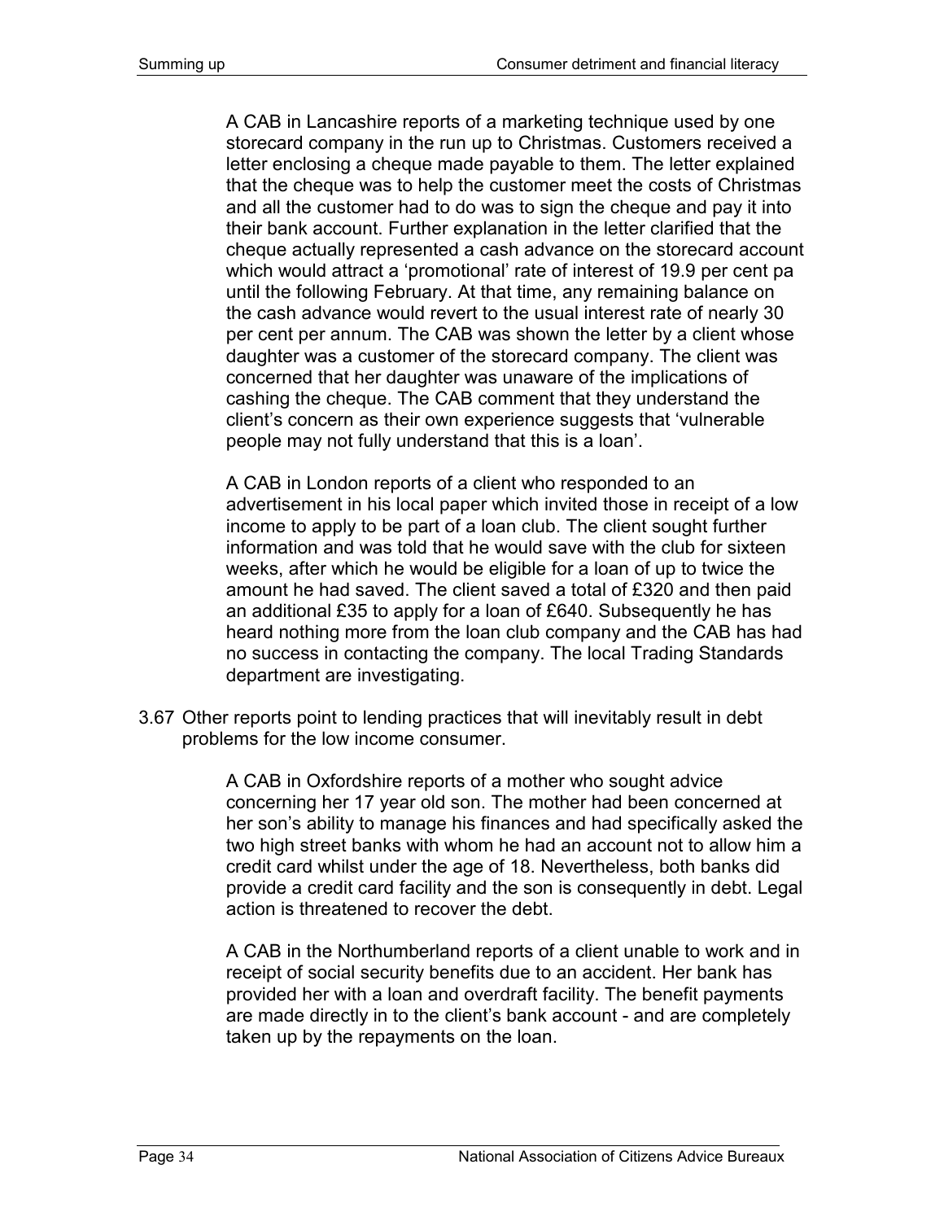A CAB in Lancashire reports of a marketing technique used by one storecard company in the run up to Christmas. Customers received a letter enclosing a cheque made payable to them. The letter explained that the cheque was to help the customer meet the costs of Christmas and all the customer had to do was to sign the cheque and pay it into their bank account. Further explanation in the letter clarified that the cheque actually represented a cash advance on the storecard account which would attract a 'promotional' rate of interest of 19.9 per cent pa until the following February. At that time, any remaining balance on the cash advance would revert to the usual interest rate of nearly 30 per cent per annum. The CAB was shown the letter by a client whose daughter was a customer of the storecard company. The client was concerned that her daughter was unaware of the implications of cashing the cheque. The CAB comment that they understand the client's concern as their own experience suggests that 'vulnerable people may not fully understand that this is a loan'.

A CAB in London reports of a client who responded to an advertisement in his local paper which invited those in receipt of a low income to apply to be part of a loan club. The client sought further information and was told that he would save with the club for sixteen weeks, after which he would be eligible for a loan of up to twice the amount he had saved. The client saved a total of £320 and then paid an additional £35 to apply for a loan of £640. Subsequently he has heard nothing more from the loan club company and the CAB has had no success in contacting the company. The local Trading Standards department are investigating.

3.67 Other reports point to lending practices that will inevitably result in debt problems for the low income consumer.

A CAB in Oxfordshire reports of a mother who sought advice concerning her 17 year old son. The mother had been concerned at her son's ability to manage his finances and had specifically asked the two high street banks with whom he had an account not to allow him a credit card whilst under the age of 18. Nevertheless, both banks did provide a credit card facility and the son is consequently in debt. Legal action is threatened to recover the debt.

A CAB in the Northumberland reports of a client unable to work and in receipt of social security benefits due to an accident. Her bank has provided her with a loan and overdraft facility. The benefit payments are made directly in to the client's bank account - and are completely taken up by the repayments on the loan.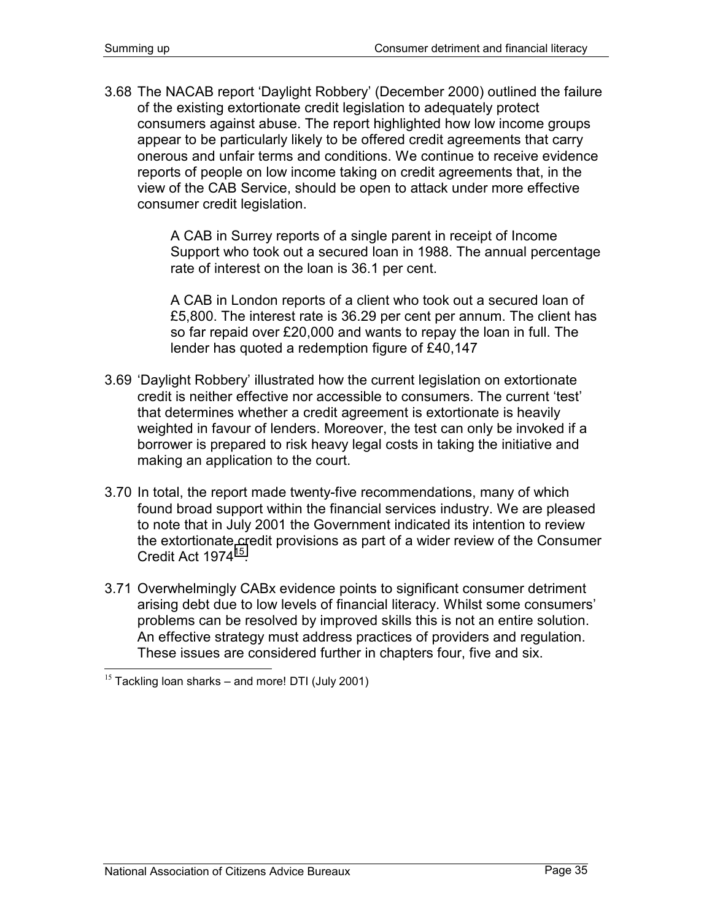3.68 The NACAB report 'Daylight Robbery' (December 2000) outlined the failure of the existing extortionate credit legislation to adequately protect consumers against abuse. The report highlighted how low income groups appear to be particularly likely to be offered credit agreements that carry onerous and unfair terms and conditions. We continue to receive evidence reports of people on low income taking on credit agreements that, in the view of the CAB Service, should be open to attack under more effective consumer credit legislation.

> A CAB in Surrey reports of a single parent in receipt of Income Support who took out a secured loan in 1988. The annual percentage rate of interest on the loan is 36.1 per cent.
>
> A CAB in London reports of a client who took out a secured loan of £5,800. The interest rate is 36.29 per cent per annum. The client has so far repaid over £20,000 and wants to repay the loan in full. The lender has quoted a redemption figure of £40,147

3.69 'Daylight Robbery' illustrated how the current legislation on extortionate credit is neither effective nor accessible to consumers. The current 'test' that determines whether a credit agreement is extortionate is heavily weighted in favour of lenders. Moreover, the test can only be invoked if a borrower is prepared to risk heavy legal costs in taking the initiative and making an application to the court.

3.70 In total, the report made twenty-five recommendations, many of which found broad support within the financial services industry. We are pleased to note that in July 2001 the Government indicated its intention to review the extortionate credit provisions as part of a wider review of the Consumer Credit Act 1974[15].

3.71 Overwhelmingly CABx evidence points to significant consumer detriment arising debt due to low levels of financial literacy. Whilst some consumers' problems can be resolved by improved skills this is not an entire solution. An effective strategy must address practices of providers and regulation. These issues are considered further in chapters four, five and six.

[15] Tackling loan sharks – and more! DTI (July 2001)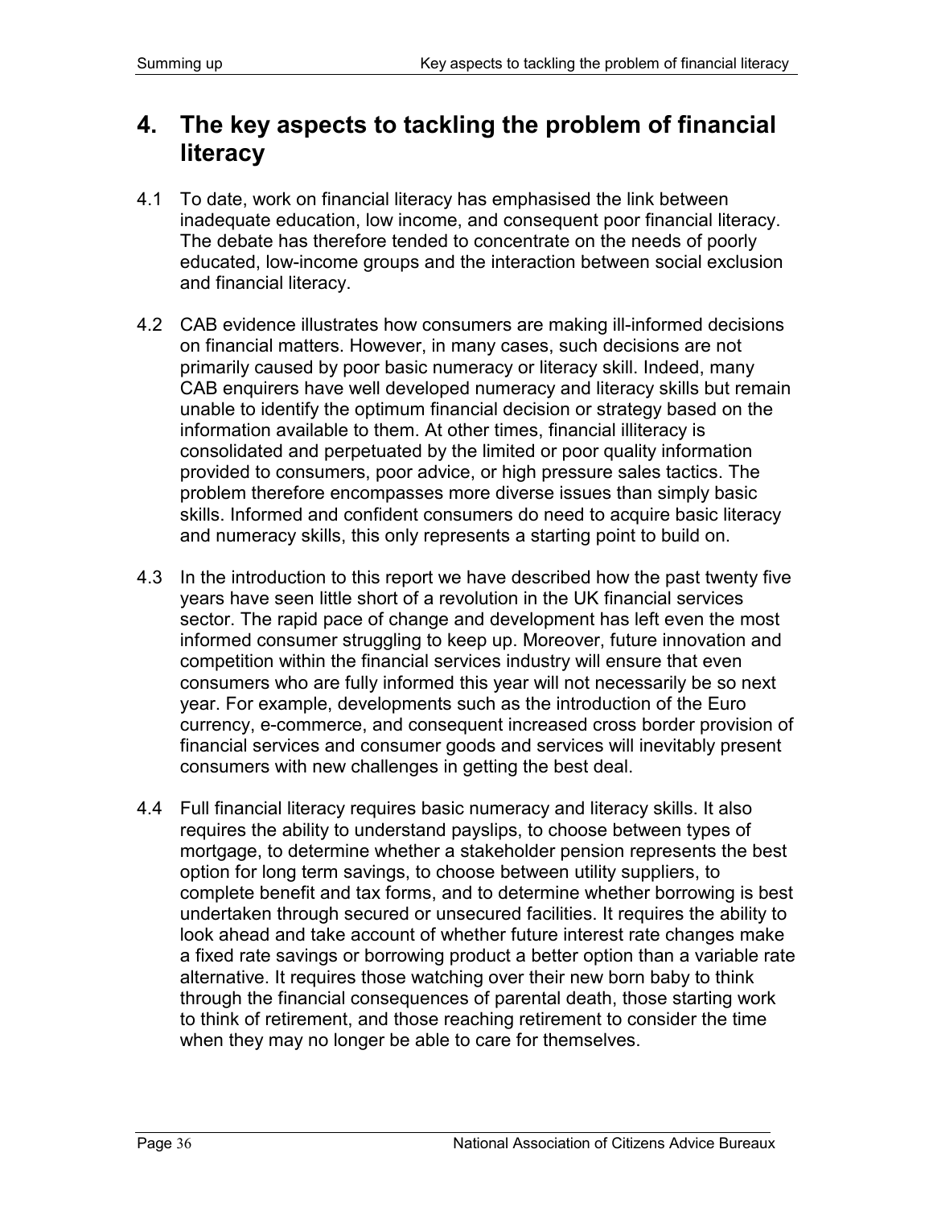# 4. The key aspects to tackling the problem of financial literacy

4.1 To date, work on financial literacy has emphasised the link between inadequate education, low income, and consequent poor financial literacy. The debate has therefore tended to concentrate on the needs of poorly educated, low-income groups and the interaction between social exclusion and financial literacy.

4.2 CAB evidence illustrates how consumers are making ill-informed decisions on financial matters. However, in many cases, such decisions are not primarily caused by poor basic numeracy or literacy skill. Indeed, many CAB enquirers have well developed numeracy and literacy skills but remain unable to identify the optimum financial decision or strategy based on the information available to them. At other times, financial illiteracy is consolidated and perpetuated by the limited or poor quality information provided to consumers, poor advice, or high pressure sales tactics. The problem therefore encompasses more diverse issues than simply basic skills. Informed and confident consumers do need to acquire basic literacy and numeracy skills, this only represents a starting point to build on.

4.3 In the introduction to this report we have described how the past twenty five years have seen little short of a revolution in the UK financial services sector. The rapid pace of change and development has left even the most informed consumer struggling to keep up. Moreover, future innovation and competition within the financial services industry will ensure that even consumers who are fully informed this year will not necessarily be so next year. For example, developments such as the introduction of the Euro currency, e-commerce, and consequent increased cross border provision of financial services and consumer goods and services will inevitably present consumers with new challenges in getting the best deal.

4.4 Full financial literacy requires basic numeracy and literacy skills. It also requires the ability to understand payslips, to choose between types of mortgage, to determine whether a stakeholder pension represents the best option for long term savings, to choose between utility suppliers, to complete benefit and tax forms, and to determine whether borrowing is best undertaken through secured or unsecured facilities. It requires the ability to look ahead and take account of whether future interest rate changes make a fixed rate savings or borrowing product a better option than a variable rate alternative. It requires those watching over their new born baby to think through the financial consequences of parental death, those starting work to think of retirement, and those reaching retirement to consider the time when they may no longer be able to care for themselves.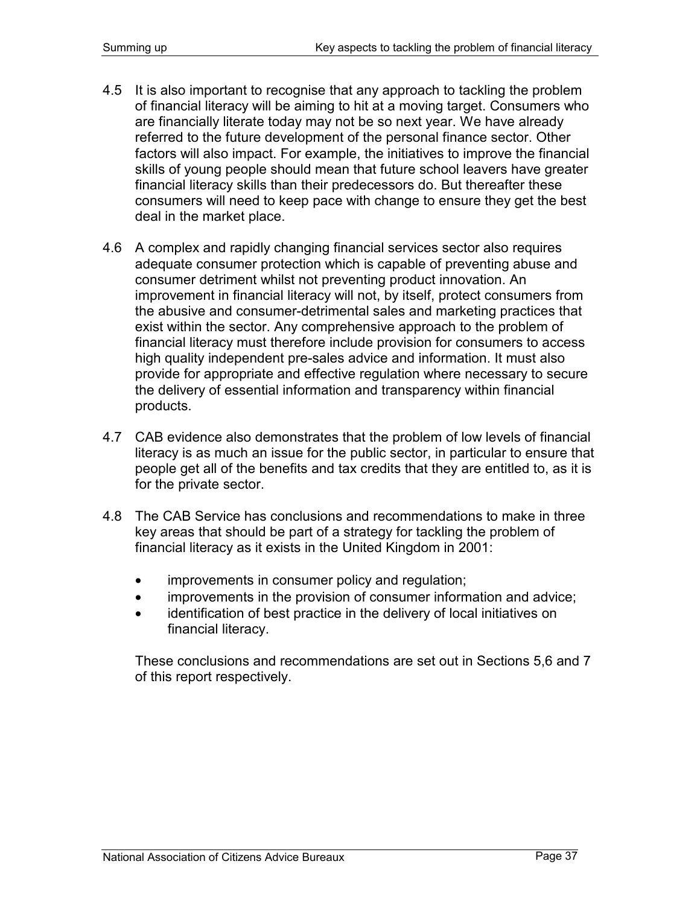4.5 It is also important to recognise that any approach to tackling the problem of financial literacy will be aiming to hit at a moving target. Consumers who are financially literate today may not be so next year. We have already referred to the future development of the personal finance sector. Other factors will also impact. For example, the initiatives to improve the financial skills of young people should mean that future school leavers have greater financial literacy skills than their predecessors do. But thereafter these consumers will need to keep pace with change to ensure they get the best deal in the market place.

4.6 A complex and rapidly changing financial services sector also requires adequate consumer protection which is capable of preventing abuse and consumer detriment whilst not preventing product innovation. An improvement in financial literacy will not, by itself, protect consumers from the abusive and consumer-detrimental sales and marketing practices that exist within the sector. Any comprehensive approach to the problem of financial literacy must therefore include provision for consumers to access high quality independent pre-sales advice and information. It must also provide for appropriate and effective regulation where necessary to secure the delivery of essential information and transparency within financial products.

4.7 CAB evidence also demonstrates that the problem of low levels of financial literacy is as much an issue for the public sector, in particular to ensure that people get all of the benefits and tax credits that they are entitled to, as it is for the private sector.

4.8 The CAB Service has conclusions and recommendations to make in three key areas that should be part of a strategy for tackling the problem of financial literacy as it exists in the United Kingdom in 2001:

- improvements in consumer policy and regulation;
- improvements in the provision of consumer information and advice;
- identification of best practice in the delivery of local initiatives on financial literacy.

These conclusions and recommendations are set out in Sections 5,6 and 7 of this report respectively.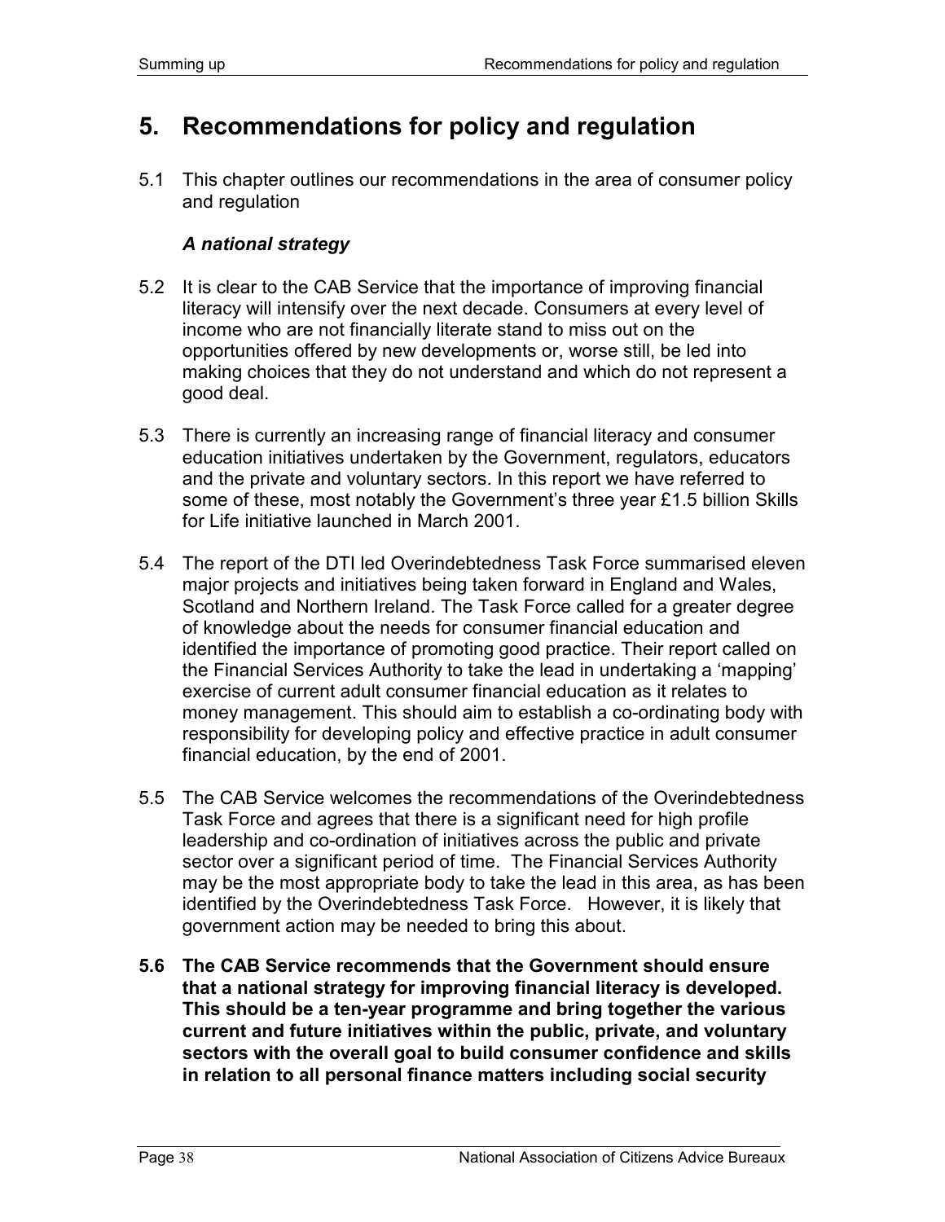# 5. Recommendations for policy and regulation

5.1 This chapter outlines our recommendations in the area of consumer policy and regulation

### *A national strategy*

5.2 It is clear to the CAB Service that the importance of improving financial literacy will intensify over the next decade. Consumers at every level of income who are not financially literate stand to miss out on the opportunities offered by new developments or, worse still, be led into making choices that they do not understand and which do not represent a good deal.

5.3 There is currently an increasing range of financial literacy and consumer education initiatives undertaken by the Government, regulators, educators and the private and voluntary sectors. In this report we have referred to some of these, most notably the Government's three year £1.5 billion Skills for Life initiative launched in March 2001.

5.4 The report of the DTI led Overindebtedness Task Force summarised eleven major projects and initiatives being taken forward in England and Wales, Scotland and Northern Ireland. The Task Force called for a greater degree of knowledge about the needs for consumer financial education and identified the importance of promoting good practice. Their report called on the Financial Services Authority to take the lead in undertaking a 'mapping' exercise of current adult consumer financial education as it relates to money management. This should aim to establish a co-ordinating body with responsibility for developing policy and effective practice in adult consumer financial education, by the end of 2001.

5.5 The CAB Service welcomes the recommendations of the Overindebtedness Task Force and agrees that there is a significant need for high profile leadership and co-ordination of initiatives across the public and private sector over a significant period of time. The Financial Services Authority may be the most appropriate body to take the lead in this area, as has been identified by the Overindebtedness Task Force. However, it is likely that government action may be needed to bring this about.

**5.6 The CAB Service recommends that the Government should ensure that a national strategy for improving financial literacy is developed. This should be a ten-year programme and bring together the various current and future initiatives within the public, private, and voluntary sectors with the overall goal to build consumer confidence and skills in relation to all personal finance matters including social security**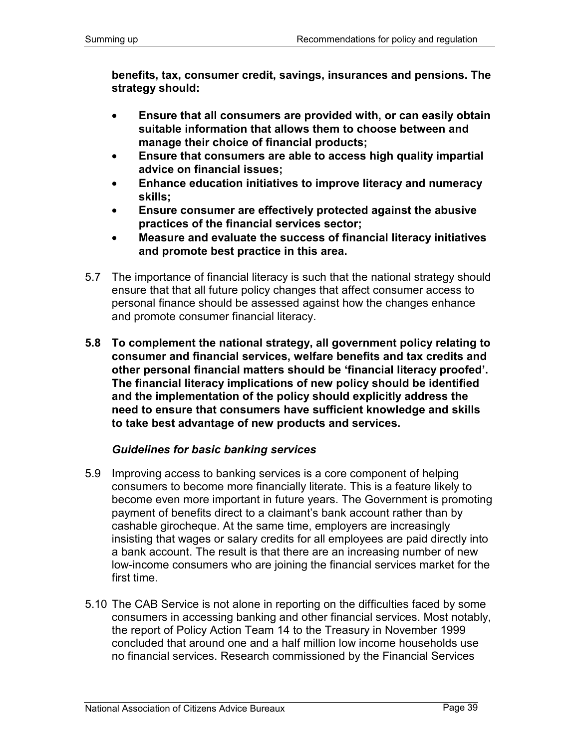**benefits, tax, consumer credit, savings, insurances and pensions. The strategy should:**

- **Ensure that all consumers are provided with, or can easily obtain suitable information that allows them to choose between and manage their choice of financial products;**
- **Ensure that consumers are able to access high quality impartial advice on financial issues;**
- **Enhance education initiatives to improve literacy and numeracy skills;**
- **Ensure consumer are effectively protected against the abusive practices of the financial services sector;**
- **Measure and evaluate the success of financial literacy initiatives and promote best practice in this area.**

5.7 The importance of financial literacy is such that the national strategy should ensure that that all future policy changes that affect consumer access to personal finance should be assessed against how the changes enhance and promote consumer financial literacy.

**5.8 To complement the national strategy, all government policy relating to consumer and financial services, welfare benefits and tax credits and other personal financial matters should be 'financial literacy proofed'. The financial literacy implications of new policy should be identified and the implementation of the policy should explicitly address the need to ensure that consumers have sufficient knowledge and skills to take best advantage of new products and services.**

### *Guidelines for basic banking services*

5.9 Improving access to banking services is a core component of helping consumers to become more financially literate. This is a feature likely to become even more important in future years. The Government is promoting payment of benefits direct to a claimant's bank account rather than by cashable girocheque. At the same time, employers are increasingly insisting that wages or salary credits for all employees are paid directly into a bank account. The result is that there are an increasing number of new low-income consumers who are joining the financial services market for the first time.

5.10 The CAB Service is not alone in reporting on the difficulties faced by some consumers in accessing banking and other financial services. Most notably, the report of Policy Action Team 14 to the Treasury in November 1999 concluded that around one and a half million low income households use no financial services. Research commissioned by the Financial Services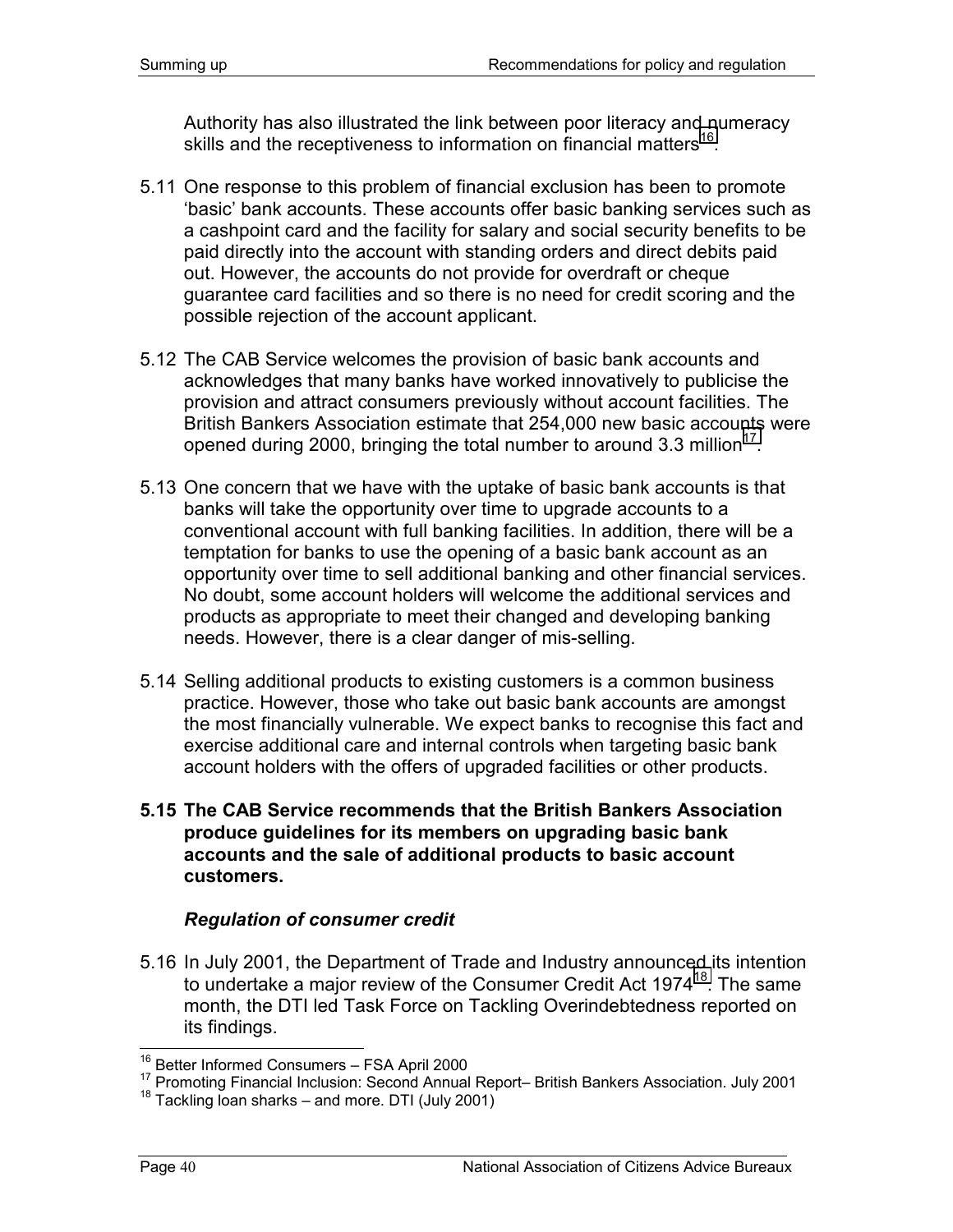Authority has also illustrated the link between poor literacy and numeracy skills and the receptiveness to information on financial matters[16].

5.11 One response to this problem of financial exclusion has been to promote 'basic' bank accounts. These accounts offer basic banking services such as a cashpoint card and the facility for salary and social security benefits to be paid directly into the account with standing orders and direct debits paid out. However, the accounts do not provide for overdraft or cheque guarantee card facilities and so there is no need for credit scoring and the possible rejection of the account applicant.

5.12 The CAB Service welcomes the provision of basic bank accounts and acknowledges that many banks have worked innovatively to publicise the provision and attract consumers previously without account facilities. The British Bankers Association estimate that 254,000 new basic accounts were opened during 2000, bringing the total number to around 3.3 million[17].

5.13 One concern that we have with the uptake of basic bank accounts is that banks will take the opportunity over time to upgrade accounts to a conventional account with full banking facilities. In addition, there will be a temptation for banks to use the opening of a basic bank account as an opportunity over time to sell additional banking and other financial services. No doubt, some account holders will welcome the additional services and products as appropriate to meet their changed and developing banking needs. However, there is a clear danger of mis-selling.

5.14 Selling additional products to existing customers is a common business practice. However, those who take out basic bank accounts are amongst the most financially vulnerable. We expect banks to recognise this fact and exercise additional care and internal controls when targeting basic bank account holders with the offers of upgraded facilities or other products.

**5.15 The CAB Service recommends that the British Bankers Association produce guidelines for its members on upgrading basic bank accounts and the sale of additional products to basic account customers.**

### *Regulation of consumer credit*

5.16 In July 2001, the Department of Trade and Industry announced its intention to undertake a major review of the Consumer Credit Act 1974[18]. The same month, the DTI led Task Force on Tackling Overindebtedness reported on its findings.

---

[16] Better Informed Consumers – FSA April 2000

[17] Promoting Financial Inclusion: Second Annual Report– British Bankers Association. July 2001

[18] Tackling loan sharks – and more. DTI (July 2001)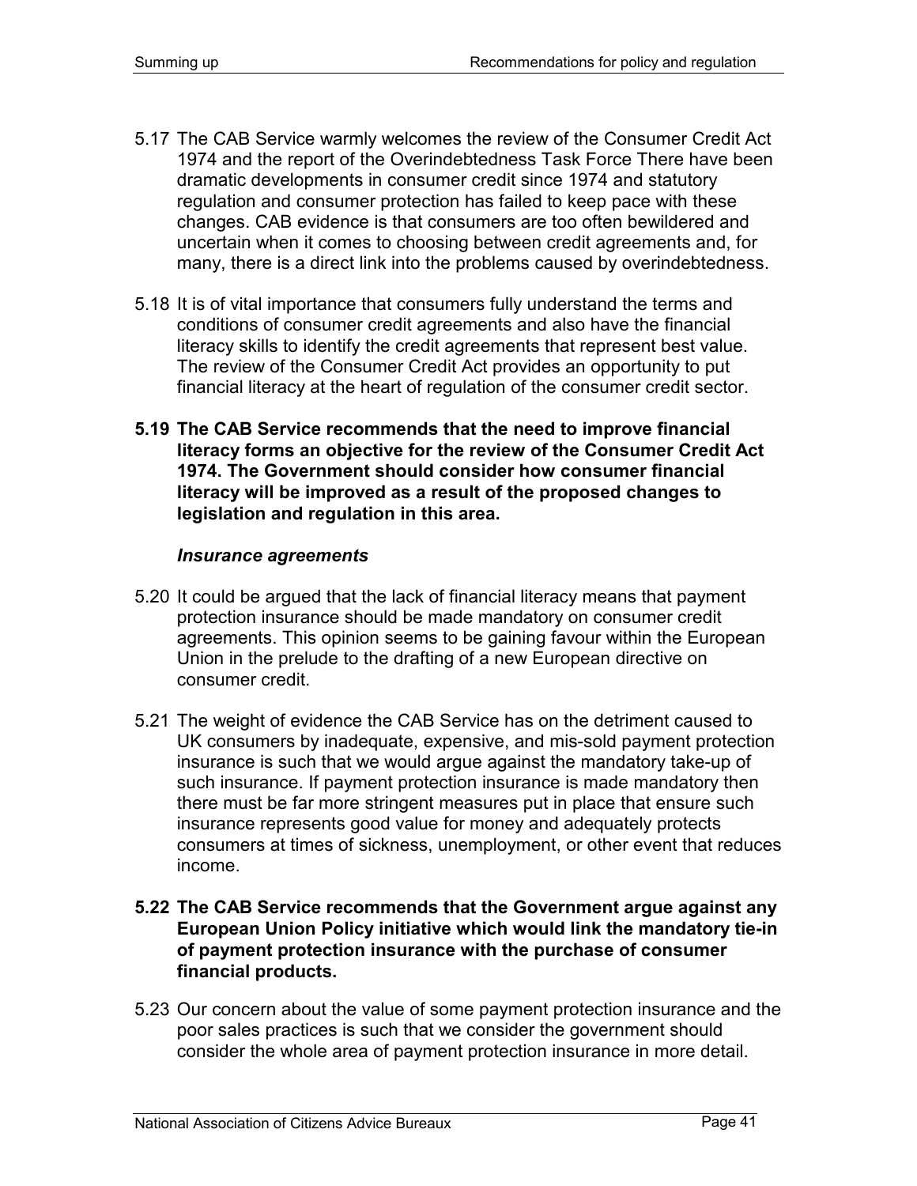5.17 The CAB Service warmly welcomes the review of the Consumer Credit Act 1974 and the report of the Overindebtedness Task Force There have been dramatic developments in consumer credit since 1974 and statutory regulation and consumer protection has failed to keep pace with these changes. CAB evidence is that consumers are too often bewildered and uncertain when it comes to choosing between credit agreements and, for many, there is a direct link into the problems caused by overindebtedness.

5.18 It is of vital importance that consumers fully understand the terms and conditions of consumer credit agreements and also have the financial literacy skills to identify the credit agreements that represent best value. The review of the Consumer Credit Act provides an opportunity to put financial literacy at the heart of regulation of the consumer credit sector.

**5.19 The CAB Service recommends that the need to improve financial literacy forms an objective for the review of the Consumer Credit Act 1974. The Government should consider how consumer financial literacy will be improved as a result of the proposed changes to legislation and regulation in this area.**

***Insurance agreements***

5.20 It could be argued that the lack of financial literacy means that payment protection insurance should be made mandatory on consumer credit agreements. This opinion seems to be gaining favour within the European Union in the prelude to the drafting of a new European directive on consumer credit.

5.21 The weight of evidence the CAB Service has on the detriment caused to UK consumers by inadequate, expensive, and mis-sold payment protection insurance is such that we would argue against the mandatory take-up of such insurance. If payment protection insurance is made mandatory then there must be far more stringent measures put in place that ensure such insurance represents good value for money and adequately protects consumers at times of sickness, unemployment, or other event that reduces income.

**5.22 The CAB Service recommends that the Government argue against any European Union Policy initiative which would link the mandatory tie-in of payment protection insurance with the purchase of consumer financial products.**

5.23 Our concern about the value of some payment protection insurance and the poor sales practices is such that we consider the government should consider the whole area of payment protection insurance in more detail.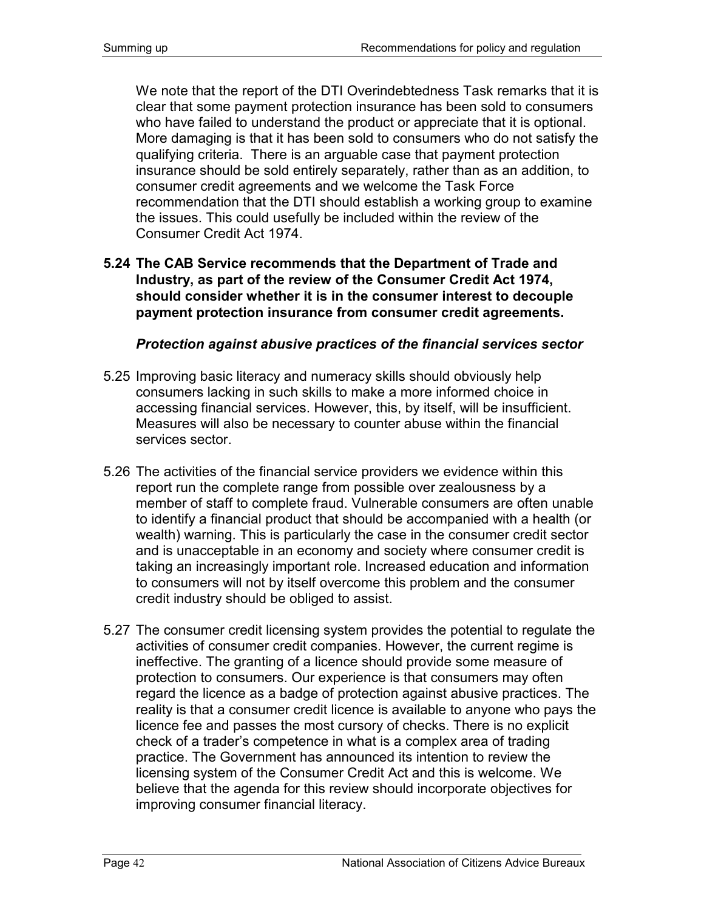We note that the report of the DTI Overindebtedness Task remarks that it is clear that some payment protection insurance has been sold to consumers who have failed to understand the product or appreciate that it is optional. More damaging is that it has been sold to consumers who do not satisfy the qualifying criteria. There is an arguable case that payment protection insurance should be sold entirely separately, rather than as an addition, to consumer credit agreements and we welcome the Task Force recommendation that the DTI should establish a working group to examine the issues. This could usefully be included within the review of the Consumer Credit Act 1974.

**5.24 The CAB Service recommends that the Department of Trade and Industry, as part of the review of the Consumer Credit Act 1974, should consider whether it is in the consumer interest to decouple payment protection insurance from consumer credit agreements.**

***Protection against abusive practices of the financial services sector***

5.25 Improving basic literacy and numeracy skills should obviously help consumers lacking in such skills to make a more informed choice in accessing financial services. However, this, by itself, will be insufficient. Measures will also be necessary to counter abuse within the financial services sector.

5.26 The activities of the financial service providers we evidence within this report run the complete range from possible over zealousness by a member of staff to complete fraud. Vulnerable consumers are often unable to identify a financial product that should be accompanied with a health (or wealth) warning. This is particularly the case in the consumer credit sector and is unacceptable in an economy and society where consumer credit is taking an increasingly important role. Increased education and information to consumers will not by itself overcome this problem and the consumer credit industry should be obliged to assist.

5.27 The consumer credit licensing system provides the potential to regulate the activities of consumer credit companies. However, the current regime is ineffective. The granting of a licence should provide some measure of protection to consumers. Our experience is that consumers may often regard the licence as a badge of protection against abusive practices. The reality is that a consumer credit licence is available to anyone who pays the licence fee and passes the most cursory of checks. There is no explicit check of a trader's competence in what is a complex area of trading practice. The Government has announced its intention to review the licensing system of the Consumer Credit Act and this is welcome. We believe that the agenda for this review should incorporate objectives for improving consumer financial literacy.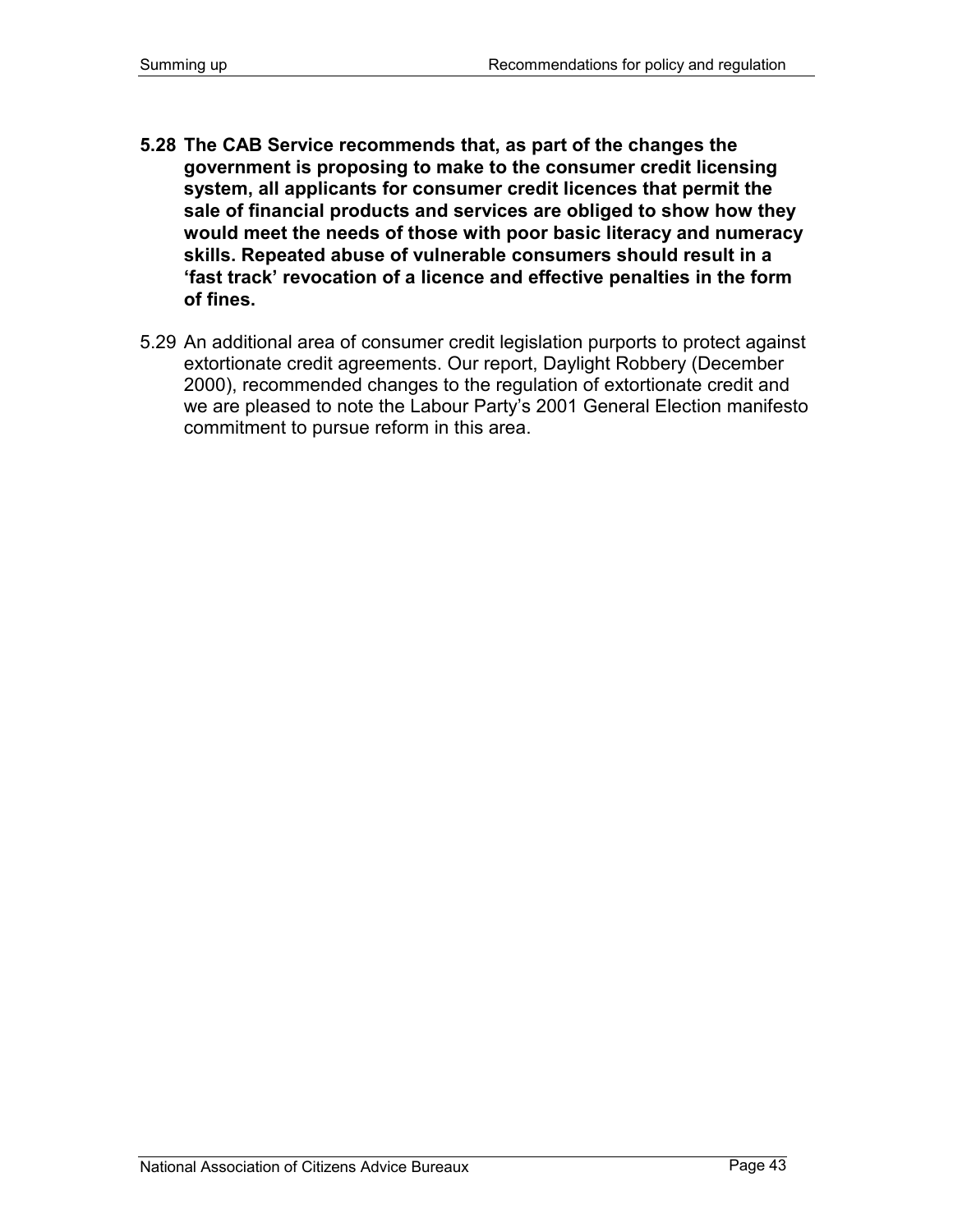**5.28 The CAB Service recommends that, as part of the changes the government is proposing to make to the consumer credit licensing system, all applicants for consumer credit licences that permit the sale of financial products and services are obliged to show how they would meet the needs of those with poor basic literacy and numeracy skills. Repeated abuse of vulnerable consumers should result in a 'fast track' revocation of a licence and effective penalties in the form of fines.**

5.29 An additional area of consumer credit legislation purports to protect against extortionate credit agreements. Our report, Daylight Robbery (December 2000), recommended changes to the regulation of extortionate credit and we are pleased to note the Labour Party's 2001 General Election manifesto commitment to pursue reform in this area.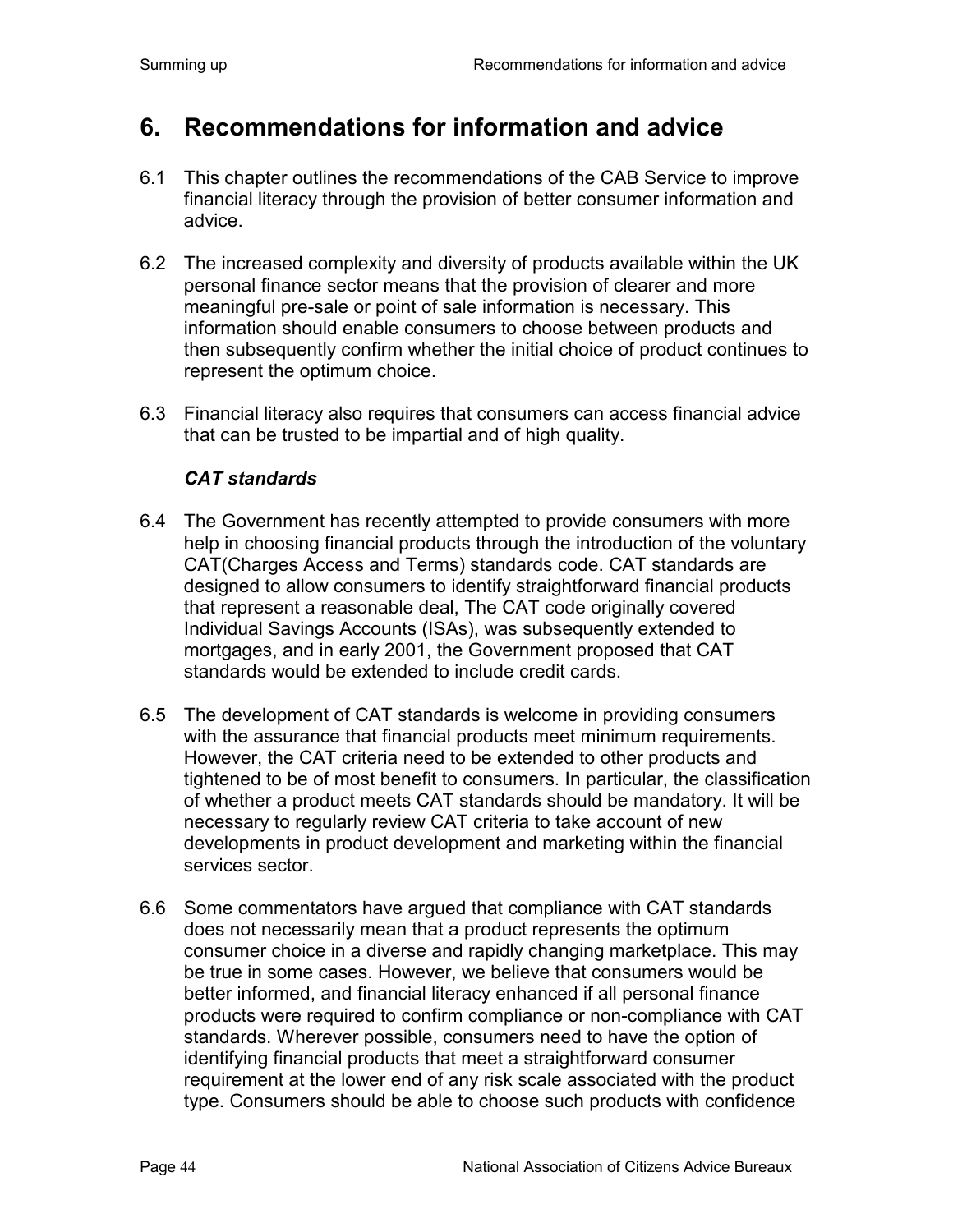# 6. Recommendations for information and advice

6.1 This chapter outlines the recommendations of the CAB Service to improve financial literacy through the provision of better consumer information and advice.

6.2 The increased complexity and diversity of products available within the UK personal finance sector means that the provision of clearer and more meaningful pre-sale or point of sale information is necessary. This information should enable consumers to choose between products and then subsequently confirm whether the initial choice of product continues to represent the optimum choice.

6.3 Financial literacy also requires that consumers can access financial advice that can be trusted to be impartial and of high quality.

### *CAT standards*

6.4 The Government has recently attempted to provide consumers with more help in choosing financial products through the introduction of the voluntary CAT(Charges Access and Terms) standards code. CAT standards are designed to allow consumers to identify straightforward financial products that represent a reasonable deal, The CAT code originally covered Individual Savings Accounts (ISAs), was subsequently extended to mortgages, and in early 2001, the Government proposed that CAT standards would be extended to include credit cards.

6.5 The development of CAT standards is welcome in providing consumers with the assurance that financial products meet minimum requirements. However, the CAT criteria need to be extended to other products and tightened to be of most benefit to consumers. In particular, the classification of whether a product meets CAT standards should be mandatory. It will be necessary to regularly review CAT criteria to take account of new developments in product development and marketing within the financial services sector.

6.6 Some commentators have argued that compliance with CAT standards does not necessarily mean that a product represents the optimum consumer choice in a diverse and rapidly changing marketplace. This may be true in some cases. However, we believe that consumers would be better informed, and financial literacy enhanced if all personal finance products were required to confirm compliance or non-compliance with CAT standards. Wherever possible, consumers need to have the option of identifying financial products that meet a straightforward consumer requirement at the lower end of any risk scale associated with the product type. Consumers should be able to choose such products with confidence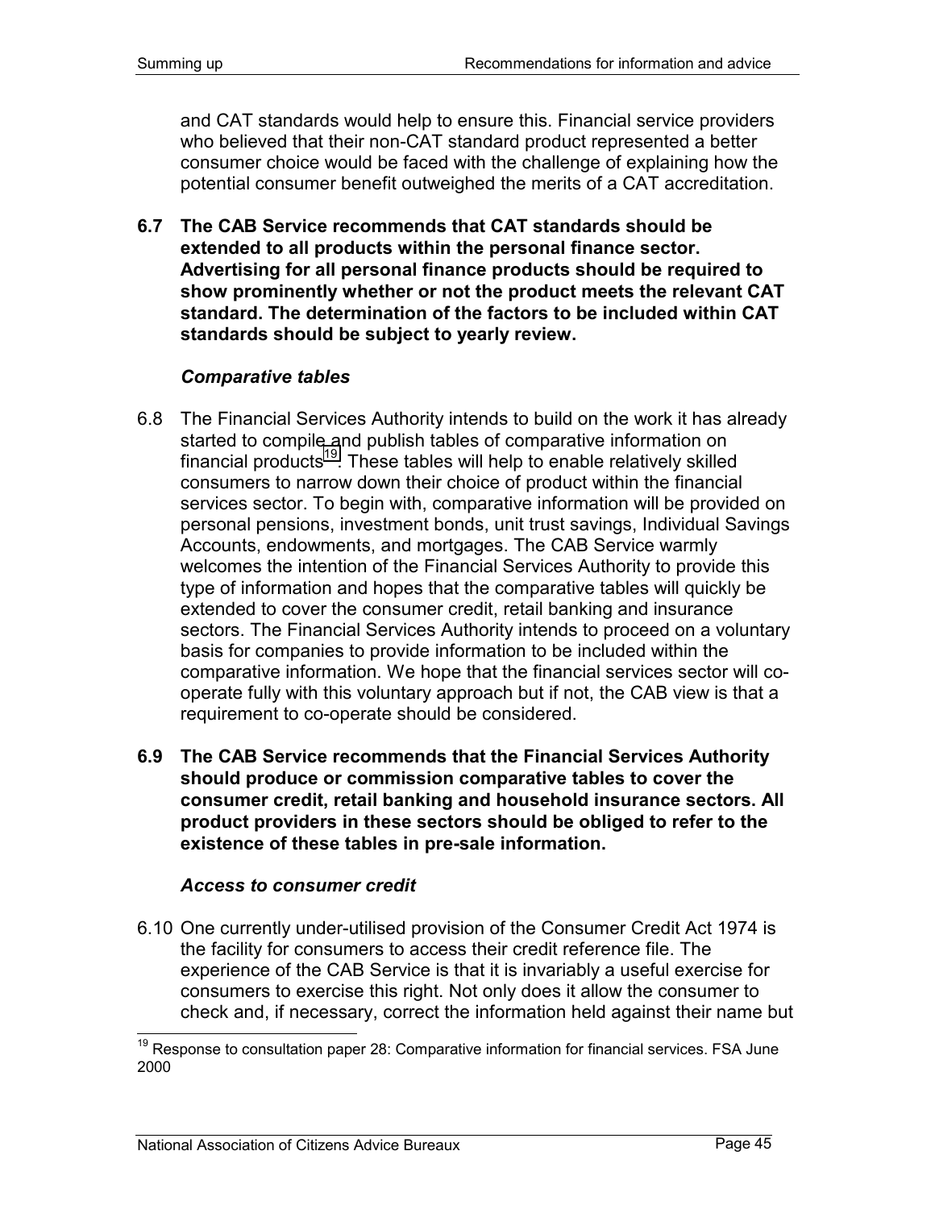and CAT standards would help to ensure this. Financial service providers who believed that their non-CAT standard product represented a better consumer choice would be faced with the challenge of explaining how the potential consumer benefit outweighed the merits of a CAT accreditation.

**6.7 The CAB Service recommends that CAT standards should be extended to all products within the personal finance sector. Advertising for all personal finance products should be required to show prominently whether or not the product meets the relevant CAT standard. The determination of the factors to be included within CAT standards should be subject to yearly review.**

### *Comparative tables*

6.8 The Financial Services Authority intends to build on the work it has already started to compile and publish tables of comparative information on financial products[19]. These tables will help to enable relatively skilled consumers to narrow down their choice of product within the financial services sector. To begin with, comparative information will be provided on personal pensions, investment bonds, unit trust savings, Individual Savings Accounts, endowments, and mortgages. The CAB Service warmly welcomes the intention of the Financial Services Authority to provide this type of information and hopes that the comparative tables will quickly be extended to cover the consumer credit, retail banking and insurance sectors. The Financial Services Authority intends to proceed on a voluntary basis for companies to provide information to be included within the comparative information. We hope that the financial services sector will co-operate fully with this voluntary approach but if not, the CAB view is that a requirement to co-operate should be considered.

**6.9 The CAB Service recommends that the Financial Services Authority should produce or commission comparative tables to cover the consumer credit, retail banking and household insurance sectors. All product providers in these sectors should be obliged to refer to the existence of these tables in pre-sale information.**

### *Access to consumer credit*

6.10 One currently under-utilised provision of the Consumer Credit Act 1974 is the facility for consumers to access their credit reference file. The experience of the CAB Service is that it is invariably a useful exercise for consumers to exercise this right. Not only does it allow the consumer to check and, if necessary, correct the information held against their name but

[19] Response to consultation paper 28: Comparative information for financial services. FSA June 2000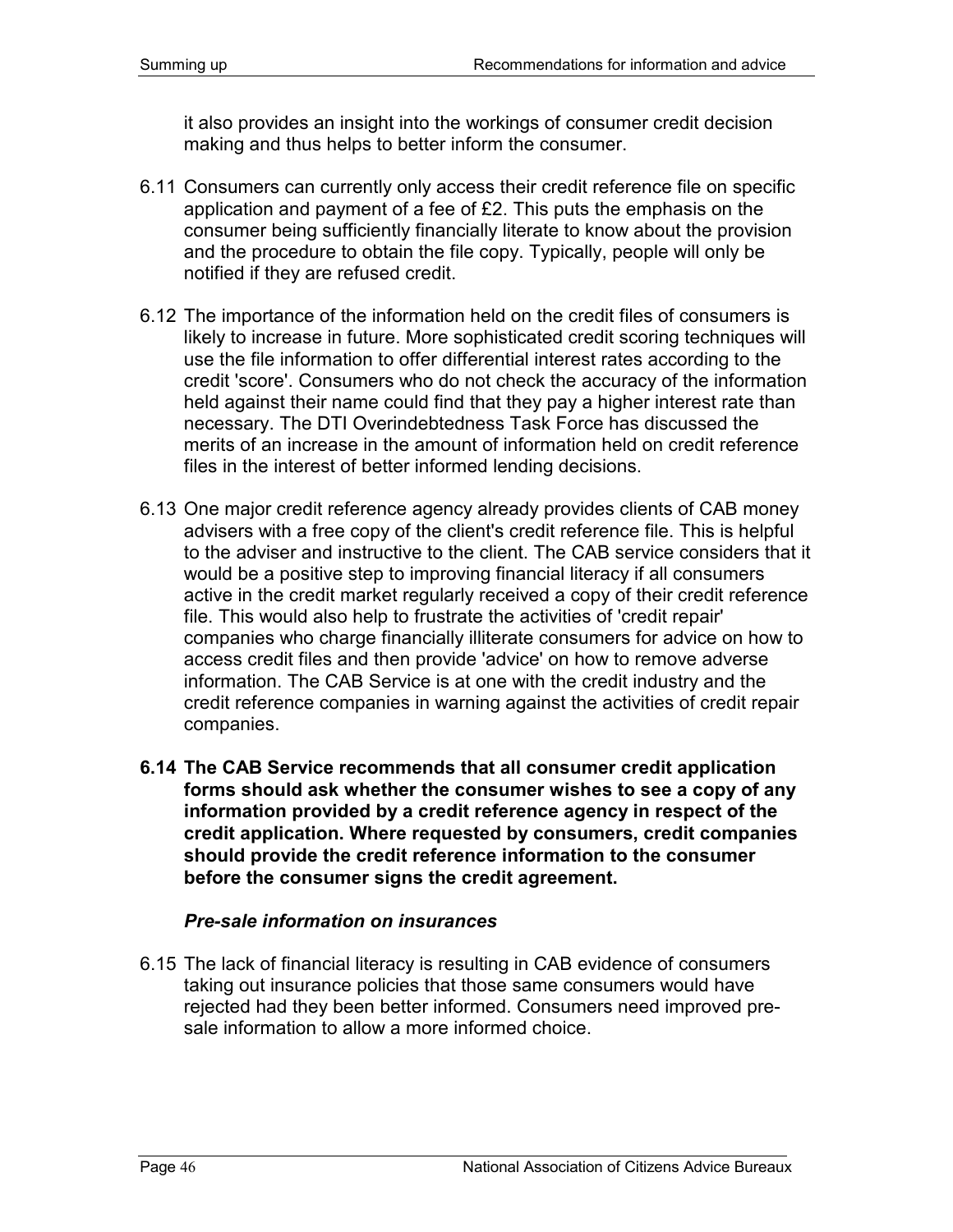it also provides an insight into the workings of consumer credit decision making and thus helps to better inform the consumer.

6.11 Consumers can currently only access their credit reference file on specific application and payment of a fee of £2. This puts the emphasis on the consumer being sufficiently financially literate to know about the provision and the procedure to obtain the file copy. Typically, people will only be notified if they are refused credit.

6.12 The importance of the information held on the credit files of consumers is likely to increase in future. More sophisticated credit scoring techniques will use the file information to offer differential interest rates according to the credit 'score'. Consumers who do not check the accuracy of the information held against their name could find that they pay a higher interest rate than necessary. The DTI Overindebtedness Task Force has discussed the merits of an increase in the amount of information held on credit reference files in the interest of better informed lending decisions.

6.13 One major credit reference agency already provides clients of CAB money advisers with a free copy of the client's credit reference file. This is helpful to the adviser and instructive to the client. The CAB service considers that it would be a positive step to improving financial literacy if all consumers active in the credit market regularly received a copy of their credit reference file. This would also help to frustrate the activities of 'credit repair' companies who charge financially illiterate consumers for advice on how to access credit files and then provide 'advice' on how to remove adverse information. The CAB Service is at one with the credit industry and the credit reference companies in warning against the activities of credit repair companies.

**6.14 The CAB Service recommends that all consumer credit application forms should ask whether the consumer wishes to see a copy of any information provided by a credit reference agency in respect of the credit application. Where requested by consumers, credit companies should provide the credit reference information to the consumer before the consumer signs the credit agreement.**

### *Pre-sale information on insurances*

6.15 The lack of financial literacy is resulting in CAB evidence of consumers taking out insurance policies that those same consumers would have rejected had they been better informed. Consumers need improved pre-sale information to allow a more informed choice.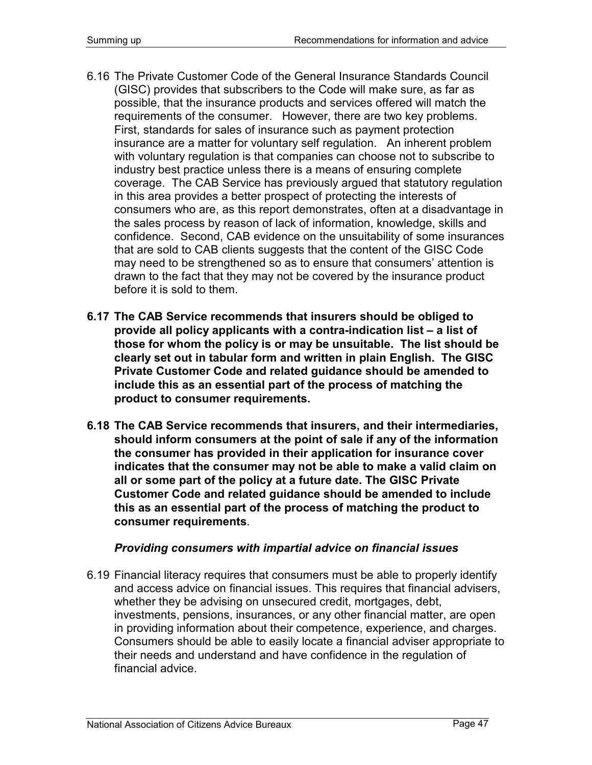6.16 The Private Customer Code of the General Insurance Standards Council (GISC) provides that subscribers to the Code will make sure, as far as possible, that the insurance products and services offered will match the requirements of the consumer. However, there are two key problems. First, standards for sales of insurance such as payment protection insurance are a matter for voluntary self regulation. An inherent problem with voluntary regulation is that companies can choose not to subscribe to industry best practice unless there is a means of ensuring complete coverage. The CAB Service has previously argued that statutory regulation in this area provides a better prospect of protecting the interests of consumers who are, as this report demonstrates, often at a disadvantage in the sales process by reason of lack of information, knowledge, skills and confidence. Second, CAB evidence on the unsuitability of some insurances that are sold to CAB clients suggests that the content of the GISC Code may need to be strengthened so as to ensure that consumers' attention is drawn to the fact that they may not be covered by the insurance product before it is sold to them.

**6.17 The CAB Service recommends that insurers should be obliged to provide all policy applicants with a contra-indication list – a list of those for whom the policy is or may be unsuitable. The list should be clearly set out in tabular form and written in plain English. The GISC Private Customer Code and related guidance should be amended to include this as an essential part of the process of matching the product to consumer requirements.**

**6.18 The CAB Service recommends that insurers, and their intermediaries, should inform consumers at the point of sale if any of the information the consumer has provided in their application for insurance cover indicates that the consumer may not be able to make a valid claim on all or some part of the policy at a future date. The GISC Private Customer Code and related guidance should be amended to include this as an essential part of the process of matching the product to consumer requirements**.

***Providing consumers with impartial advice on financial issues***

6.19 Financial literacy requires that consumers must be able to properly identify and access advice on financial issues. This requires that financial advisers, whether they be advising on unsecured credit, mortgages, debt, investments, pensions, insurances, or any other financial matter, are open in providing information about their competence, experience, and charges. Consumers should be able to easily locate a financial adviser appropriate to their needs and understand and have confidence in the regulation of financial advice.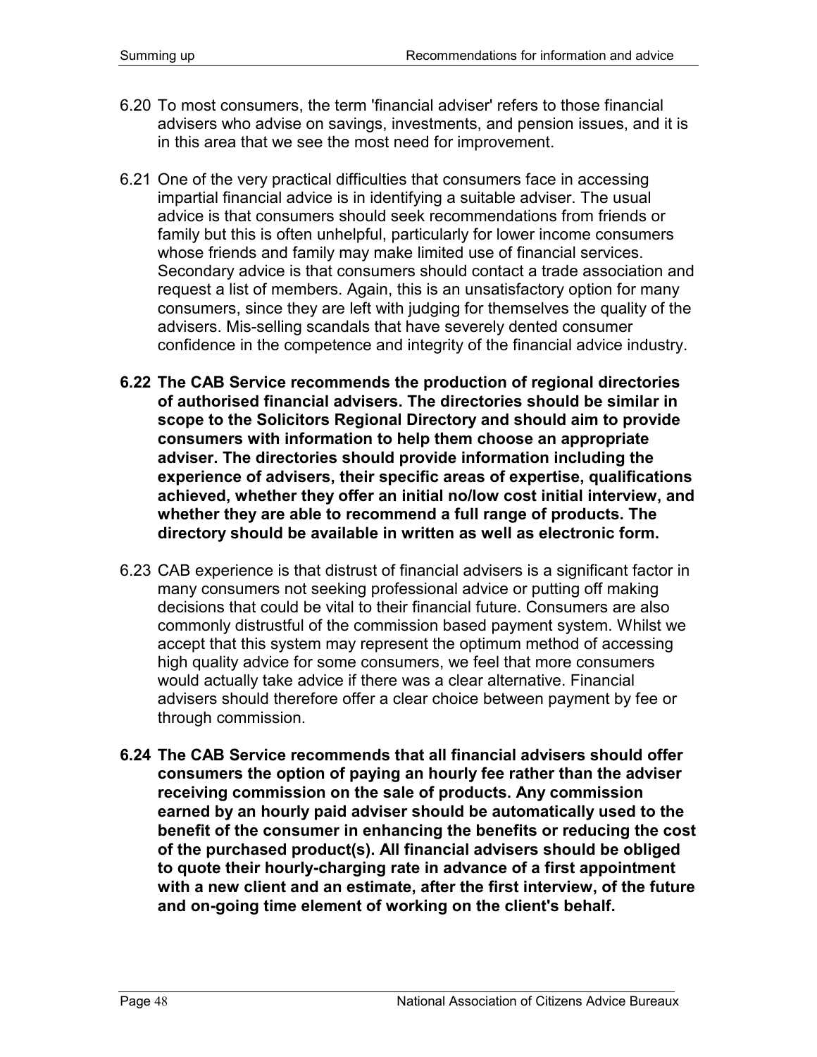6.20 To most consumers, the term 'financial adviser' refers to those financial advisers who advise on savings, investments, and pension issues, and it is in this area that we see the most need for improvement.

6.21 One of the very practical difficulties that consumers face in accessing impartial financial advice is in identifying a suitable adviser. The usual advice is that consumers should seek recommendations from friends or family but this is often unhelpful, particularly for lower income consumers whose friends and family may make limited use of financial services. Secondary advice is that consumers should contact a trade association and request a list of members. Again, this is an unsatisfactory option for many consumers, since they are left with judging for themselves the quality of the advisers. Mis-selling scandals that have severely dented consumer confidence in the competence and integrity of the financial advice industry.

**6.22 The CAB Service recommends the production of regional directories of authorised financial advisers. The directories should be similar in scope to the Solicitors Regional Directory and should aim to provide consumers with information to help them choose an appropriate adviser. The directories should provide information including the experience of advisers, their specific areas of expertise, qualifications achieved, whether they offer an initial no/low cost initial interview, and whether they are able to recommend a full range of products. The directory should be available in written as well as electronic form.**

6.23 CAB experience is that distrust of financial advisers is a significant factor in many consumers not seeking professional advice or putting off making decisions that could be vital to their financial future. Consumers are also commonly distrustful of the commission based payment system. Whilst we accept that this system may represent the optimum method of accessing high quality advice for some consumers, we feel that more consumers would actually take advice if there was a clear alternative. Financial advisers should therefore offer a clear choice between payment by fee or through commission.

**6.24 The CAB Service recommends that all financial advisers should offer consumers the option of paying an hourly fee rather than the adviser receiving commission on the sale of products. Any commission earned by an hourly paid adviser should be automatically used to the benefit of the consumer in enhancing the benefits or reducing the cost of the purchased product(s). All financial advisers should be obliged to quote their hourly-charging rate in advance of a first appointment with a new client and an estimate, after the first interview, of the future and on-going time element of working on the client's behalf.**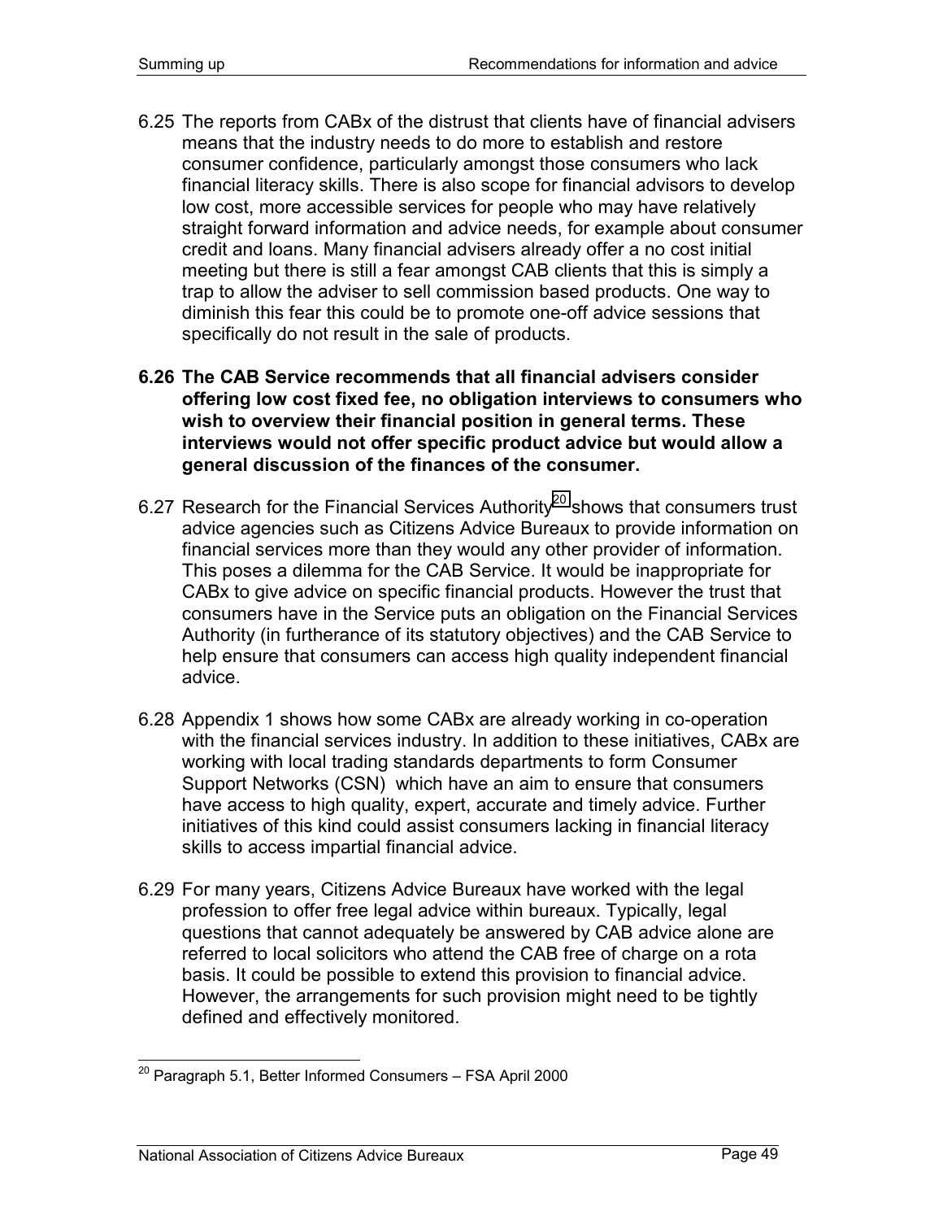6.25 The reports from CABx of the distrust that clients have of financial advisers means that the industry needs to do more to establish and restore consumer confidence, particularly amongst those consumers who lack financial literacy skills. There is also scope for financial advisors to develop low cost, more accessible services for people who may have relatively straight forward information and advice needs, for example about consumer credit and loans. Many financial advisers already offer a no cost initial meeting but there is still a fear amongst CAB clients that this is simply a trap to allow the adviser to sell commission based products. One way to diminish this fear this could be to promote one-off advice sessions that specifically do not result in the sale of products.

**6.26 The CAB Service recommends that all financial advisers consider offering low cost fixed fee, no obligation interviews to consumers who wish to overview their financial position in general terms. These interviews would not offer specific product advice but would allow a general discussion of the finances of the consumer.**

6.27 Research for the Financial Services Authority[20] shows that consumers trust advice agencies such as Citizens Advice Bureaux to provide information on financial services more than they would any other provider of information. This poses a dilemma for the CAB Service. It would be inappropriate for CABx to give advice on specific financial products. However the trust that consumers have in the Service puts an obligation on the Financial Services Authority (in furtherance of its statutory objectives) and the CAB Service to help ensure that consumers can access high quality independent financial advice.

6.28 Appendix 1 shows how some CABx are already working in co-operation with the financial services industry. In addition to these initiatives, CABx are working with local trading standards departments to form Consumer Support Networks (CSN) which have an aim to ensure that consumers have access to high quality, expert, accurate and timely advice. Further initiatives of this kind could assist consumers lacking in financial literacy skills to access impartial financial advice.

6.29 For many years, Citizens Advice Bureaux have worked with the legal profession to offer free legal advice within bureaux. Typically, legal questions that cannot adequately be answered by CAB advice alone are referred to local solicitors who attend the CAB free of charge on a rota basis. It could be possible to extend this provision to financial advice. However, the arrangements for such provision might need to be tightly defined and effectively monitored.

---

[20] Paragraph 5.1, Better Informed Consumers – FSA April 2000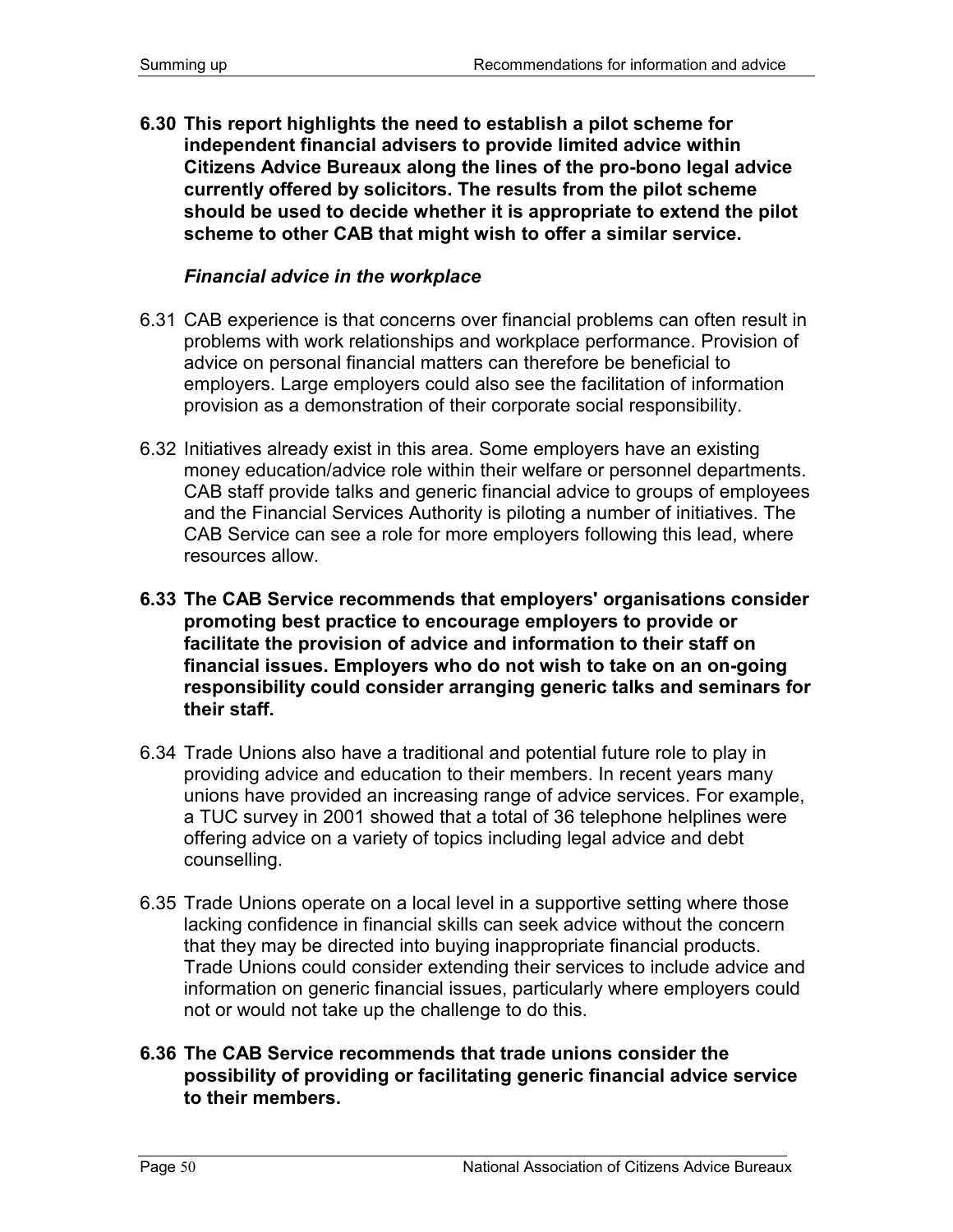**6.30 This report highlights the need to establish a pilot scheme for independent financial advisers to provide limited advice within Citizens Advice Bureaux along the lines of the pro-bono legal advice currently offered by solicitors. The results from the pilot scheme should be used to decide whether it is appropriate to extend the pilot scheme to other CAB that might wish to offer a similar service.**

### *Financial advice in the workplace*

6.31 CAB experience is that concerns over financial problems can often result in problems with work relationships and workplace performance. Provision of advice on personal financial matters can therefore be beneficial to employers. Large employers could also see the facilitation of information provision as a demonstration of their corporate social responsibility.

6.32 Initiatives already exist in this area. Some employers have an existing money education/advice role within their welfare or personnel departments. CAB staff provide talks and generic financial advice to groups of employees and the Financial Services Authority is piloting a number of initiatives. The CAB Service can see a role for more employers following this lead, where resources allow.

**6.33 The CAB Service recommends that employers' organisations consider promoting best practice to encourage employers to provide or facilitate the provision of advice and information to their staff on financial issues. Employers who do not wish to take on an on-going responsibility could consider arranging generic talks and seminars for their staff.**

6.34 Trade Unions also have a traditional and potential future role to play in providing advice and education to their members. In recent years many unions have provided an increasing range of advice services. For example, a TUC survey in 2001 showed that a total of 36 telephone helplines were offering advice on a variety of topics including legal advice and debt counselling.

6.35 Trade Unions operate on a local level in a supportive setting where those lacking confidence in financial skills can seek advice without the concern that they may be directed into buying inappropriate financial products. Trade Unions could consider extending their services to include advice and information on generic financial issues, particularly where employers could not or would not take up the challenge to do this.

**6.36 The CAB Service recommends that trade unions consider the possibility of providing or facilitating generic financial advice service to their members.**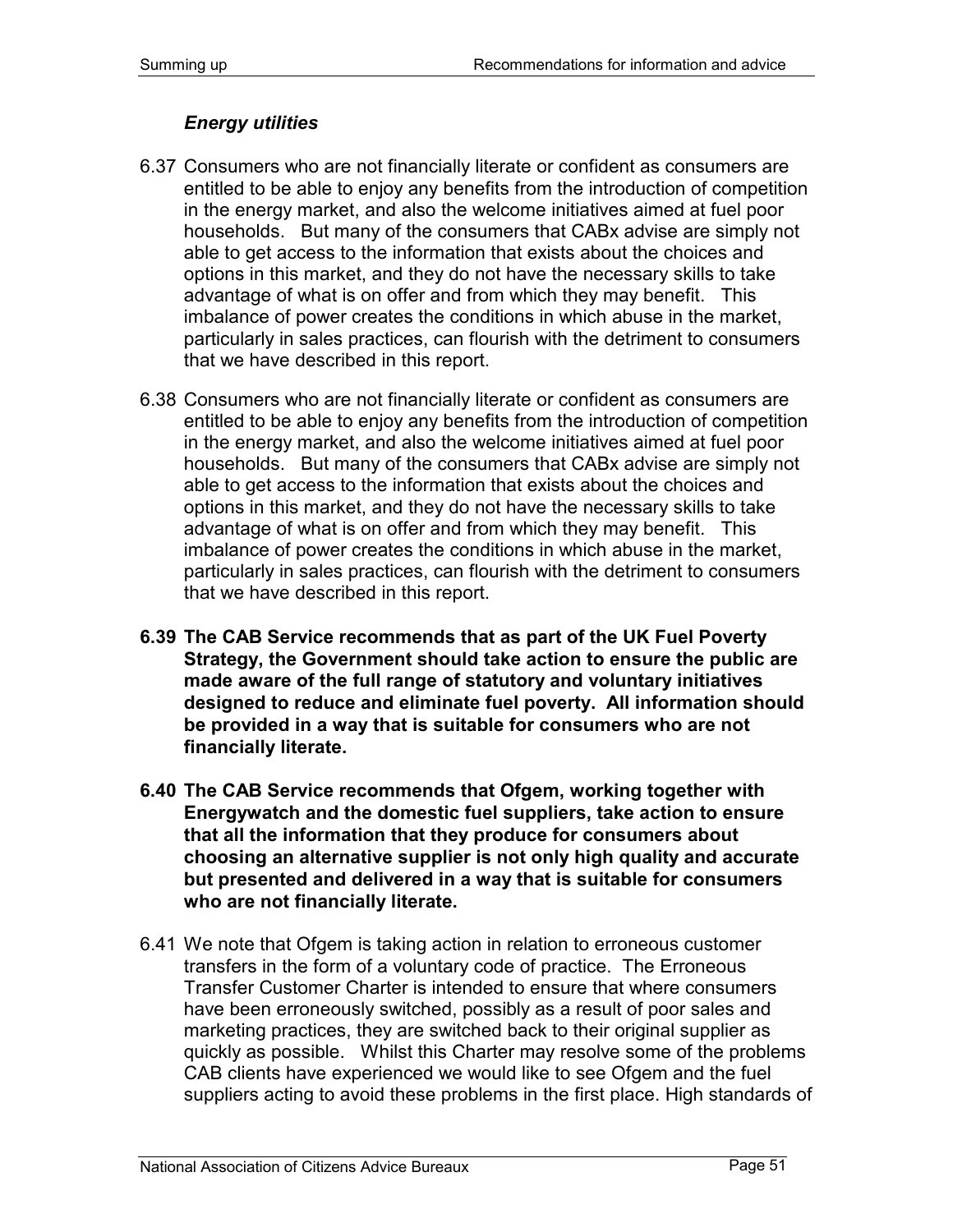### *Energy utilities*

6.37 Consumers who are not financially literate or confident as consumers are entitled to be able to enjoy any benefits from the introduction of competition in the energy market, and also the welcome initiatives aimed at fuel poor households. But many of the consumers that CABx advise are simply not able to get access to the information that exists about the choices and options in this market, and they do not have the necessary skills to take advantage of what is on offer and from which they may benefit. This imbalance of power creates the conditions in which abuse in the market, particularly in sales practices, can flourish with the detriment to consumers that we have described in this report.

6.38 Consumers who are not financially literate or confident as consumers are entitled to be able to enjoy any benefits from the introduction of competition in the energy market, and also the welcome initiatives aimed at fuel poor households. But many of the consumers that CABx advise are simply not able to get access to the information that exists about the choices and options in this market, and they do not have the necessary skills to take advantage of what is on offer and from which they may benefit. This imbalance of power creates the conditions in which abuse in the market, particularly in sales practices, can flourish with the detriment to consumers that we have described in this report.

**6.39 The CAB Service recommends that as part of the UK Fuel Poverty Strategy, the Government should take action to ensure the public are made aware of the full range of statutory and voluntary initiatives designed to reduce and eliminate fuel poverty. All information should be provided in a way that is suitable for consumers who are not financially literate.**

**6.40 The CAB Service recommends that Ofgem, working together with Energywatch and the domestic fuel suppliers, take action to ensure that all the information that they produce for consumers about choosing an alternative supplier is not only high quality and accurate but presented and delivered in a way that is suitable for consumers who are not financially literate.**

6.41 We note that Ofgem is taking action in relation to erroneous customer transfers in the form of a voluntary code of practice. The Erroneous Transfer Customer Charter is intended to ensure that where consumers have been erroneously switched, possibly as a result of poor sales and marketing practices, they are switched back to their original supplier as quickly as possible. Whilst this Charter may resolve some of the problems CAB clients have experienced we would like to see Ofgem and the fuel suppliers acting to avoid these problems in the first place. High standards of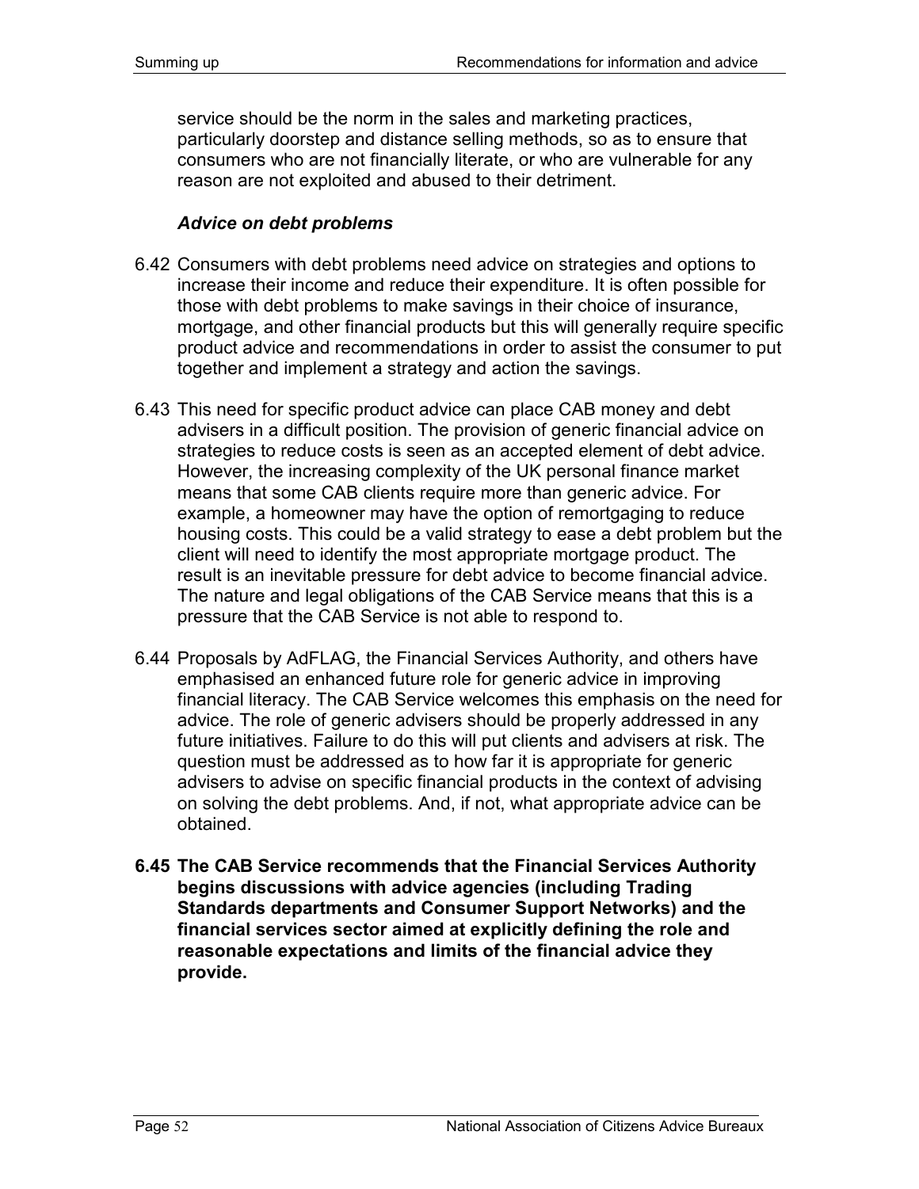service should be the norm in the sales and marketing practices, particularly doorstep and distance selling methods, so as to ensure that consumers who are not financially literate, or who are vulnerable for any reason are not exploited and abused to their detriment.

### *Advice on debt problems*

6.42 Consumers with debt problems need advice on strategies and options to increase their income and reduce their expenditure. It is often possible for those with debt problems to make savings in their choice of insurance, mortgage, and other financial products but this will generally require specific product advice and recommendations in order to assist the consumer to put together and implement a strategy and action the savings.

6.43 This need for specific product advice can place CAB money and debt advisers in a difficult position. The provision of generic financial advice on strategies to reduce costs is seen as an accepted element of debt advice. However, the increasing complexity of the UK personal finance market means that some CAB clients require more than generic advice. For example, a homeowner may have the option of remortgaging to reduce housing costs. This could be a valid strategy to ease a debt problem but the client will need to identify the most appropriate mortgage product. The result is an inevitable pressure for debt advice to become financial advice. The nature and legal obligations of the CAB Service means that this is a pressure that the CAB Service is not able to respond to.

6.44 Proposals by AdFLAG, the Financial Services Authority, and others have emphasised an enhanced future role for generic advice in improving financial literacy. The CAB Service welcomes this emphasis on the need for advice. The role of generic advisers should be properly addressed in any future initiatives. Failure to do this will put clients and advisers at risk. The question must be addressed as to how far it is appropriate for generic advisers to advise on specific financial products in the context of advising on solving the debt problems. And, if not, what appropriate advice can be obtained.

**6.45 The CAB Service recommends that the Financial Services Authority begins discussions with advice agencies (including Trading Standards departments and Consumer Support Networks) and the financial services sector aimed at explicitly defining the role and reasonable expectations and limits of the financial advice they provide.**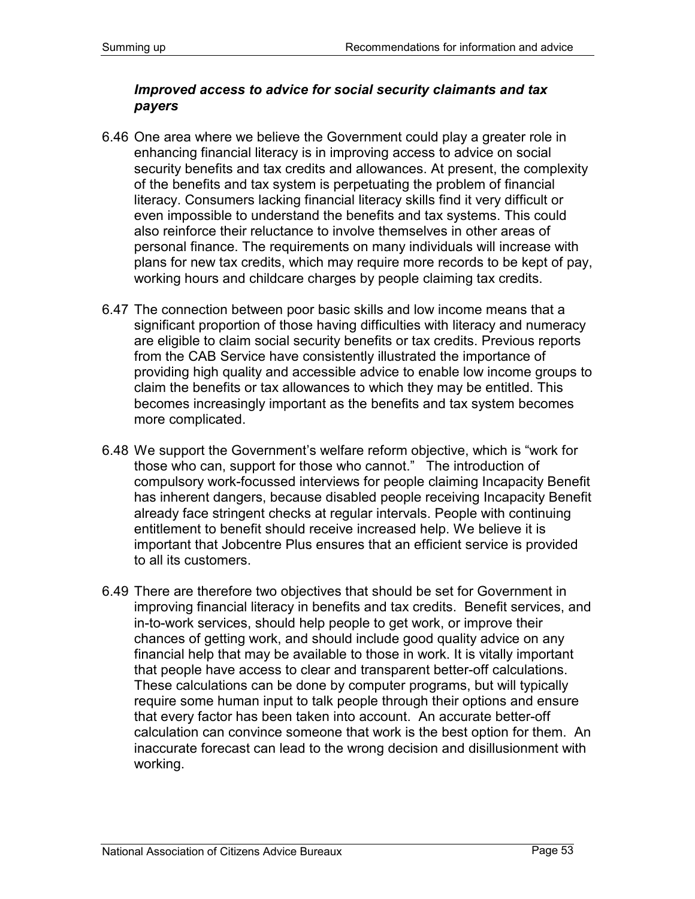### *Improved access to advice for social security claimants and tax payers*

6.46 One area where we believe the Government could play a greater role in enhancing financial literacy is in improving access to advice on social security benefits and tax credits and allowances. At present, the complexity of the benefits and tax system is perpetuating the problem of financial literacy. Consumers lacking financial literacy skills find it very difficult or even impossible to understand the benefits and tax systems. This could also reinforce their reluctance to involve themselves in other areas of personal finance. The requirements on many individuals will increase with plans for new tax credits, which may require more records to be kept of pay, working hours and childcare charges by people claiming tax credits.

6.47 The connection between poor basic skills and low income means that a significant proportion of those having difficulties with literacy and numeracy are eligible to claim social security benefits or tax credits. Previous reports from the CAB Service have consistently illustrated the importance of providing high quality and accessible advice to enable low income groups to claim the benefits or tax allowances to which they may be entitled. This becomes increasingly important as the benefits and tax system becomes more complicated.

6.48 We support the Government's welfare reform objective, which is "work for those who can, support for those who cannot." The introduction of compulsory work-focussed interviews for people claiming Incapacity Benefit has inherent dangers, because disabled people receiving Incapacity Benefit already face stringent checks at regular intervals. People with continuing entitlement to benefit should receive increased help. We believe it is important that Jobcentre Plus ensures that an efficient service is provided to all its customers.

6.49 There are therefore two objectives that should be set for Government in improving financial literacy in benefits and tax credits. Benefit services, and in-to-work services, should help people to get work, or improve their chances of getting work, and should include good quality advice on any financial help that may be available to those in work. It is vitally important that people have access to clear and transparent better-off calculations. These calculations can be done by computer programs, but will typically require some human input to talk people through their options and ensure that every factor has been taken into account. An accurate better-off calculation can convince someone that work is the best option for them. An inaccurate forecast can lead to the wrong decision and disillusionment with working.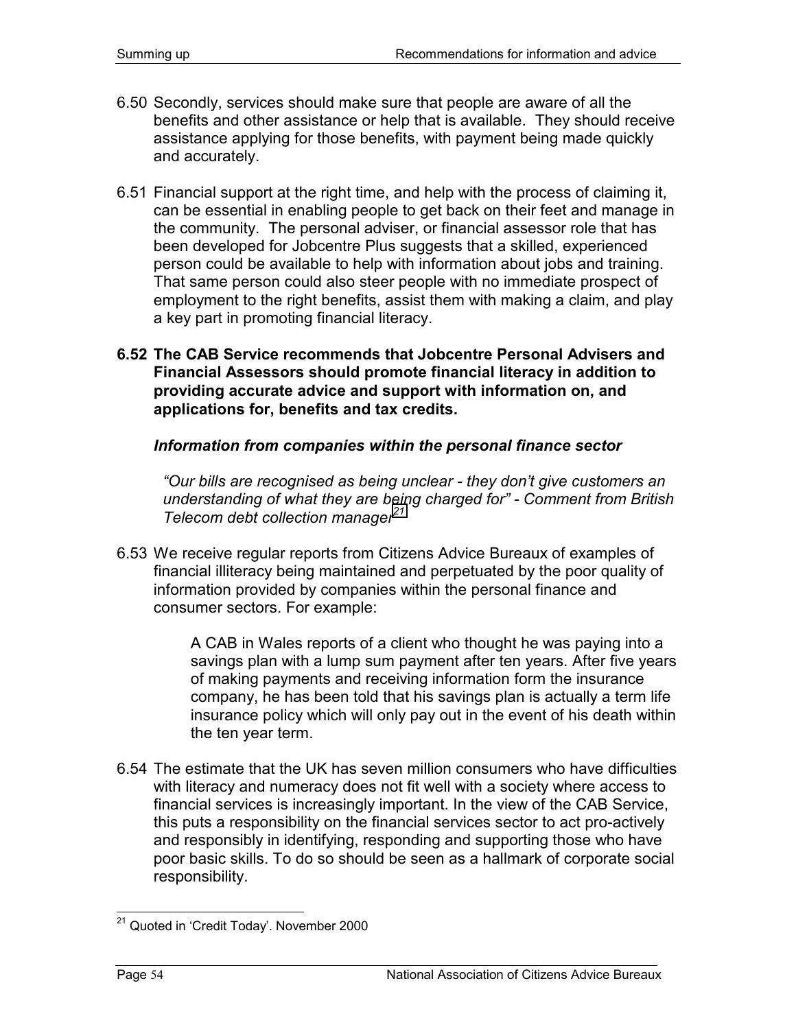6.50 Secondly, services should make sure that people are aware of all the benefits and other assistance or help that is available. They should receive assistance applying for those benefits, with payment being made quickly and accurately.

6.51 Financial support at the right time, and help with the process of claiming it, can be essential in enabling people to get back on their feet and manage in the community. The personal adviser, or financial assessor role that has been developed for Jobcentre Plus suggests that a skilled, experienced person could be available to help with information about jobs and training. That same person could also steer people with no immediate prospect of employment to the right benefits, assist them with making a claim, and play a key part in promoting financial literacy.

**6.52 The CAB Service recommends that Jobcentre Personal Advisers and Financial Assessors should promote financial literacy in addition to providing accurate advice and support with information on, and applications for, benefits and tax credits.**

### *Information from companies within the personal finance sector*

> *"Our bills are recognised as being unclear - they don't give customers an understanding of what they are being charged for" - Comment from British Telecom debt collection manager*[21]

6.53 We receive regular reports from Citizens Advice Bureaux of examples of financial illiteracy being maintained and perpetuated by the poor quality of information provided by companies within the personal finance and consumer sectors. For example:

> A CAB in Wales reports of a client who thought he was paying into a savings plan with a lump sum payment after ten years. After five years of making payments and receiving information form the insurance company, he has been told that his savings plan is actually a term life insurance policy which will only pay out in the event of his death within the ten year term.

6.54 The estimate that the UK has seven million consumers who have difficulties with literacy and numeracy does not fit well with a society where access to financial services is increasingly important. In the view of the CAB Service, this puts a responsibility on the financial services sector to act pro-actively and responsibly in identifying, responding and supporting those who have poor basic skills. To do so should be seen as a hallmark of corporate social responsibility.

---

[21] Quoted in 'Credit Today'. November 2000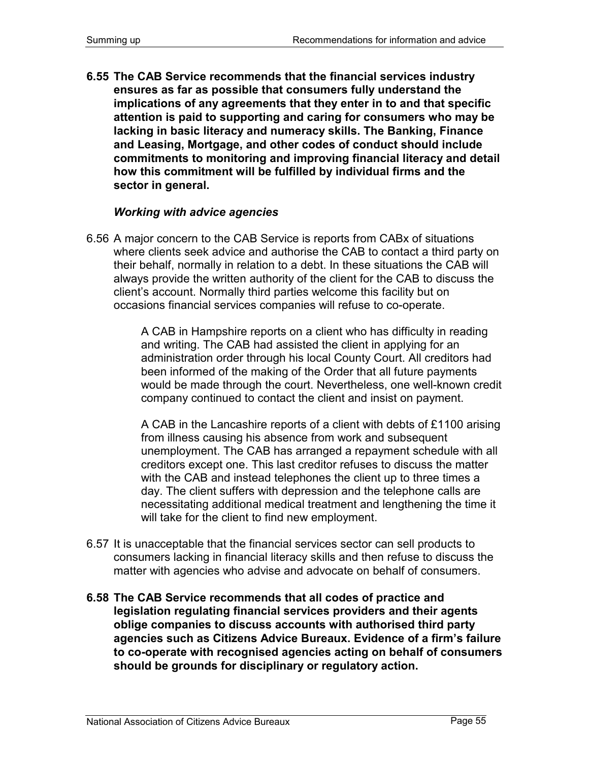**6.55 The CAB Service recommends that the financial services industry ensures as far as possible that consumers fully understand the implications of any agreements that they enter in to and that specific attention is paid to supporting and caring for consumers who may be lacking in basic literacy and numeracy skills. The Banking, Finance and Leasing, Mortgage, and other codes of conduct should include commitments to monitoring and improving financial literacy and detail how this commitment will be fulfilled by individual firms and the sector in general.**

***Working with advice agencies***

6.56 A major concern to the CAB Service is reports from CABx of situations where clients seek advice and authorise the CAB to contact a third party on their behalf, normally in relation to a debt. In these situations the CAB will always provide the written authority of the client for the CAB to discuss the client's account. Normally third parties welcome this facility but on occasions financial services companies will refuse to co-operate.

> A CAB in Hampshire reports on a client who has difficulty in reading and writing. The CAB had assisted the client in applying for an administration order through his local County Court. All creditors had been informed of the making of the Order that all future payments would be made through the court. Nevertheless, one well-known credit company continued to contact the client and insist on payment.
>
> A CAB in the Lancashire reports of a client with debts of £1100 arising from illness causing his absence from work and subsequent unemployment. The CAB has arranged a repayment schedule with all creditors except one. This last creditor refuses to discuss the matter with the CAB and instead telephones the client up to three times a day. The client suffers with depression and the telephone calls are necessitating additional medical treatment and lengthening the time it will take for the client to find new employment.

6.57 It is unacceptable that the financial services sector can sell products to consumers lacking in financial literacy skills and then refuse to discuss the matter with agencies who advise and advocate on behalf of consumers.

**6.58 The CAB Service recommends that all codes of practice and legislation regulating financial services providers and their agents oblige companies to discuss accounts with authorised third party agencies such as Citizens Advice Bureaux. Evidence of a firm's failure to co-operate with recognised agencies acting on behalf of consumers should be grounds for disciplinary or regulatory action.**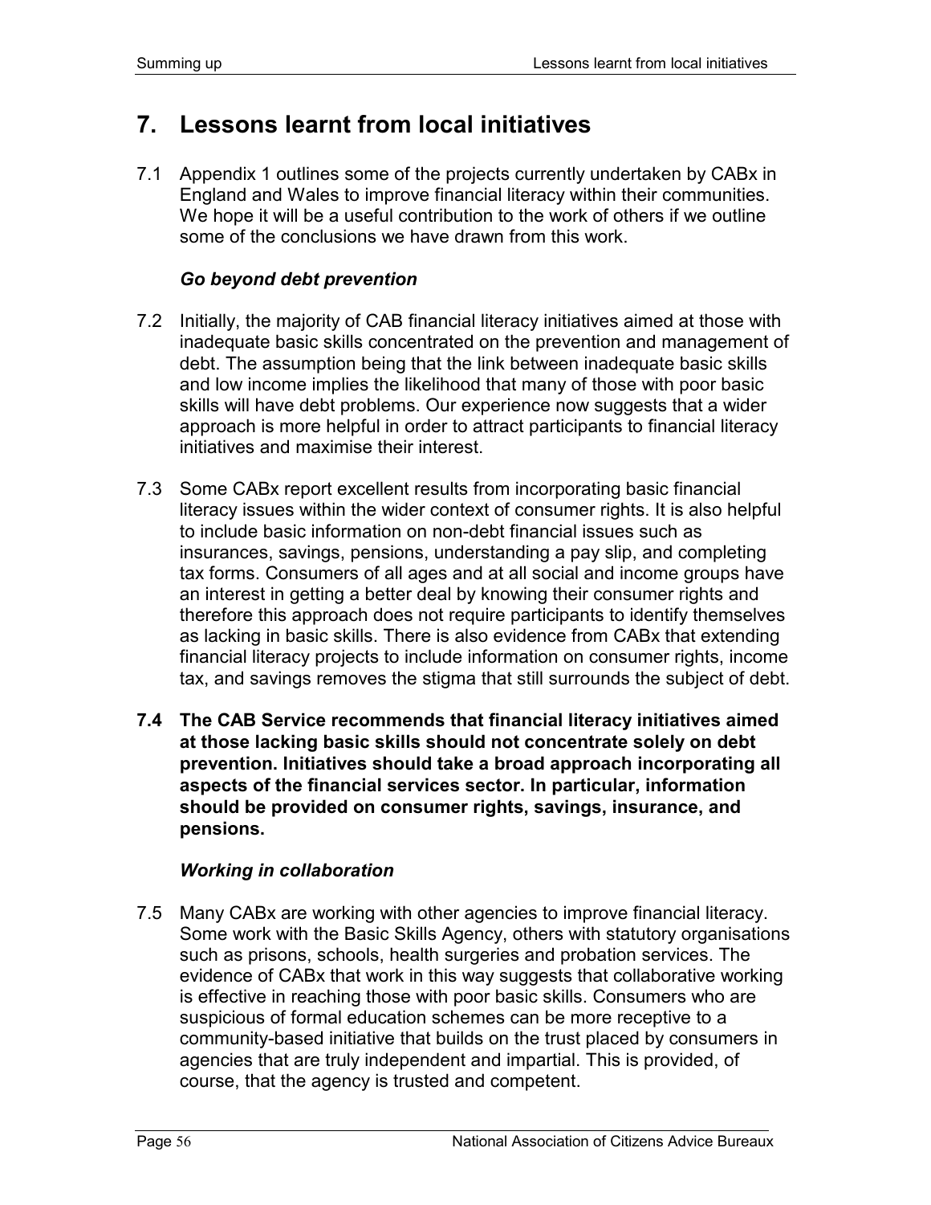# 7. Lessons learnt from local initiatives

7.1 Appendix 1 outlines some of the projects currently undertaken by CABx in England and Wales to improve financial literacy within their communities. We hope it will be a useful contribution to the work of others if we outline some of the conclusions we have drawn from this work.

### *Go beyond debt prevention*

7.2 Initially, the majority of CAB financial literacy initiatives aimed at those with inadequate basic skills concentrated on the prevention and management of debt. The assumption being that the link between inadequate basic skills and low income implies the likelihood that many of those with poor basic skills will have debt problems. Our experience now suggests that a wider approach is more helpful in order to attract participants to financial literacy initiatives and maximise their interest.

7.3 Some CABx report excellent results from incorporating basic financial literacy issues within the wider context of consumer rights. It is also helpful to include basic information on non-debt financial issues such as insurances, savings, pensions, understanding a pay slip, and completing tax forms. Consumers of all ages and at all social and income groups have an interest in getting a better deal by knowing their consumer rights and therefore this approach does not require participants to identify themselves as lacking in basic skills. There is also evidence from CABx that extending financial literacy projects to include information on consumer rights, income tax, and savings removes the stigma that still surrounds the subject of debt.

**7.4 The CAB Service recommends that financial literacy initiatives aimed at those lacking basic skills should not concentrate solely on debt prevention. Initiatives should take a broad approach incorporating all aspects of the financial services sector. In particular, information should be provided on consumer rights, savings, insurance, and pensions.**

### *Working in collaboration*

7.5 Many CABx are working with other agencies to improve financial literacy. Some work with the Basic Skills Agency, others with statutory organisations such as prisons, schools, health surgeries and probation services. The evidence of CABx that work in this way suggests that collaborative working is effective in reaching those with poor basic skills. Consumers who are suspicious of formal education schemes can be more receptive to a community-based initiative that builds on the trust placed by consumers in agencies that are truly independent and impartial. This is provided, of course, that the agency is trusted and competent.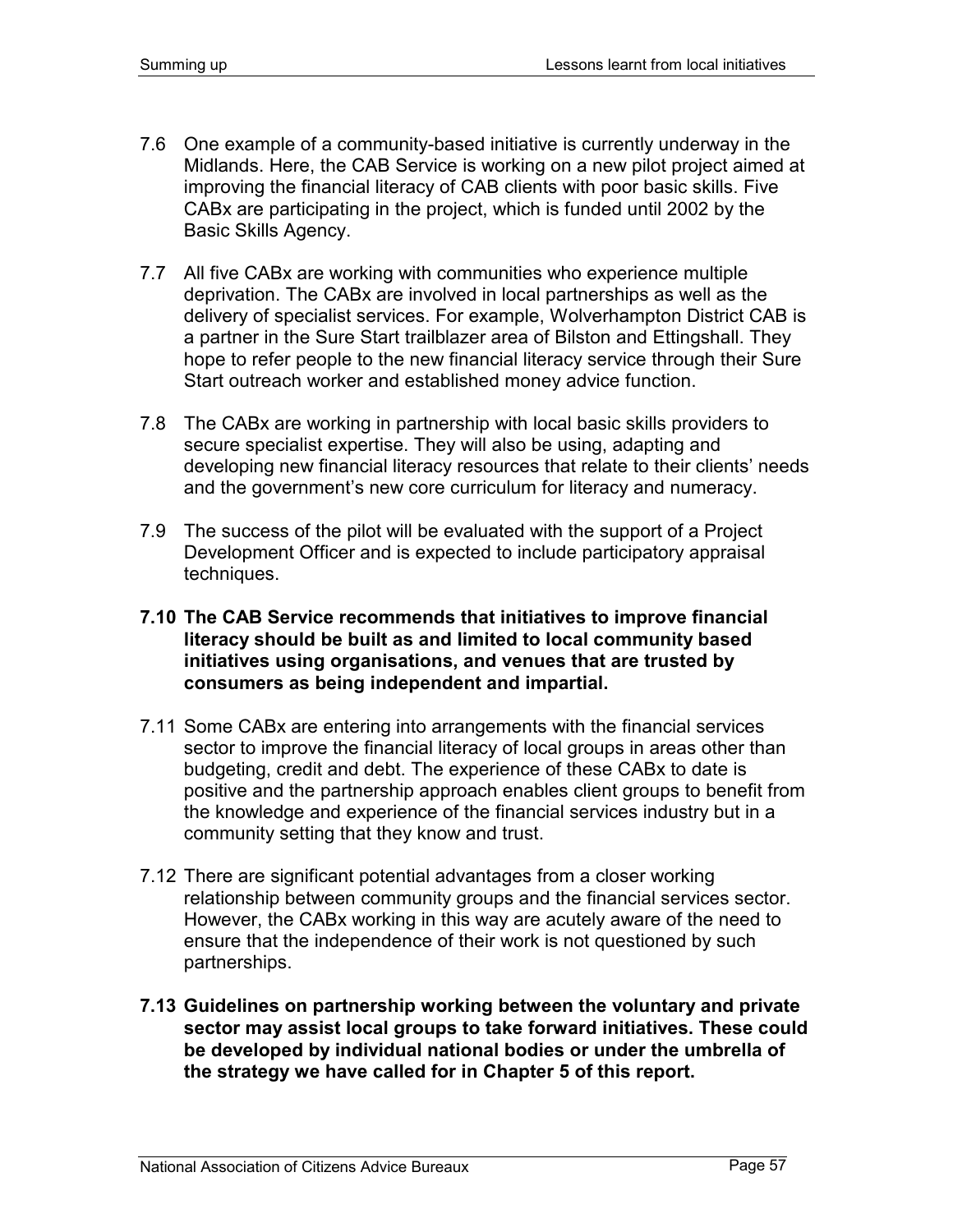7.6 One example of a community-based initiative is currently underway in the Midlands. Here, the CAB Service is working on a new pilot project aimed at improving the financial literacy of CAB clients with poor basic skills. Five CABx are participating in the project, which is funded until 2002 by the Basic Skills Agency.

7.7 All five CABx are working with communities who experience multiple deprivation. The CABx are involved in local partnerships as well as the delivery of specialist services. For example, Wolverhampton District CAB is a partner in the Sure Start trailblazer area of Bilston and Ettingshall. They hope to refer people to the new financial literacy service through their Sure Start outreach worker and established money advice function.

7.8 The CABx are working in partnership with local basic skills providers to secure specialist expertise. They will also be using, adapting and developing new financial literacy resources that relate to their clients' needs and the government's new core curriculum for literacy and numeracy.

7.9 The success of the pilot will be evaluated with the support of a Project Development Officer and is expected to include participatory appraisal techniques.

**7.10 The CAB Service recommends that initiatives to improve financial literacy should be built as and limited to local community based initiatives using organisations, and venues that are trusted by consumers as being independent and impartial.**

7.11 Some CABx are entering into arrangements with the financial services sector to improve the financial literacy of local groups in areas other than budgeting, credit and debt. The experience of these CABx to date is positive and the partnership approach enables client groups to benefit from the knowledge and experience of the financial services industry but in a community setting that they know and trust.

7.12 There are significant potential advantages from a closer working relationship between community groups and the financial services sector. However, the CABx working in this way are acutely aware of the need to ensure that the independence of their work is not questioned by such partnerships.

**7.13 Guidelines on partnership working between the voluntary and private sector may assist local groups to take forward initiatives. These could be developed by individual national bodies or under the umbrella of the strategy we have called for in Chapter 5 of this report.**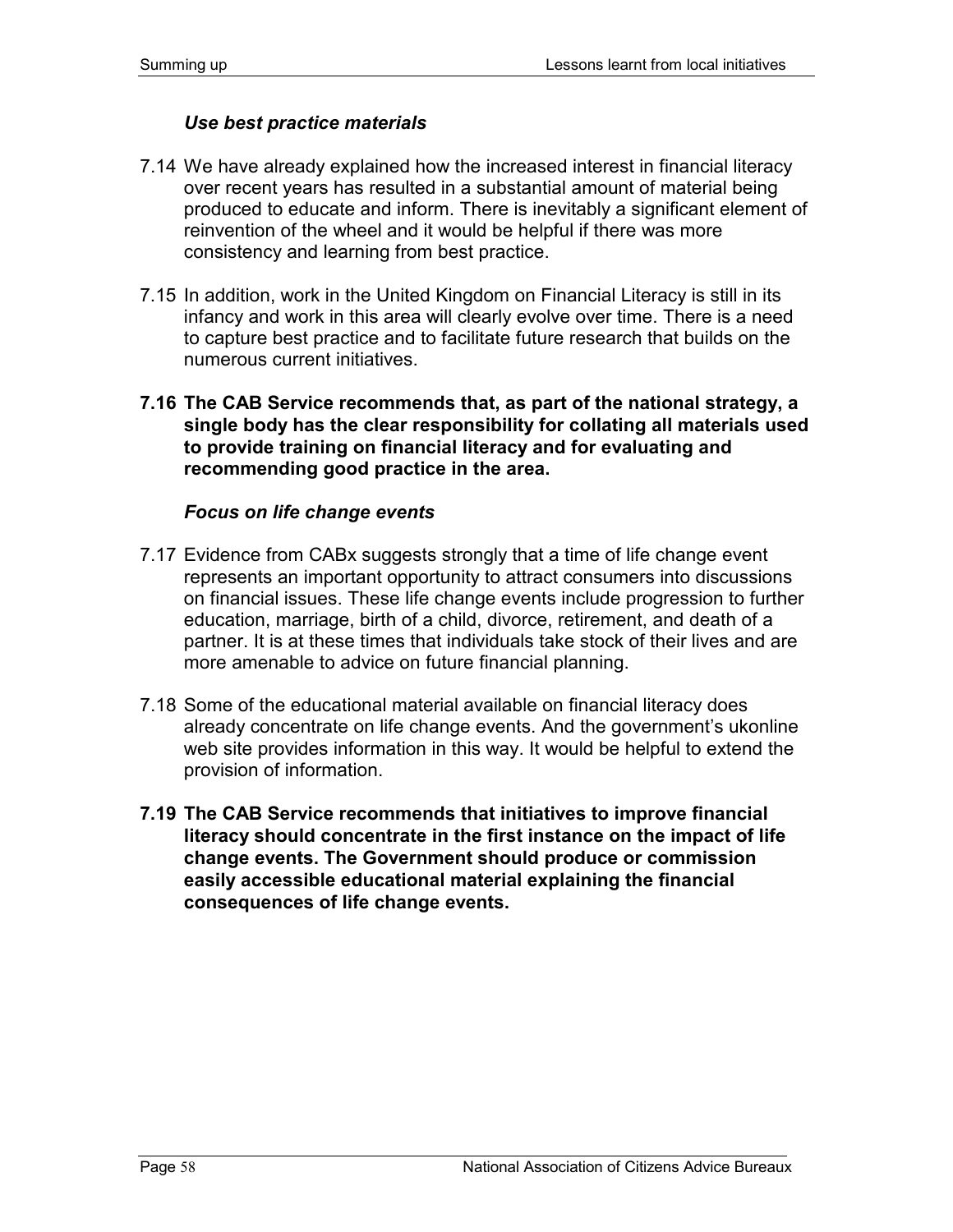### *Use best practice materials*

7.14 We have already explained how the increased interest in financial literacy over recent years has resulted in a substantial amount of material being produced to educate and inform. There is inevitably a significant element of reinvention of the wheel and it would be helpful if there was more consistency and learning from best practice.

7.15 In addition, work in the United Kingdom on Financial Literacy is still in its infancy and work in this area will clearly evolve over time. There is a need to capture best practice and to facilitate future research that builds on the numerous current initiatives.

**7.16 The CAB Service recommends that, as part of the national strategy, a single body has the clear responsibility for collating all materials used to provide training on financial literacy and for evaluating and recommending good practice in the area.**

### *Focus on life change events*

7.17 Evidence from CABx suggests strongly that a time of life change event represents an important opportunity to attract consumers into discussions on financial issues. These life change events include progression to further education, marriage, birth of a child, divorce, retirement, and death of a partner. It is at these times that individuals take stock of their lives and are more amenable to advice on future financial planning.

7.18 Some of the educational material available on financial literacy does already concentrate on life change events. And the government's ukonline web site provides information in this way. It would be helpful to extend the provision of information.

**7.19 The CAB Service recommends that initiatives to improve financial literacy should concentrate in the first instance on the impact of life change events. The Government should produce or commission easily accessible educational material explaining the financial consequences of life change events.**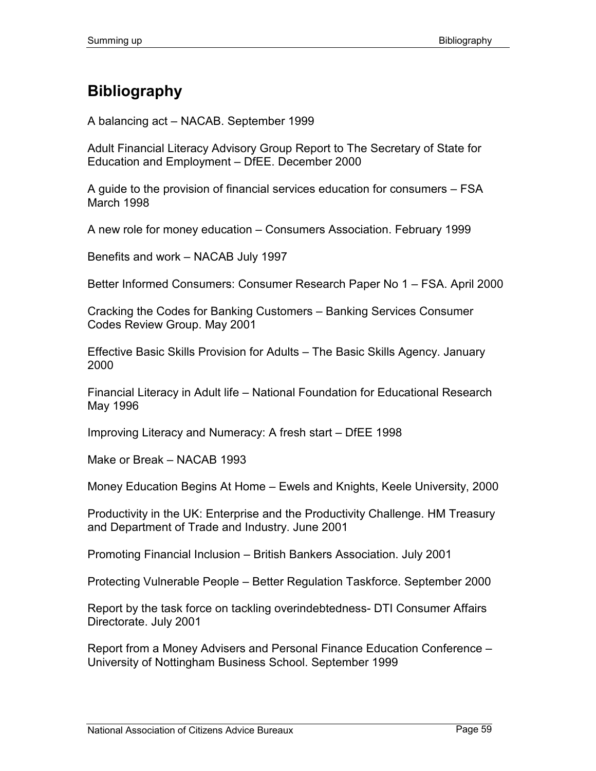# Bibliography

A balancing act – NACAB. September 1999

Adult Financial Literacy Advisory Group Report to The Secretary of State for Education and Employment – DfEE. December 2000

A guide to the provision of financial services education for consumers – FSA March 1998

A new role for money education – Consumers Association. February 1999

Benefits and work – NACAB July 1997

Better Informed Consumers: Consumer Research Paper No 1 – FSA. April 2000

Cracking the Codes for Banking Customers – Banking Services Consumer Codes Review Group. May 2001

Effective Basic Skills Provision for Adults – The Basic Skills Agency. January 2000

Financial Literacy in Adult life – National Foundation for Educational Research May 1996

Improving Literacy and Numeracy: A fresh start – DfEE 1998

Make or Break – NACAB 1993

Money Education Begins At Home – Ewels and Knights, Keele University, 2000

Productivity in the UK: Enterprise and the Productivity Challenge. HM Treasury and Department of Trade and Industry. June 2001

Promoting Financial Inclusion – British Bankers Association. July 2001

Protecting Vulnerable People – Better Regulation Taskforce. September 2000

Report by the task force on tackling overindebtedness- DTI Consumer Affairs Directorate. July 2001

Report from a Money Advisers and Personal Finance Education Conference – University of Nottingham Business School. September 1999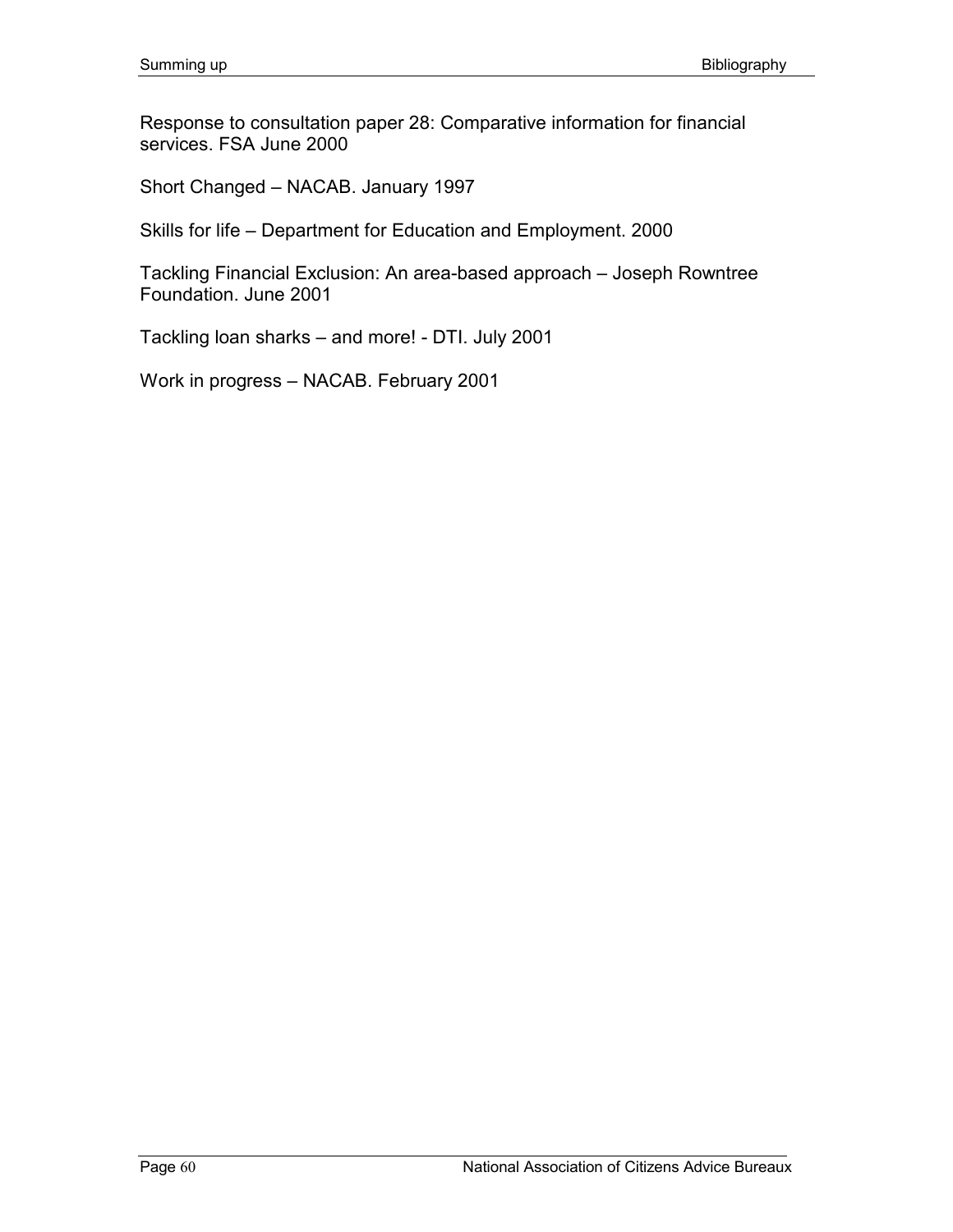Response to consultation paper 28: Comparative information for financial services. FSA June 2000

Short Changed – NACAB. January 1997

Skills for life – Department for Education and Employment. 2000

Tackling Financial Exclusion: An area-based approach – Joseph Rowntree Foundation. June 2001

Tackling loan sharks – and more! - DTI. July 2001

Work in progress – NACAB. February 2001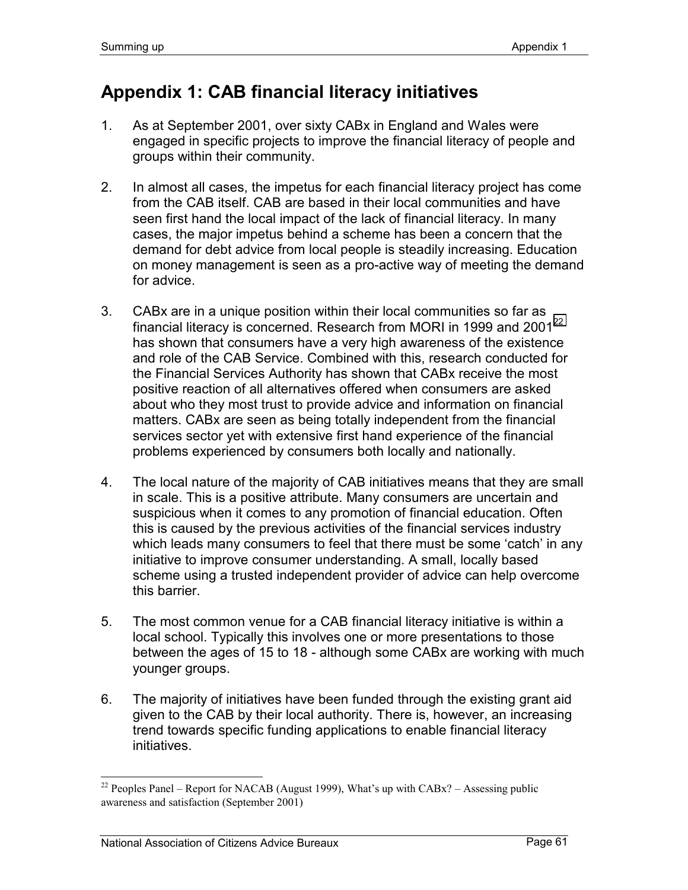# Appendix 1: CAB financial literacy initiatives

1. As at September 2001, over sixty CABx in England and Wales were engaged in specific projects to improve the financial literacy of people and groups within their community.

2. In almost all cases, the impetus for each financial literacy project has come from the CAB itself. CAB are based in their local communities and have seen first hand the local impact of the lack of financial literacy. In many cases, the major impetus behind a scheme has been a concern that the demand for debt advice from local people is steadily increasing. Education on money management is seen as a pro-active way of meeting the demand for advice.

3. CABx are in a unique position within their local communities so far as financial literacy is concerned. Research from MORI in 1999 and 2001[22] has shown that consumers have a very high awareness of the existence and role of the CAB Service. Combined with this, research conducted for the Financial Services Authority has shown that CABx receive the most positive reaction of all alternatives offered when consumers are asked about who they most trust to provide advice and information on financial matters. CABx are seen as being totally independent from the financial services sector yet with extensive first hand experience of the financial problems experienced by consumers both locally and nationally.

4. The local nature of the majority of CAB initiatives means that they are small in scale. This is a positive attribute. Many consumers are uncertain and suspicious when it comes to any promotion of financial education. Often this is caused by the previous activities of the financial services industry which leads many consumers to feel that there must be some 'catch' in any initiative to improve consumer understanding. A small, locally based scheme using a trusted independent provider of advice can help overcome this barrier.

5. The most common venue for a CAB financial literacy initiative is within a local school. Typically this involves one or more presentations to those between the ages of 15 to 18 - although some CABx are working with much younger groups.

6. The majority of initiatives have been funded through the existing grant aid given to the CAB by their local authority. There is, however, an increasing trend towards specific funding applications to enable financial literacy initiatives.

---

[22] Peoples Panel – Report for NACAB (August 1999), What's up with CABx? – Assessing public awareness and satisfaction (September 2001)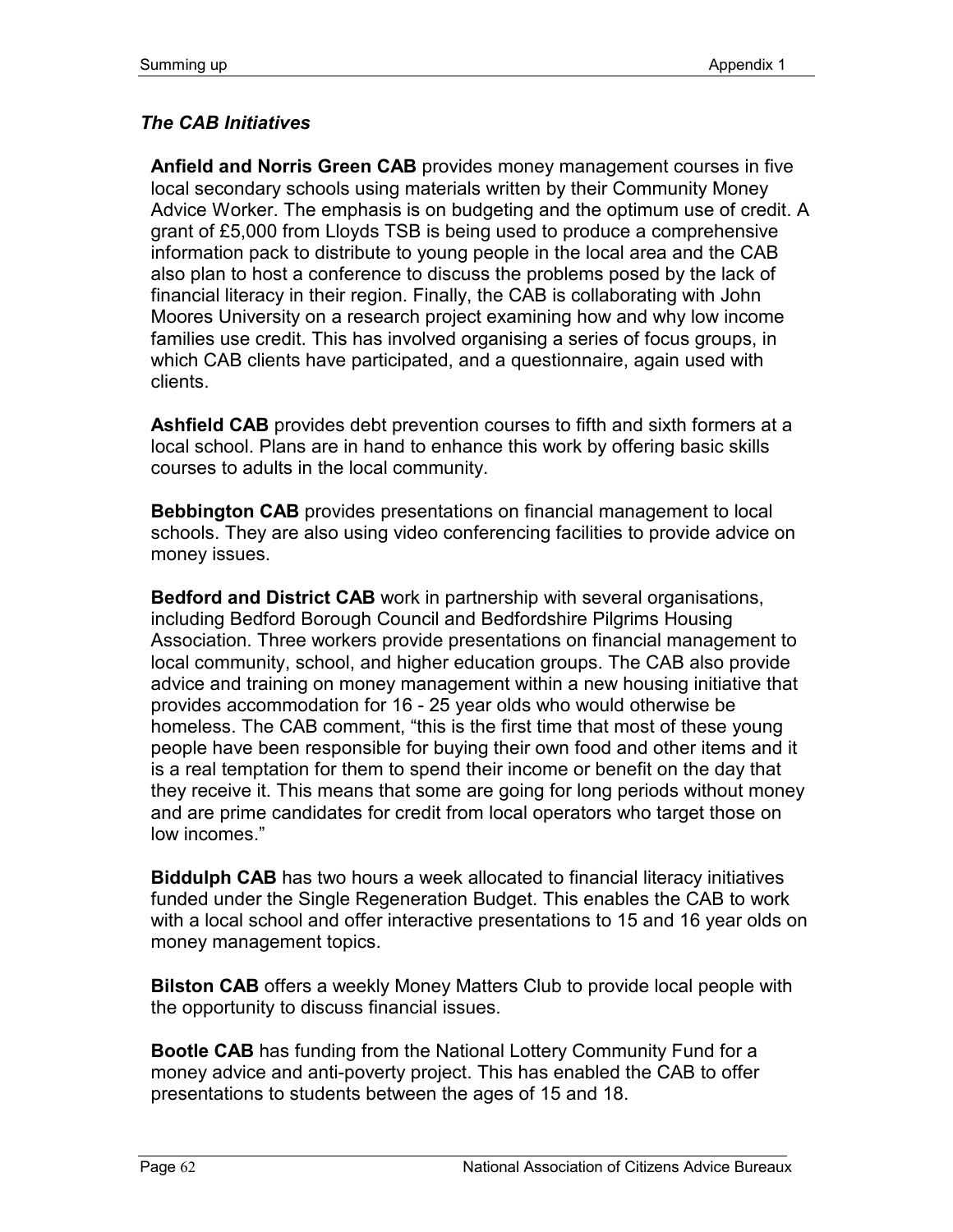### *The CAB Initiatives*

**Anfield and Norris Green CAB** provides money management courses in five local secondary schools using materials written by their Community Money Advice Worker. The emphasis is on budgeting and the optimum use of credit. A grant of £5,000 from Lloyds TSB is being used to produce a comprehensive information pack to distribute to young people in the local area and the CAB also plan to host a conference to discuss the problems posed by the lack of financial literacy in their region. Finally, the CAB is collaborating with John Moores University on a research project examining how and why low income families use credit. This has involved organising a series of focus groups, in which CAB clients have participated, and a questionnaire, again used with clients.

**Ashfield CAB** provides debt prevention courses to fifth and sixth formers at a local school. Plans are in hand to enhance this work by offering basic skills courses to adults in the local community.

**Bebbington CAB** provides presentations on financial management to local schools. They are also using video conferencing facilities to provide advice on money issues.

**Bedford and District CAB** work in partnership with several organisations, including Bedford Borough Council and Bedfordshire Pilgrims Housing Association. Three workers provide presentations on financial management to local community, school, and higher education groups. The CAB also provide advice and training on money management within a new housing initiative that provides accommodation for 16 - 25 year olds who would otherwise be homeless. The CAB comment, “this is the first time that most of these young people have been responsible for buying their own food and other items and it is a real temptation for them to spend their income or benefit on the day that they receive it. This means that some are going for long periods without money and are prime candidates for credit from local operators who target those on low incomes.”

**Biddulph CAB** has two hours a week allocated to financial literacy initiatives funded under the Single Regeneration Budget. This enables the CAB to work with a local school and offer interactive presentations to 15 and 16 year olds on money management topics.

**Bilston CAB** offers a weekly Money Matters Club to provide local people with the opportunity to discuss financial issues.

**Bootle CAB** has funding from the National Lottery Community Fund for a money advice and anti-poverty project. This has enabled the CAB to offer presentations to students between the ages of 15 and 18.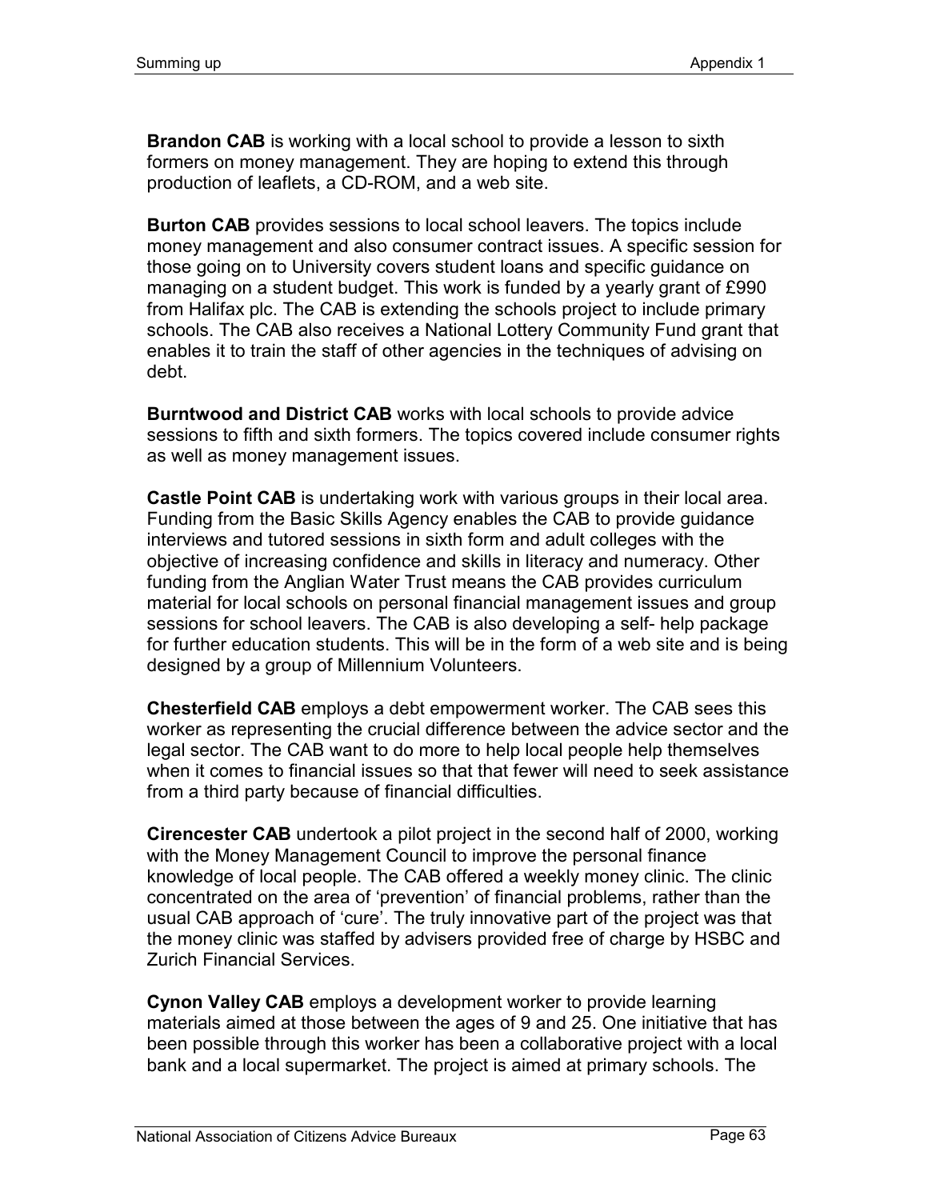**Brandon CAB** is working with a local school to provide a lesson to sixth formers on money management. They are hoping to extend this through production of leaflets, a CD-ROM, and a web site.

**Burton CAB** provides sessions to local school leavers. The topics include money management and also consumer contract issues. A specific session for those going on to University covers student loans and specific guidance on managing on a student budget. This work is funded by a yearly grant of £990 from Halifax plc. The CAB is extending the schools project to include primary schools. The CAB also receives a National Lottery Community Fund grant that enables it to train the staff of other agencies in the techniques of advising on debt.

**Burntwood and District CAB** works with local schools to provide advice sessions to fifth and sixth formers. The topics covered include consumer rights as well as money management issues.

**Castle Point CAB** is undertaking work with various groups in their local area. Funding from the Basic Skills Agency enables the CAB to provide guidance interviews and tutored sessions in sixth form and adult colleges with the objective of increasing confidence and skills in literacy and numeracy. Other funding from the Anglian Water Trust means the CAB provides curriculum material for local schools on personal financial management issues and group sessions for school leavers. The CAB is also developing a self- help package for further education students. This will be in the form of a web site and is being designed by a group of Millennium Volunteers.

**Chesterfield CAB** employs a debt empowerment worker. The CAB sees this worker as representing the crucial difference between the advice sector and the legal sector. The CAB want to do more to help local people help themselves when it comes to financial issues so that that fewer will need to seek assistance from a third party because of financial difficulties.

**Cirencester CAB** undertook a pilot project in the second half of 2000, working with the Money Management Council to improve the personal finance knowledge of local people. The CAB offered a weekly money clinic. The clinic concentrated on the area of 'prevention' of financial problems, rather than the usual CAB approach of 'cure'. The truly innovative part of the project was that the money clinic was staffed by advisers provided free of charge by HSBC and Zurich Financial Services.

**Cynon Valley CAB** employs a development worker to provide learning materials aimed at those between the ages of 9 and 25. One initiative that has been possible through this worker has been a collaborative project with a local bank and a local supermarket. The project is aimed at primary schools. The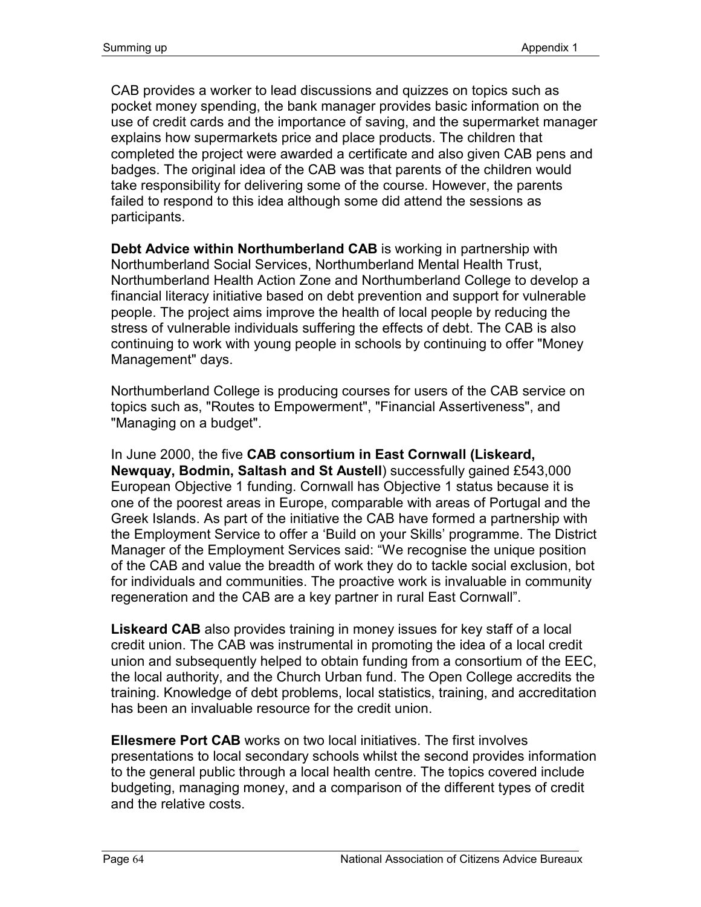CAB provides a worker to lead discussions and quizzes on topics such as pocket money spending, the bank manager provides basic information on the use of credit cards and the importance of saving, and the supermarket manager explains how supermarkets price and place products. The children that completed the project were awarded a certificate and also given CAB pens and badges. The original idea of the CAB was that parents of the children would take responsibility for delivering some of the course. However, the parents failed to respond to this idea although some did attend the sessions as participants.

**Debt Advice within Northumberland CAB** is working in partnership with Northumberland Social Services, Northumberland Mental Health Trust, Northumberland Health Action Zone and Northumberland College to develop a financial literacy initiative based on debt prevention and support for vulnerable people. The project aims improve the health of local people by reducing the stress of vulnerable individuals suffering the effects of debt. The CAB is also continuing to work with young people in schools by continuing to offer "Money Management" days.

Northumberland College is producing courses for users of the CAB service on topics such as, "Routes to Empowerment", "Financial Assertiveness", and "Managing on a budget".

In June 2000, the five **CAB consortium in East Cornwall (Liskeard, Newquay, Bodmin, Saltash and St Austell**) successfully gained £543,000 European Objective 1 funding. Cornwall has Objective 1 status because it is one of the poorest areas in Europe, comparable with areas of Portugal and the Greek Islands. As part of the initiative the CAB have formed a partnership with the Employment Service to offer a 'Build on your Skills' programme. The District Manager of the Employment Services said: "We recognise the unique position of the CAB and value the breadth of work they do to tackle social exclusion, bot for individuals and communities. The proactive work is invaluable in community regeneration and the CAB are a key partner in rural East Cornwall".

**Liskeard CAB** also provides training in money issues for key staff of a local credit union. The CAB was instrumental in promoting the idea of a local credit union and subsequently helped to obtain funding from a consortium of the EEC, the local authority, and the Church Urban fund. The Open College accredits the training. Knowledge of debt problems, local statistics, training, and accreditation has been an invaluable resource for the credit union.

**Ellesmere Port CAB** works on two local initiatives. The first involves presentations to local secondary schools whilst the second provides information to the general public through a local health centre. The topics covered include budgeting, managing money, and a comparison of the different types of credit and the relative costs.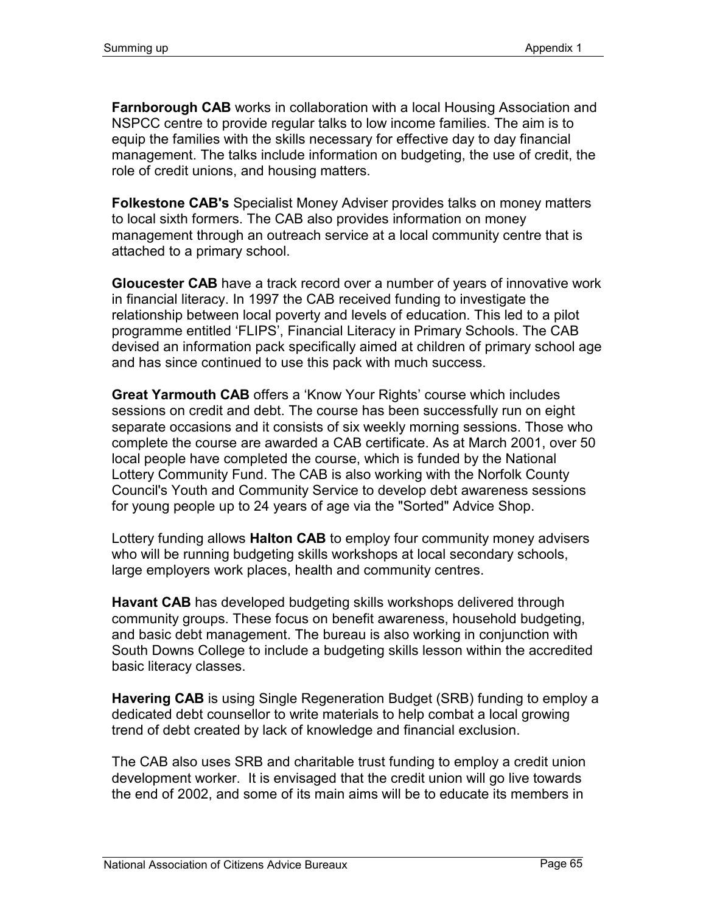**Farnborough CAB** works in collaboration with a local Housing Association and NSPCC centre to provide regular talks to low income families. The aim is to equip the families with the skills necessary for effective day to day financial management. The talks include information on budgeting, the use of credit, the role of credit unions, and housing matters.

**Folkestone CAB's** Specialist Money Adviser provides talks on money matters to local sixth formers. The CAB also provides information on money management through an outreach service at a local community centre that is attached to a primary school.

**Gloucester CAB** have a track record over a number of years of innovative work in financial literacy. In 1997 the CAB received funding to investigate the relationship between local poverty and levels of education. This led to a pilot programme entitled 'FLIPS', Financial Literacy in Primary Schools. The CAB devised an information pack specifically aimed at children of primary school age and has since continued to use this pack with much success.

**Great Yarmouth CAB** offers a 'Know Your Rights' course which includes sessions on credit and debt. The course has been successfully run on eight separate occasions and it consists of six weekly morning sessions. Those who complete the course are awarded a CAB certificate. As at March 2001, over 50 local people have completed the course, which is funded by the National Lottery Community Fund. The CAB is also working with the Norfolk County Council's Youth and Community Service to develop debt awareness sessions for young people up to 24 years of age via the "Sorted" Advice Shop.

Lottery funding allows **Halton CAB** to employ four community money advisers who will be running budgeting skills workshops at local secondary schools, large employers work places, health and community centres.

**Havant CAB** has developed budgeting skills workshops delivered through community groups. These focus on benefit awareness, household budgeting, and basic debt management. The bureau is also working in conjunction with South Downs College to include a budgeting skills lesson within the accredited basic literacy classes.

**Havering CAB** is using Single Regeneration Budget (SRB) funding to employ a dedicated debt counsellor to write materials to help combat a local growing trend of debt created by lack of knowledge and financial exclusion.

The CAB also uses SRB and charitable trust funding to employ a credit union development worker. It is envisaged that the credit union will go live towards the end of 2002, and some of its main aims will be to educate its members in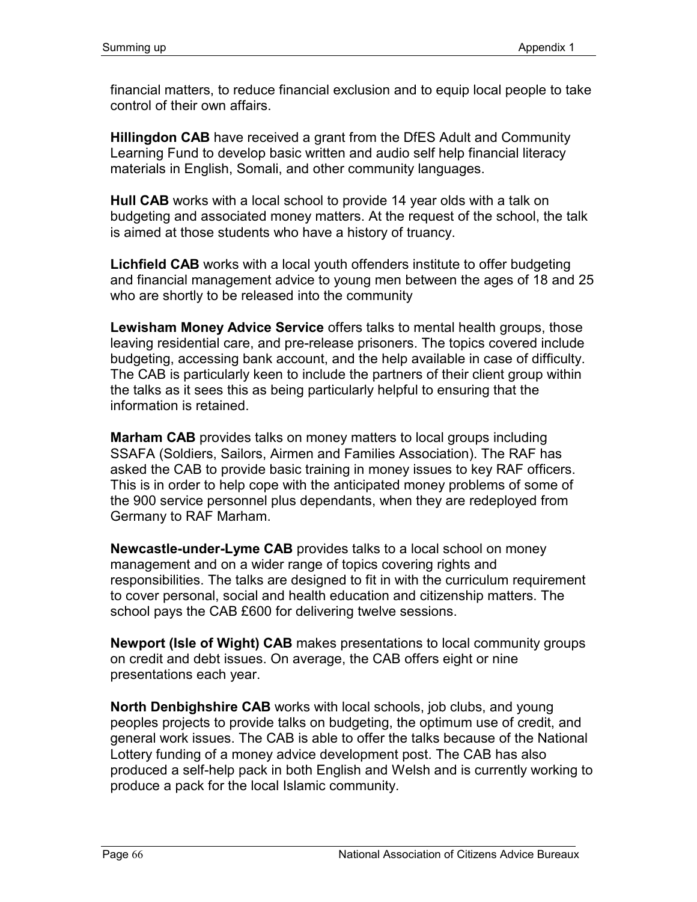financial matters, to reduce financial exclusion and to equip local people to take control of their own affairs.

**Hillingdon CAB** have received a grant from the DfES Adult and Community Learning Fund to develop basic written and audio self help financial literacy materials in English, Somali, and other community languages.

**Hull CAB** works with a local school to provide 14 year olds with a talk on budgeting and associated money matters. At the request of the school, the talk is aimed at those students who have a history of truancy.

**Lichfield CAB** works with a local youth offenders institute to offer budgeting and financial management advice to young men between the ages of 18 and 25 who are shortly to be released into the community

**Lewisham Money Advice Service** offers talks to mental health groups, those leaving residential care, and pre-release prisoners. The topics covered include budgeting, accessing bank account, and the help available in case of difficulty. The CAB is particularly keen to include the partners of their client group within the talks as it sees this as being particularly helpful to ensuring that the information is retained.

**Marham CAB** provides talks on money matters to local groups including SSAFA (Soldiers, Sailors, Airmen and Families Association). The RAF has asked the CAB to provide basic training in money issues to key RAF officers. This is in order to help cope with the anticipated money problems of some of the 900 service personnel plus dependants, when they are redeployed from Germany to RAF Marham.

**Newcastle-under-Lyme CAB** provides talks to a local school on money management and on a wider range of topics covering rights and responsibilities. The talks are designed to fit in with the curriculum requirement to cover personal, social and health education and citizenship matters. The school pays the CAB £600 for delivering twelve sessions.

**Newport (Isle of Wight) CAB** makes presentations to local community groups on credit and debt issues. On average, the CAB offers eight or nine presentations each year.

**North Denbighshire CAB** works with local schools, job clubs, and young peoples projects to provide talks on budgeting, the optimum use of credit, and general work issues. The CAB is able to offer the talks because of the National Lottery funding of a money advice development post. The CAB has also produced a self-help pack in both English and Welsh and is currently working to produce a pack for the local Islamic community.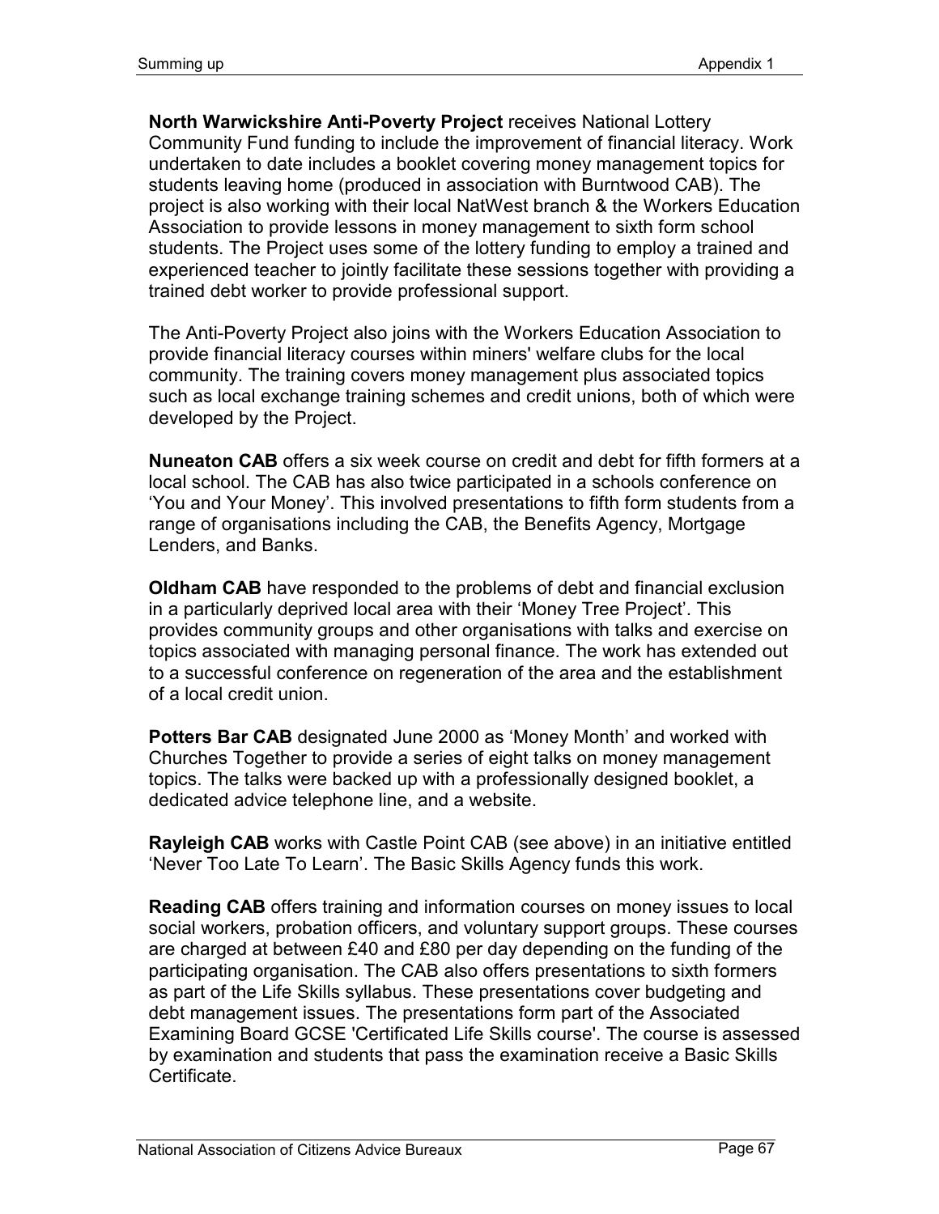**North Warwickshire Anti-Poverty Project** receives National Lottery Community Fund funding to include the improvement of financial literacy. Work undertaken to date includes a booklet covering money management topics for students leaving home (produced in association with Burntwood CAB). The project is also working with their local NatWest branch & the Workers Education Association to provide lessons in money management to sixth form school students. The Project uses some of the lottery funding to employ a trained and experienced teacher to jointly facilitate these sessions together with providing a trained debt worker to provide professional support.

The Anti-Poverty Project also joins with the Workers Education Association to provide financial literacy courses within miners' welfare clubs for the local community. The training covers money management plus associated topics such as local exchange training schemes and credit unions, both of which were developed by the Project.

**Nuneaton CAB** offers a six week course on credit and debt for fifth formers at a local school. The CAB has also twice participated in a schools conference on 'You and Your Money'. This involved presentations to fifth form students from a range of organisations including the CAB, the Benefits Agency, Mortgage Lenders, and Banks.

**Oldham CAB** have responded to the problems of debt and financial exclusion in a particularly deprived local area with their 'Money Tree Project'. This provides community groups and other organisations with talks and exercise on topics associated with managing personal finance. The work has extended out to a successful conference on regeneration of the area and the establishment of a local credit union.

**Potters Bar CAB** designated June 2000 as 'Money Month' and worked with Churches Together to provide a series of eight talks on money management topics. The talks were backed up with a professionally designed booklet, a dedicated advice telephone line, and a website.

**Rayleigh CAB** works with Castle Point CAB (see above) in an initiative entitled 'Never Too Late To Learn'. The Basic Skills Agency funds this work.

**Reading CAB** offers training and information courses on money issues to local social workers, probation officers, and voluntary support groups. These courses are charged at between £40 and £80 per day depending on the funding of the participating organisation. The CAB also offers presentations to sixth formers as part of the Life Skills syllabus. These presentations cover budgeting and debt management issues. The presentations form part of the Associated Examining Board GCSE 'Certificated Life Skills course'. The course is assessed by examination and students that pass the examination receive a Basic Skills Certificate.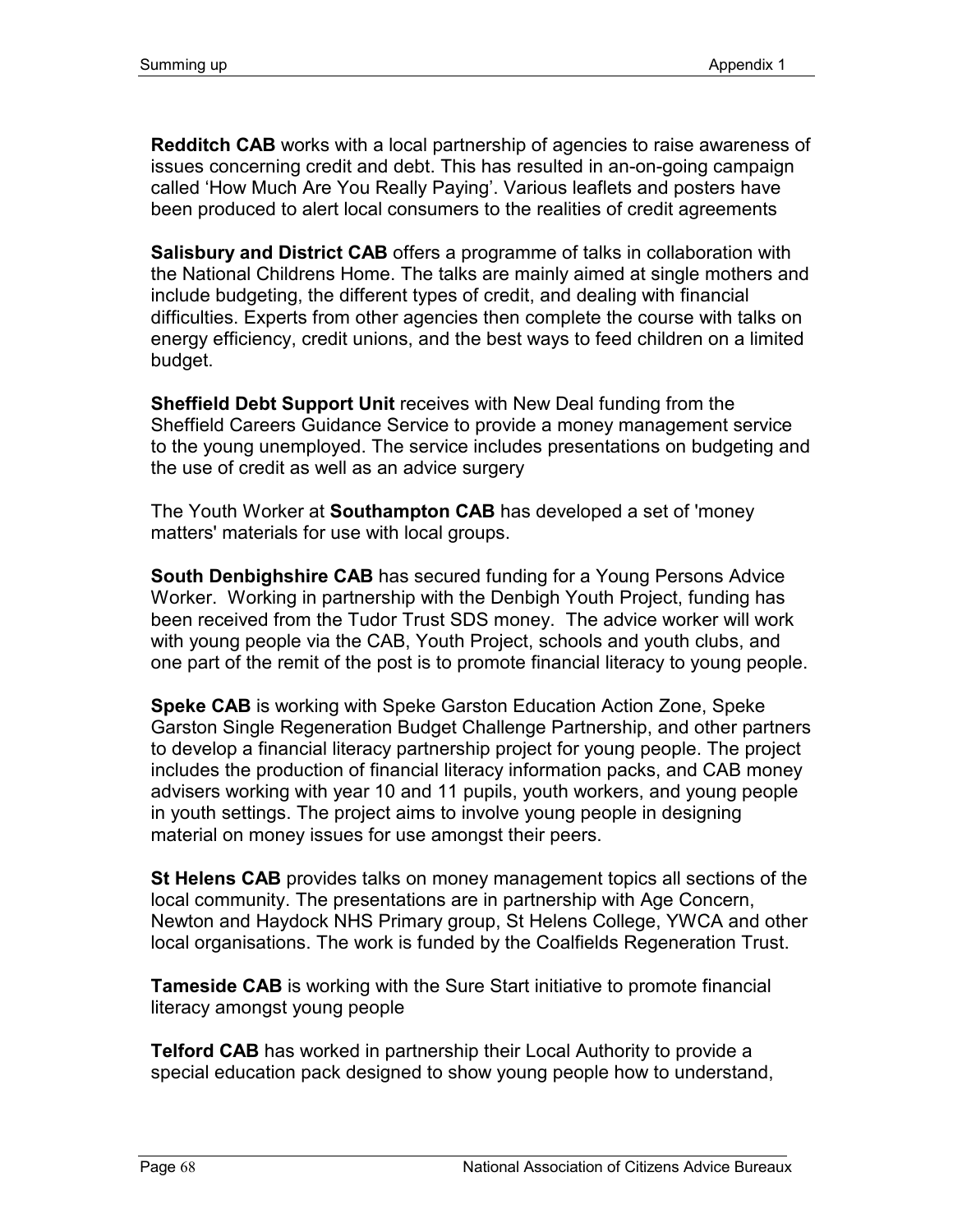**Redditch CAB** works with a local partnership of agencies to raise awareness of issues concerning credit and debt. This has resulted in an-on-going campaign called 'How Much Are You Really Paying'. Various leaflets and posters have been produced to alert local consumers to the realities of credit agreements

**Salisbury and District CAB** offers a programme of talks in collaboration with the National Childrens Home. The talks are mainly aimed at single mothers and include budgeting, the different types of credit, and dealing with financial difficulties. Experts from other agencies then complete the course with talks on energy efficiency, credit unions, and the best ways to feed children on a limited budget.

**Sheffield Debt Support Unit** receives with New Deal funding from the Sheffield Careers Guidance Service to provide a money management service to the young unemployed. The service includes presentations on budgeting and the use of credit as well as an advice surgery

The Youth Worker at **Southampton CAB** has developed a set of 'money matters' materials for use with local groups.

**South Denbighshire CAB** has secured funding for a Young Persons Advice Worker. Working in partnership with the Denbigh Youth Project, funding has been received from the Tudor Trust SDS money. The advice worker will work with young people via the CAB, Youth Project, schools and youth clubs, and one part of the remit of the post is to promote financial literacy to young people.

**Speke CAB** is working with Speke Garston Education Action Zone, Speke Garston Single Regeneration Budget Challenge Partnership, and other partners to develop a financial literacy partnership project for young people. The project includes the production of financial literacy information packs, and CAB money advisers working with year 10 and 11 pupils, youth workers, and young people in youth settings. The project aims to involve young people in designing material on money issues for use amongst their peers.

**St Helens CAB** provides talks on money management topics all sections of the local community. The presentations are in partnership with Age Concern, Newton and Haydock NHS Primary group, St Helens College, YWCA and other local organisations. The work is funded by the Coalfields Regeneration Trust.

**Tameside CAB** is working with the Sure Start initiative to promote financial literacy amongst young people

**Telford CAB** has worked in partnership their Local Authority to provide a special education pack designed to show young people how to understand,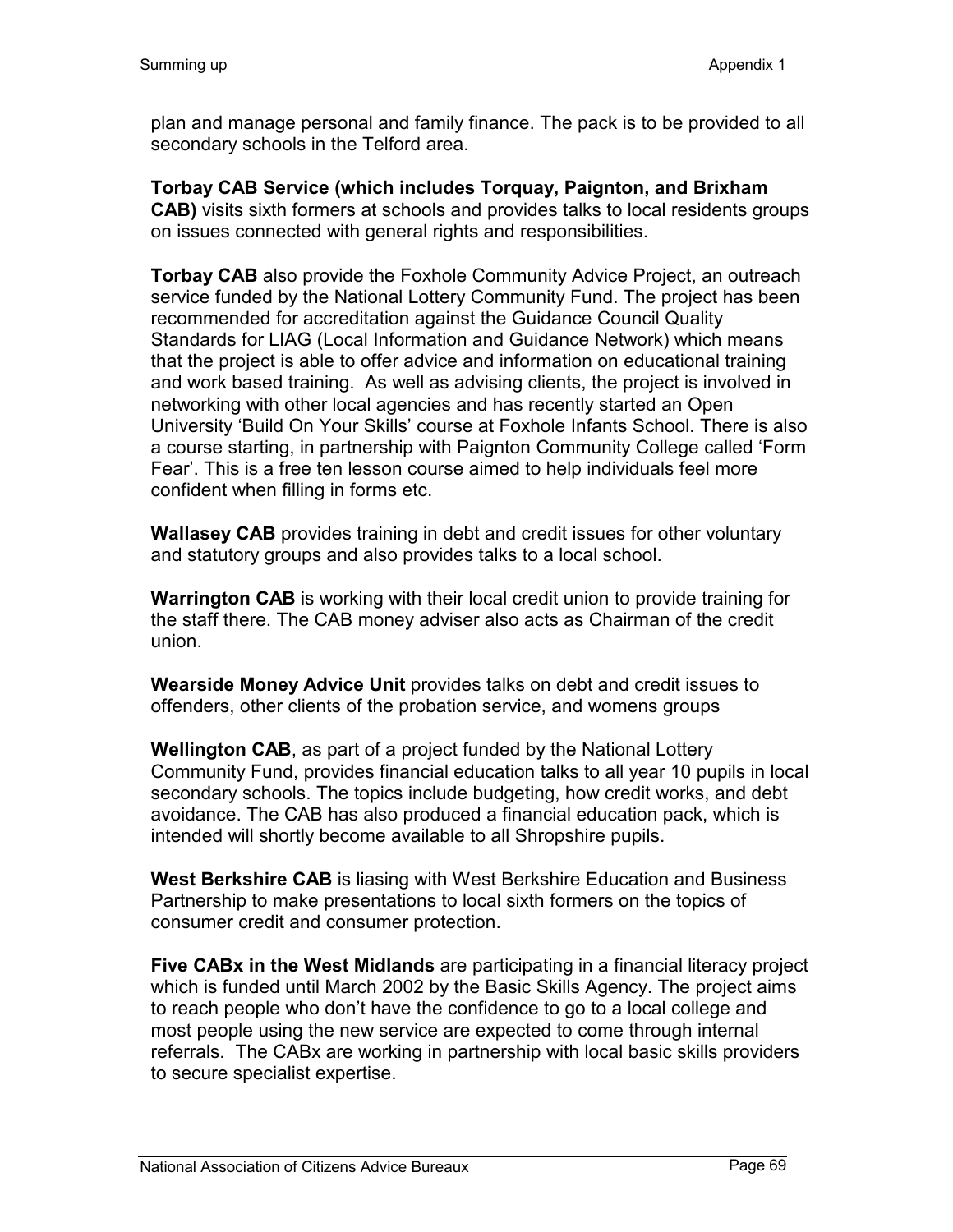plan and manage personal and family finance. The pack is to be provided to all secondary schools in the Telford area.

**Torbay CAB Service (which includes Torquay, Paignton, and Brixham CAB)** visits sixth formers at schools and provides talks to local residents groups on issues connected with general rights and responsibilities.

**Torbay CAB** also provide the Foxhole Community Advice Project, an outreach service funded by the National Lottery Community Fund. The project has been recommended for accreditation against the Guidance Council Quality Standards for LIAG (Local Information and Guidance Network) which means that the project is able to offer advice and information on educational training and work based training. As well as advising clients, the project is involved in networking with other local agencies and has recently started an Open University 'Build On Your Skills' course at Foxhole Infants School. There is also a course starting, in partnership with Paignton Community College called 'Form Fear'. This is a free ten lesson course aimed to help individuals feel more confident when filling in forms etc.

**Wallasey CAB** provides training in debt and credit issues for other voluntary and statutory groups and also provides talks to a local school.

**Warrington CAB** is working with their local credit union to provide training for the staff there. The CAB money adviser also acts as Chairman of the credit union.

**Wearside Money Advice Unit** provides talks on debt and credit issues to offenders, other clients of the probation service, and womens groups

**Wellington CAB**, as part of a project funded by the National Lottery Community Fund, provides financial education talks to all year 10 pupils in local secondary schools. The topics include budgeting, how credit works, and debt avoidance. The CAB has also produced a financial education pack, which is intended will shortly become available to all Shropshire pupils.

**West Berkshire CAB** is liasing with West Berkshire Education and Business Partnership to make presentations to local sixth formers on the topics of consumer credit and consumer protection.

**Five CABx in the West Midlands** are participating in a financial literacy project which is funded until March 2002 by the Basic Skills Agency. The project aims to reach people who don't have the confidence to go to a local college and most people using the new service are expected to come through internal referrals. The CABx are working in partnership with local basic skills providers to secure specialist expertise.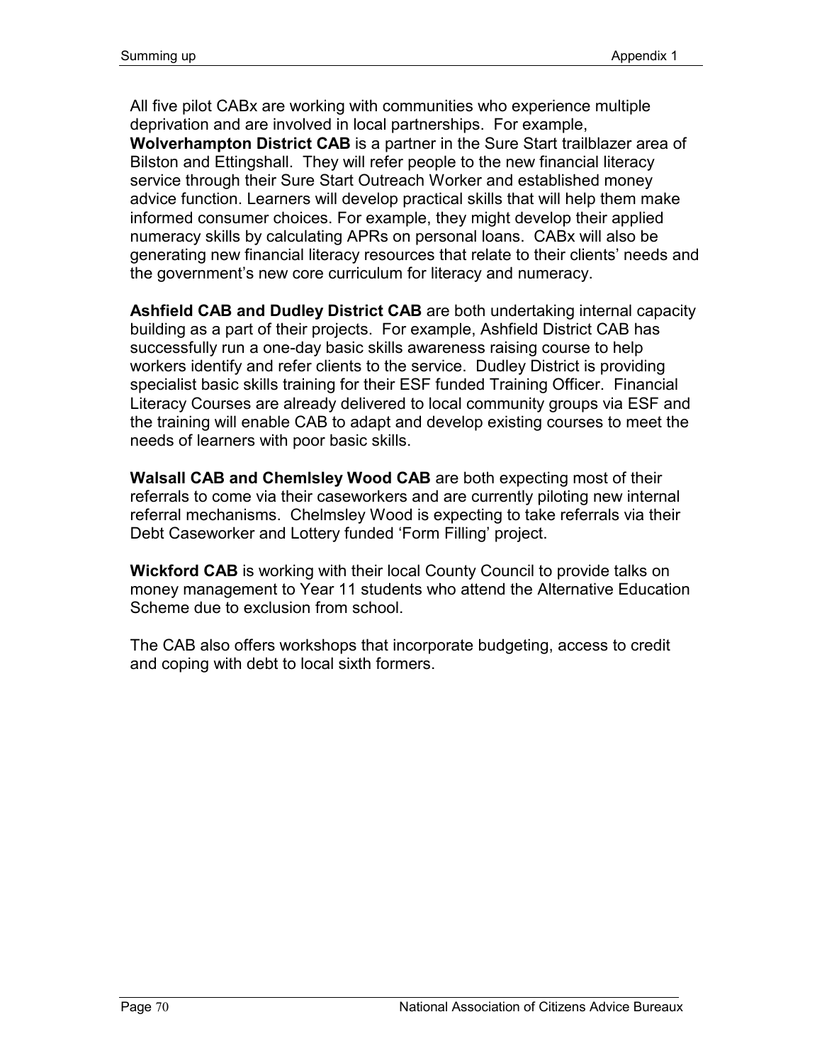All five pilot CABx are working with communities who experience multiple deprivation and are involved in local partnerships. For example, **Wolverhampton District CAB** is a partner in the Sure Start trailblazer area of Bilston and Ettingshall. They will refer people to the new financial literacy service through their Sure Start Outreach Worker and established money advice function. Learners will develop practical skills that will help them make informed consumer choices. For example, they might develop their applied numeracy skills by calculating APRs on personal loans. CABx will also be generating new financial literacy resources that relate to their clients' needs and the government's new core curriculum for literacy and numeracy.

**Ashfield CAB and Dudley District CAB** are both undertaking internal capacity building as a part of their projects. For example, Ashfield District CAB has successfully run a one-day basic skills awareness raising course to help workers identify and refer clients to the service. Dudley District is providing specialist basic skills training for their ESF funded Training Officer. Financial Literacy Courses are already delivered to local community groups via ESF and the training will enable CAB to adapt and develop existing courses to meet the needs of learners with poor basic skills.

**Walsall CAB and Chemlsley Wood CAB** are both expecting most of their referrals to come via their caseworkers and are currently piloting new internal referral mechanisms. Chelmsley Wood is expecting to take referrals via their Debt Caseworker and Lottery funded 'Form Filling' project.

**Wickford CAB** is working with their local County Council to provide talks on money management to Year 11 students who attend the Alternative Education Scheme due to exclusion from school.

The CAB also offers workshops that incorporate budgeting, access to credit and coping with debt to local sixth formers.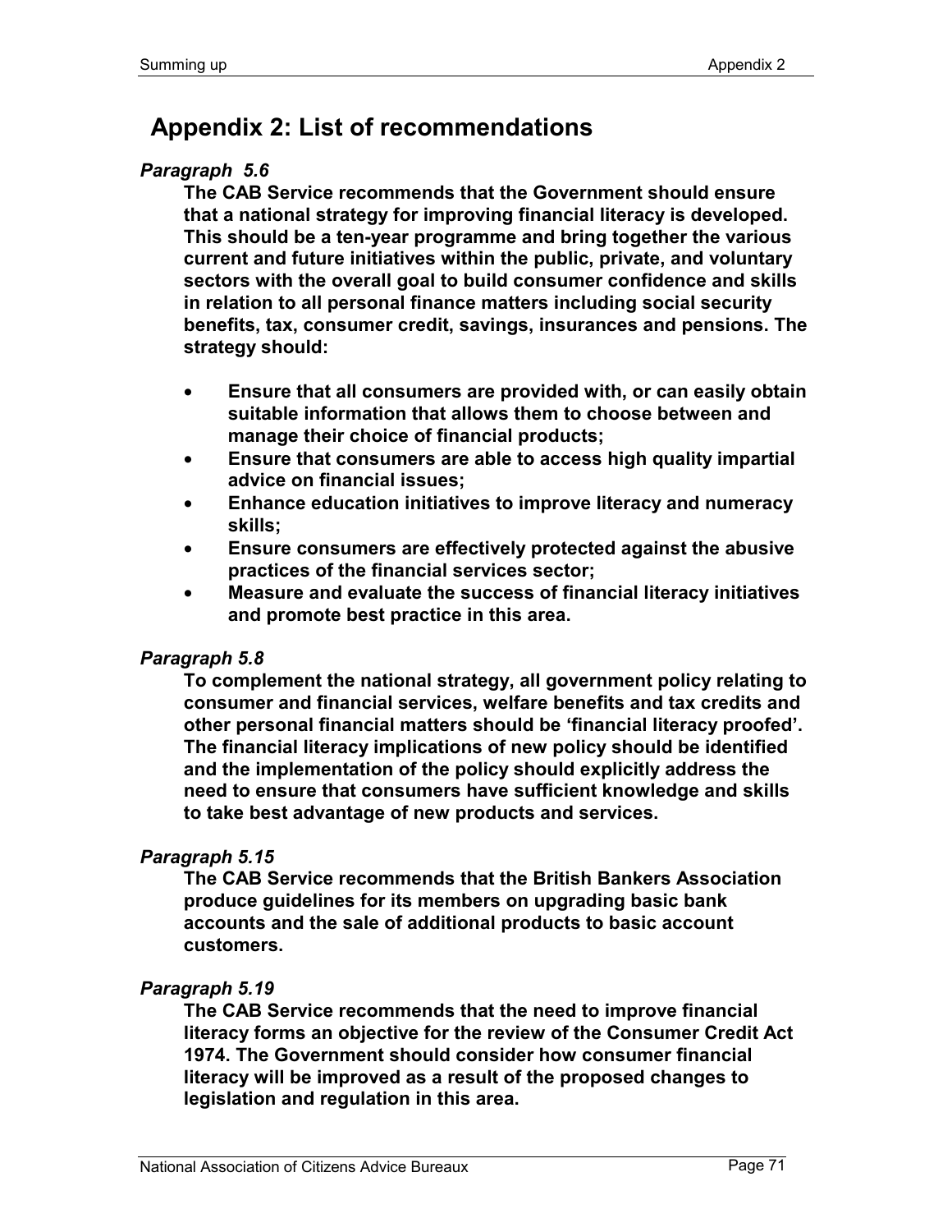# Appendix 2: List of recommendations

*Paragraph 5.6*

**The CAB Service recommends that the Government should ensure that a national strategy for improving financial literacy is developed. This should be a ten-year programme and bring together the various current and future initiatives within the public, private, and voluntary sectors with the overall goal to build consumer confidence and skills in relation to all personal finance matters including social security benefits, tax, consumer credit, savings, insurances and pensions. The strategy should:**

- **Ensure that all consumers are provided with, or can easily obtain suitable information that allows them to choose between and manage their choice of financial products;**
- **Ensure that consumers are able to access high quality impartial advice on financial issues;**
- **Enhance education initiatives to improve literacy and numeracy skills;**
- **Ensure consumers are effectively protected against the abusive practices of the financial services sector;**
- **Measure and evaluate the success of financial literacy initiatives and promote best practice in this area.**

*Paragraph 5.8*

**To complement the national strategy, all government policy relating to consumer and financial services, welfare benefits and tax credits and other personal financial matters should be 'financial literacy proofed'. The financial literacy implications of new policy should be identified and the implementation of the policy should explicitly address the need to ensure that consumers have sufficient knowledge and skills to take best advantage of new products and services.**

*Paragraph 5.15*

**The CAB Service recommends that the British Bankers Association produce guidelines for its members on upgrading basic bank accounts and the sale of additional products to basic account customers.**

*Paragraph 5.19*

**The CAB Service recommends that the need to improve financial literacy forms an objective for the review of the Consumer Credit Act 1974. The Government should consider how consumer financial literacy will be improved as a result of the proposed changes to legislation and regulation in this area.**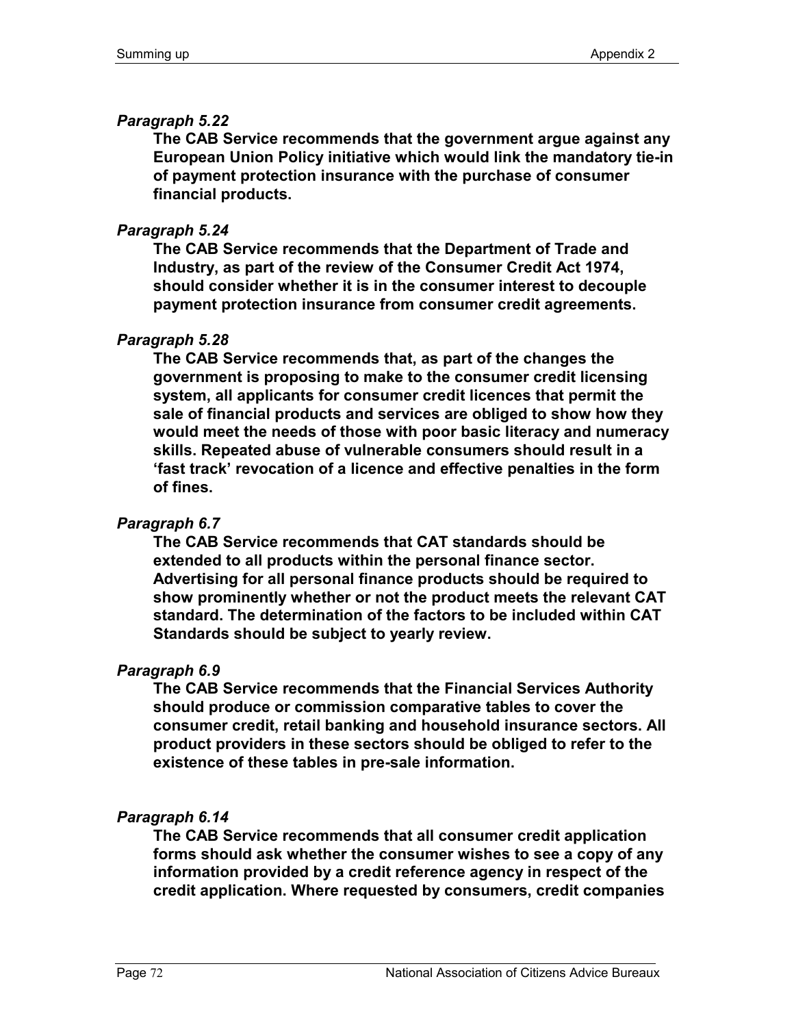*Paragraph 5.22*

**The CAB Service recommends that the government argue against any European Union Policy initiative which would link the mandatory tie-in of payment protection insurance with the purchase of consumer financial products.**

*Paragraph 5.24*

**The CAB Service recommends that the Department of Trade and Industry, as part of the review of the Consumer Credit Act 1974, should consider whether it is in the consumer interest to decouple payment protection insurance from consumer credit agreements.**

*Paragraph 5.28*

**The CAB Service recommends that, as part of the changes the government is proposing to make to the consumer credit licensing system, all applicants for consumer credit licences that permit the sale of financial products and services are obliged to show how they would meet the needs of those with poor basic literacy and numeracy skills. Repeated abuse of vulnerable consumers should result in a 'fast track' revocation of a licence and effective penalties in the form of fines.**

*Paragraph 6.7*

**The CAB Service recommends that CAT standards should be extended to all products within the personal finance sector. Advertising for all personal finance products should be required to show prominently whether or not the product meets the relevant CAT standard. The determination of the factors to be included within CAT Standards should be subject to yearly review.**

*Paragraph 6.9*

**The CAB Service recommends that the Financial Services Authority should produce or commission comparative tables to cover the consumer credit, retail banking and household insurance sectors. All product providers in these sectors should be obliged to refer to the existence of these tables in pre-sale information.**

*Paragraph 6.14*

**The CAB Service recommends that all consumer credit application forms should ask whether the consumer wishes to see a copy of any information provided by a credit reference agency in respect of the credit application. Where requested by consumers, credit companies**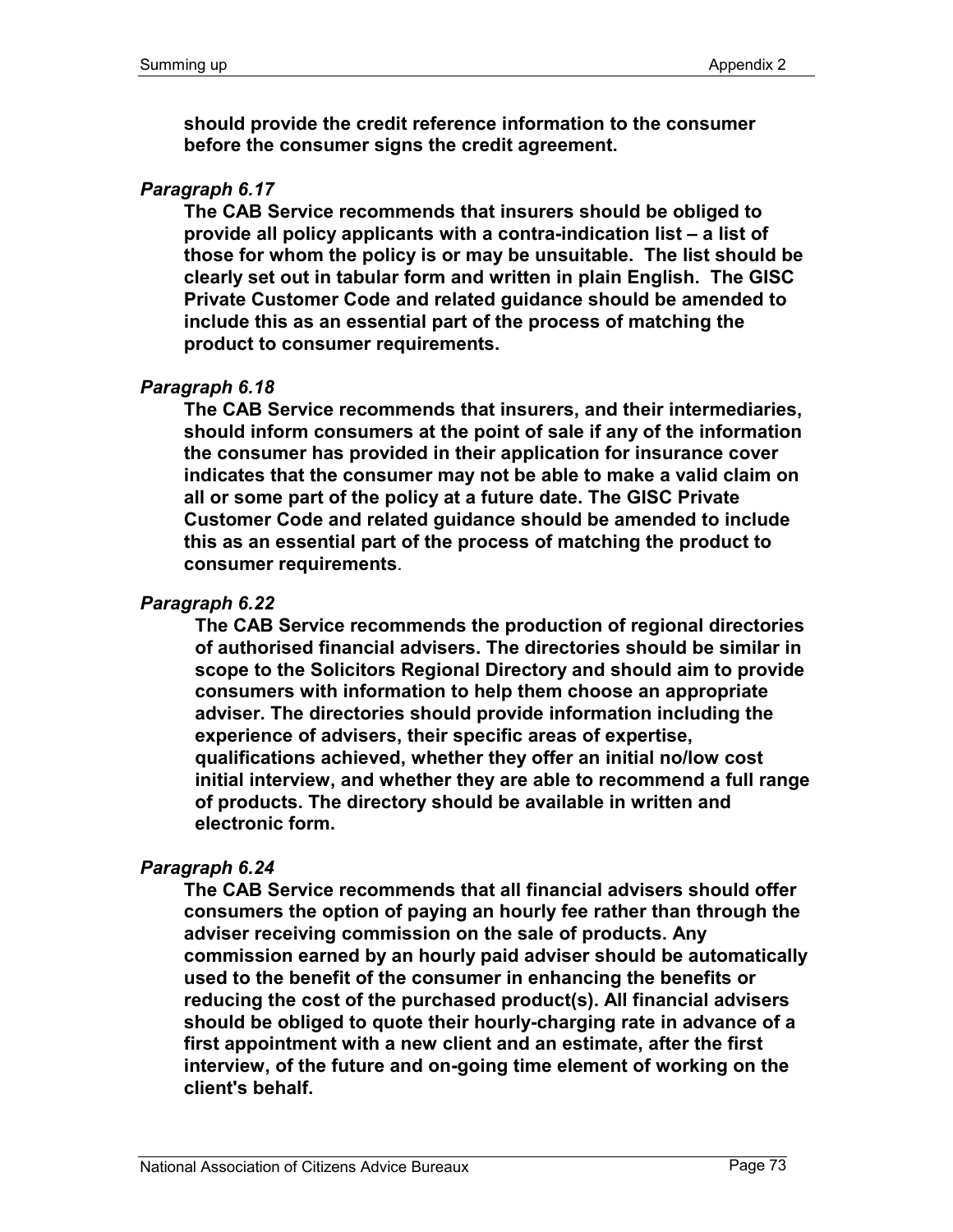**should provide the credit reference information to the consumer before the consumer signs the credit agreement.**

*Paragraph 6.17*

**The CAB Service recommends that insurers should be obliged to provide all policy applicants with a contra-indication list – a list of those for whom the policy is or may be unsuitable. The list should be clearly set out in tabular form and written in plain English. The GISC Private Customer Code and related guidance should be amended to include this as an essential part of the process of matching the product to consumer requirements.**

*Paragraph 6.18*

**The CAB Service recommends that insurers, and their intermediaries, should inform consumers at the point of sale if any of the information the consumer has provided in their application for insurance cover indicates that the consumer may not be able to make a valid claim on all or some part of the policy at a future date. The GISC Private Customer Code and related guidance should be amended to include this as an essential part of the process of matching the product to consumer requirements**.

*Paragraph 6.22*

**The CAB Service recommends the production of regional directories of authorised financial advisers. The directories should be similar in scope to the Solicitors Regional Directory and should aim to provide consumers with information to help them choose an appropriate adviser. The directories should provide information including the experience of advisers, their specific areas of expertise, qualifications achieved, whether they offer an initial no/low cost initial interview, and whether they are able to recommend a full range of products. The directory should be available in written and electronic form.**

*Paragraph 6.24*

**The CAB Service recommends that all financial advisers should offer consumers the option of paying an hourly fee rather than through the adviser receiving commission on the sale of products. Any commission earned by an hourly paid adviser should be automatically used to the benefit of the consumer in enhancing the benefits or reducing the cost of the purchased product(s). All financial advisers should be obliged to quote their hourly-charging rate in advance of a first appointment with a new client and an estimate, after the first interview, of the future and on-going time element of working on the client's behalf.**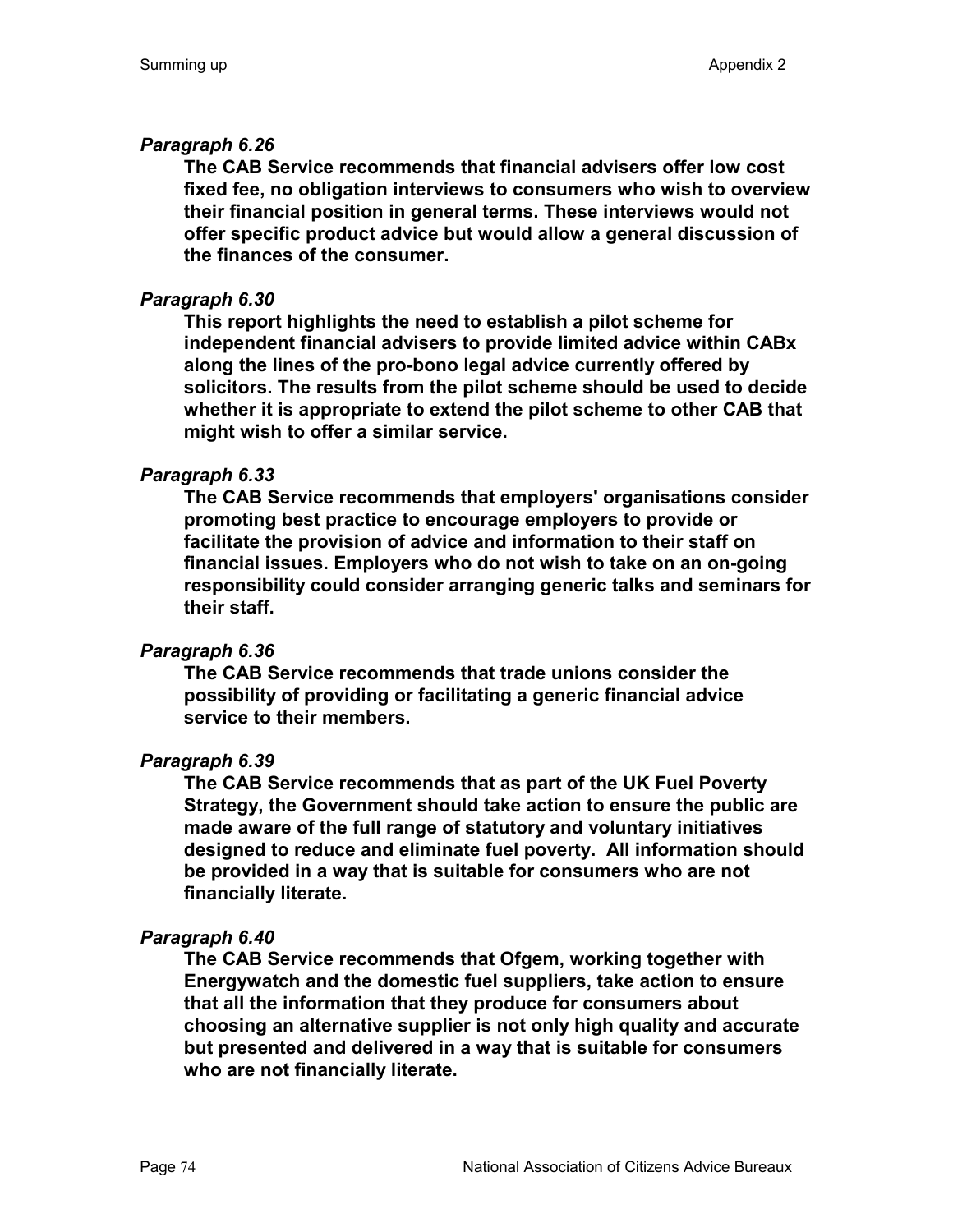*Paragraph 6.26*

**The CAB Service recommends that financial advisers offer low cost fixed fee, no obligation interviews to consumers who wish to overview their financial position in general terms. These interviews would not offer specific product advice but would allow a general discussion of the finances of the consumer.**

*Paragraph 6.30*

**This report highlights the need to establish a pilot scheme for independent financial advisers to provide limited advice within CABx along the lines of the pro-bono legal advice currently offered by solicitors. The results from the pilot scheme should be used to decide whether it is appropriate to extend the pilot scheme to other CAB that might wish to offer a similar service.**

*Paragraph 6.33*

**The CAB Service recommends that employers' organisations consider promoting best practice to encourage employers to provide or facilitate the provision of advice and information to their staff on financial issues. Employers who do not wish to take on an on-going responsibility could consider arranging generic talks and seminars for their staff.**

*Paragraph 6.36*

**The CAB Service recommends that trade unions consider the possibility of providing or facilitating a generic financial advice service to their members.**

*Paragraph 6.39*

**The CAB Service recommends that as part of the UK Fuel Poverty Strategy, the Government should take action to ensure the public are made aware of the full range of statutory and voluntary initiatives designed to reduce and eliminate fuel poverty. All information should be provided in a way that is suitable for consumers who are not financially literate.**

*Paragraph 6.40*

**The CAB Service recommends that Ofgem, working together with Energywatch and the domestic fuel suppliers, take action to ensure that all the information that they produce for consumers about choosing an alternative supplier is not only high quality and accurate but presented and delivered in a way that is suitable for consumers who are not financially literate.**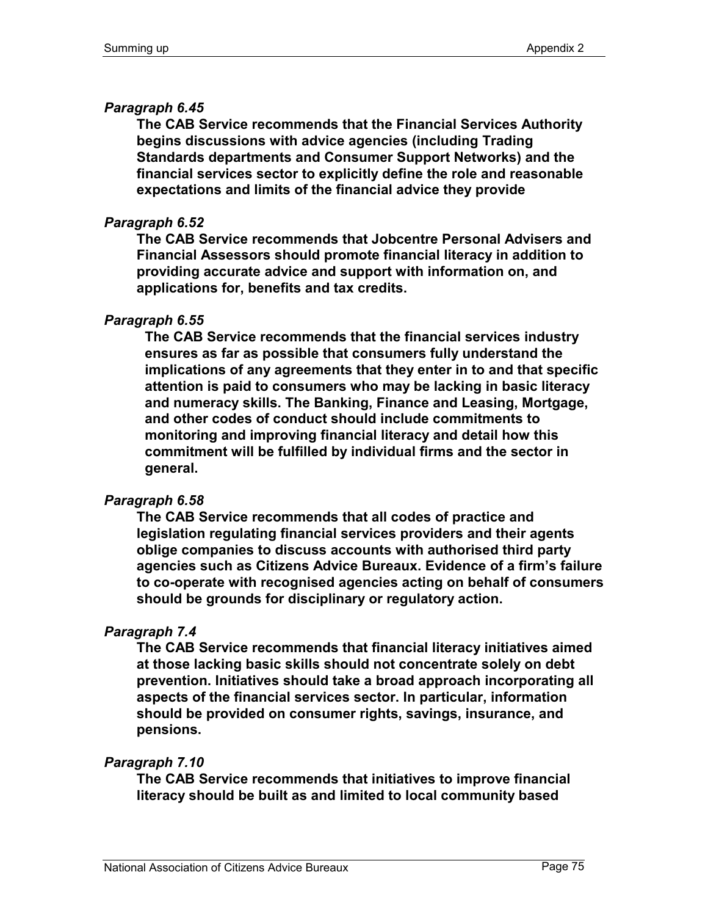*Paragraph 6.45*

**The CAB Service recommends that the Financial Services Authority begins discussions with advice agencies (including Trading Standards departments and Consumer Support Networks) and the financial services sector to explicitly define the role and reasonable expectations and limits of the financial advice they provide**

*Paragraph 6.52*

**The CAB Service recommends that Jobcentre Personal Advisers and Financial Assessors should promote financial literacy in addition to providing accurate advice and support with information on, and applications for, benefits and tax credits.**

*Paragraph 6.55*

**The CAB Service recommends that the financial services industry ensures as far as possible that consumers fully understand the implications of any agreements that they enter in to and that specific attention is paid to consumers who may be lacking in basic literacy and numeracy skills. The Banking, Finance and Leasing, Mortgage, and other codes of conduct should include commitments to monitoring and improving financial literacy and detail how this commitment will be fulfilled by individual firms and the sector in general.**

*Paragraph 6.58*

**The CAB Service recommends that all codes of practice and legislation regulating financial services providers and their agents oblige companies to discuss accounts with authorised third party agencies such as Citizens Advice Bureaux. Evidence of a firm's failure to co-operate with recognised agencies acting on behalf of consumers should be grounds for disciplinary or regulatory action.**

*Paragraph 7.4*

**The CAB Service recommends that financial literacy initiatives aimed at those lacking basic skills should not concentrate solely on debt prevention. Initiatives should take a broad approach incorporating all aspects of the financial services sector. In particular, information should be provided on consumer rights, savings, insurance, and pensions.**

*Paragraph 7.10*

**The CAB Service recommends that initiatives to improve financial literacy should be built as and limited to local community based**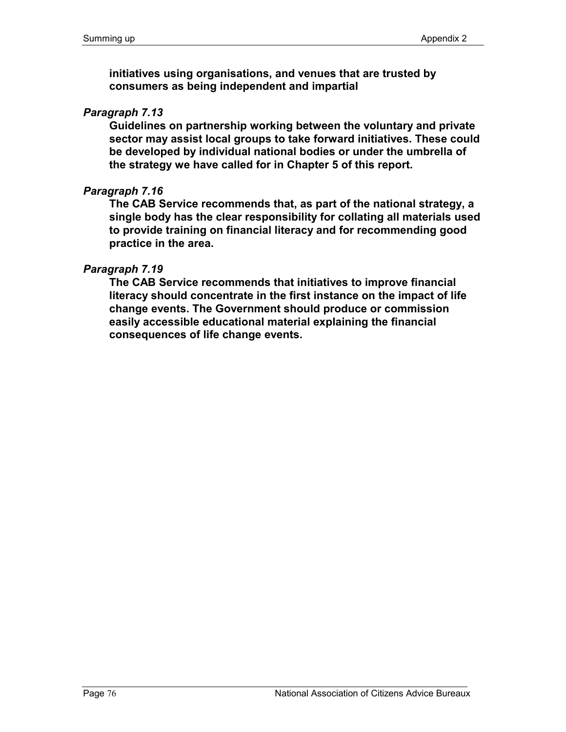**initiatives using organisations, and venues that are trusted by consumers as being independent and impartial**

*Paragraph 7.13*

**Guidelines on partnership working between the voluntary and private sector may assist local groups to take forward initiatives. These could be developed by individual national bodies or under the umbrella of the strategy we have called for in Chapter 5 of this report.**

*Paragraph 7.16*

**The CAB Service recommends that, as part of the national strategy, a single body has the clear responsibility for collating all materials used to provide training on financial literacy and for recommending good practice in the area.**

*Paragraph 7.19*

**The CAB Service recommends that initiatives to improve financial literacy should concentrate in the first instance on the impact of life change events. The Government should produce or commission easily accessible educational material explaining the financial consequences of life change events.**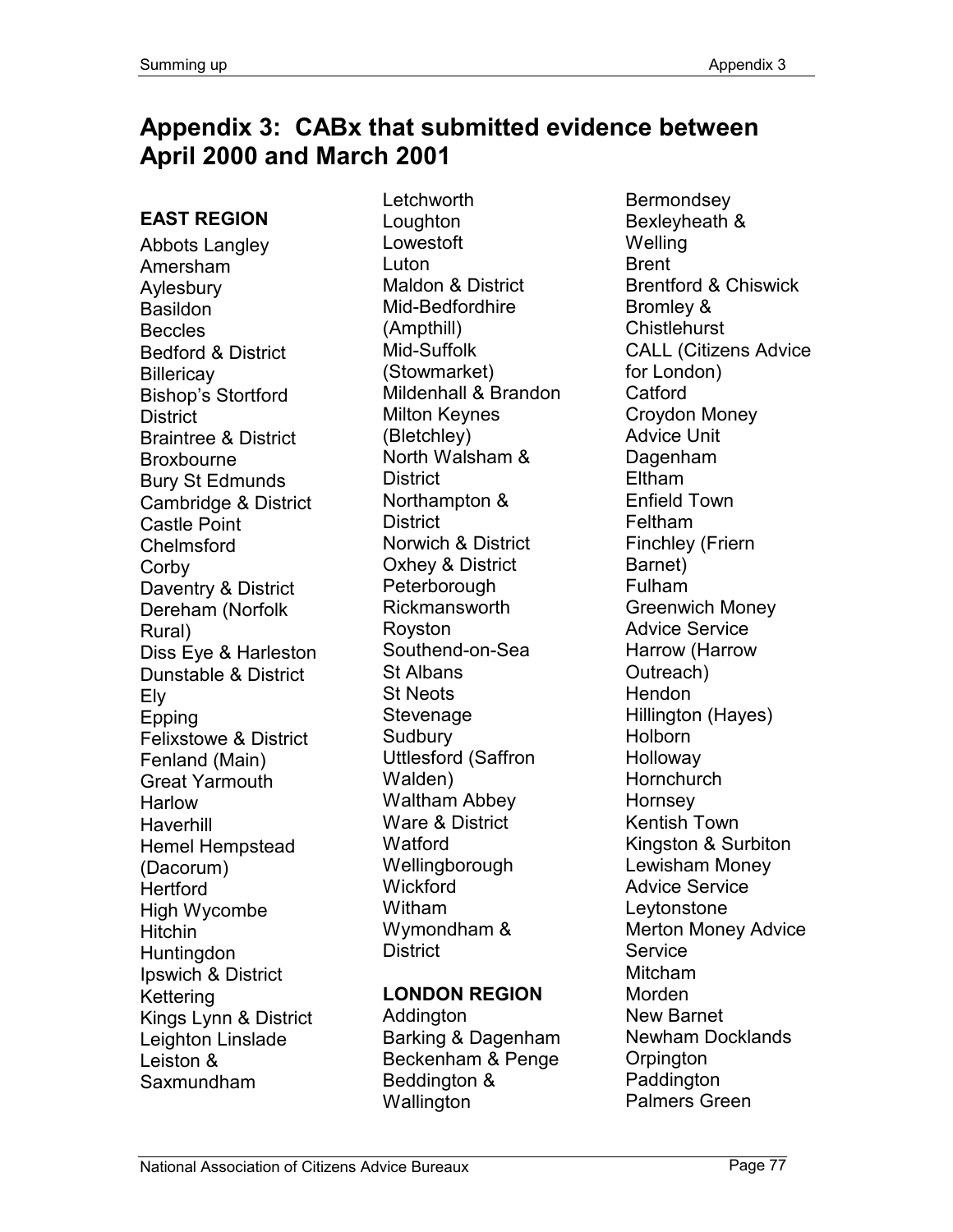# Appendix 3: CABx that submitted evidence between April 2000 and March 2001

**EAST REGION**

Abbots Langley
Amersham
Aylesbury
Basildon
Beccles
Bedford & District
Billericay
Bishop's Stortford District
Braintree & District
Broxbourne
Bury St Edmunds
Cambridge & District
Castle Point
Chelmsford
Corby
Daventry & District
Dereham (Norfolk Rural)
Diss Eye & Harleston
Dunstable & District
Ely
Epping
Felixstowe & District
Fenland (Main)
Great Yarmouth
Harlow
Haverhill
Hemel Hempstead (Dacorum)
Hertford
High Wycombe
Hitchin
Huntingdon
Ipswich & District
Kettering
Kings Lynn & District
Leighton Linslade
Leiston & Saxmundham
Letchworth
Loughton
Lowestoft
Luton
Maldon & District
Mid-Bedfordhire (Ampthill)
Mid-Suffolk (Stowmarket)
Mildenhall & Brandon
Milton Keynes (Bletchley)
North Walsham & District
Northampton & District
Norwich & District
Oxhey & District
Peterborough
Rickmansworth
Royston
Southend-on-Sea
St Albans
St Neots
Stevenage
Sudbury
Uttlesford (Saffron Walden)
Waltham Abbey
Ware & District
Watford
Wellingborough
Wickford
Witham
Wymondham & District

**LONDON REGION**

Addington
Barking & Dagenham
Beckenham & Penge
Beddington & Wallington
Bermondsey
Bexleyheath & Welling
Brent
Brentford & Chiswick
Bromley & Chistlehurst
CALL (Citizens Advice for London)
Catford
Croydon Money Advice Unit
Dagenham
Eltham
Enfield Town
Feltham
Finchley (Friern Barnet)
Fulham
Greenwich Money Advice Service
Harrow (Harrow Outreach)
Hendon
Hillington (Hayes)
Holborn
Holloway
Hornchurch
Hornsey
Kentish Town
Kingston & Surbiton
Lewisham Money Advice Service
Leytonstone
Merton Money Advice Service
Mitcham
Morden
New Barnet
Newham Docklands
Orpington
Paddington
Palmers Green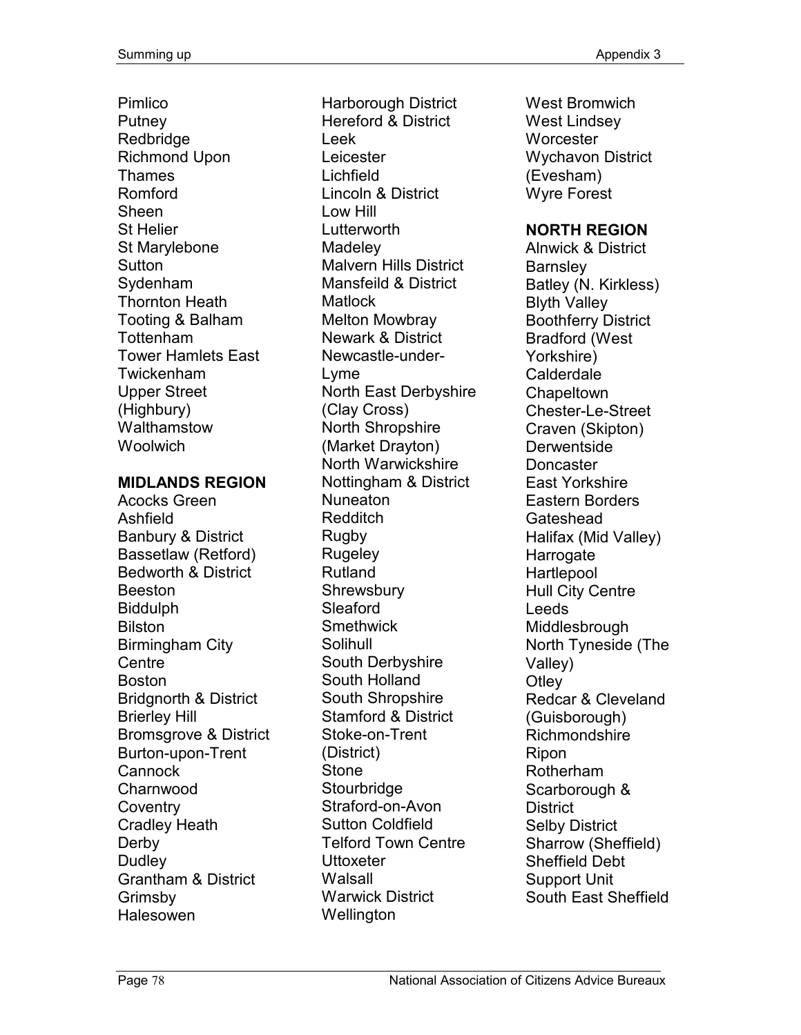Pimlico
Putney
Redbridge
Richmond Upon Thames
Romford
Sheen
St Helier
St Marylebone
Sutton
Sydenham
Thornton Heath
Tooting & Balham
Tottenham
Tower Hamlets East
Twickenham
Upper Street (Highbury)
Walthamstow
Woolwich

**MIDLANDS REGION**

Acocks Green
Ashfield
Banbury & District
Bassetlaw (Retford)
Bedworth & District
Beeston
Biddulph
Bilston
Birmingham City Centre
Boston
Bridgnorth & District
Brierley Hill
Bromsgrove & District
Burton-upon-Trent
Cannock
Charnwood
Coventry
Cradley Heath
Derby
Dudley
Grantham & District
Grimsby
Halesowen
Harborough District
Hereford & District
Leek
Leicester
Lichfield
Lincoln & District
Low Hill
Lutterworth
Madeley
Malvern Hills District
Mansfeild & District
Matlock
Melton Mowbray
Newark & District
Newcastle-under-Lyme
North East Derbyshire (Clay Cross)
North Shropshire (Market Drayton)
North Warwickshire
Nottingham & District
Nuneaton
Redditch
Rugby
Rugeley
Rutland
Shrewsbury
Sleaford
Smethwick
Solihull
South Derbyshire
South Holland
South Shropshire
Stamford & District
Stoke-on-Trent (District)
Stone
Stourbridge
Straford-on-Avon
Sutton Coldfield
Telford Town Centre
Uttoxeter
Walsall
Warwick District
Wellington
West Bromwich
West Lindsey
Worcester
Wychavon District (Evesham)
Wyre Forest

**NORTH REGION**

Alnwick & District
Barnsley
Batley (N. Kirkless)
Blyth Valley
Boothferry District
Bradford (West Yorkshire)
Calderdale
Chapeltown
Chester-Le-Street
Craven (Skipton)
Derwentside
Doncaster
East Yorkshire
Eastern Borders
Gateshead
Halifax (Mid Valley)
Harrogate
Hartlepool
Hull City Centre
Leeds
Middlesbrough
North Tyneside (The Valley)
Otley
Redcar & Cleveland (Guisborough)
Richmondshire
Ripon
Rotherham
Scarborough & District
Selby District
Sharrow (Sheffield)
Sheffield Debt Support Unit
South East Sheffield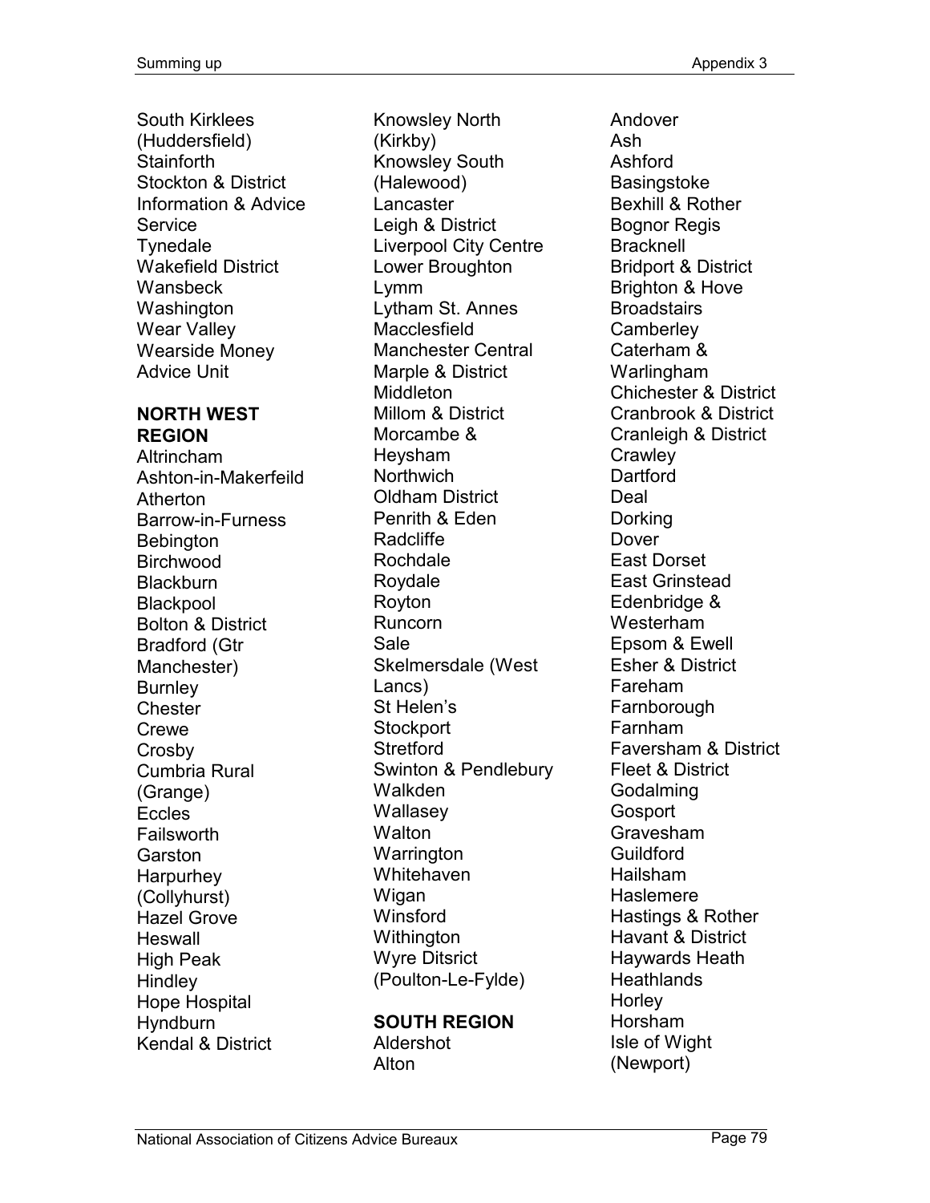South Kirklees (Huddersfield)
Stainforth
Stockton & District Information & Advice Service
Tynedale
Wakefield District
Wansbeck
Washington
Wear Valley
Wearside Money Advice Unit

**NORTH WEST REGION**

Altrincham
Ashton-in-Makerfeild
Atherton
Barrow-in-Furness
Bebington
Birchwood
Blackburn
Blackpool
Bolton & District
Bradford (Gtr Manchester)
Burnley
Chester
Crewe
Crosby
Cumbria Rural (Grange)
Eccles
Failsworth
Garston
Harpurhey (Collyhurst)
Hazel Grove
Heswall
High Peak
Hindley
Hope Hospital
Hyndburn
Kendal & District
Knowsley North (Kirkby)
Knowsley South (Halewood)
Lancaster
Leigh & District
Liverpool City Centre
Lower Broughton
Lymm
Lytham St. Annes
Macclesfield
Manchester Central
Marple & District
Middleton
Millom & District
Morcambe & Heysham
Northwich
Oldham District
Penrith & Eden
Radcliffe
Rochdale
Roydale
Royton
Runcorn
Sale
Skelmersdale (West Lancs)
St Helen's
Stockport
Stretford
Swinton & Pendlebury
Walkden
Wallasey
Walton
Warrington
Whitehaven
Wigan
Winsford
Withington
Wyre Ditsrict (Poulton-Le-Fylde)

**SOUTH REGION**

Aldershot
Alton
Andover
Ash
Ashford
Basingstoke
Bexhill & Rother
Bognor Regis
Bracknell
Bridport & District
Brighton & Hove
Broadstairs
Camberley
Caterham & Warlingham
Chichester & District
Cranbrook & District
Cranleigh & District
Crawley
Dartford
Deal
Dorking
Dover
East Dorset
East Grinstead
Edenbridge & Westerham
Epsom & Ewell
Esher & District
Fareham
Farnborough
Farnham
Faversham & District
Fleet & District
Godalming
Gosport
Gravesham
Guildford
Hailsham
Haslemere
Hastings & Rother
Havant & District
Haywards Heath
Heathlands
Horley
Horsham
Isle of Wight (Newport)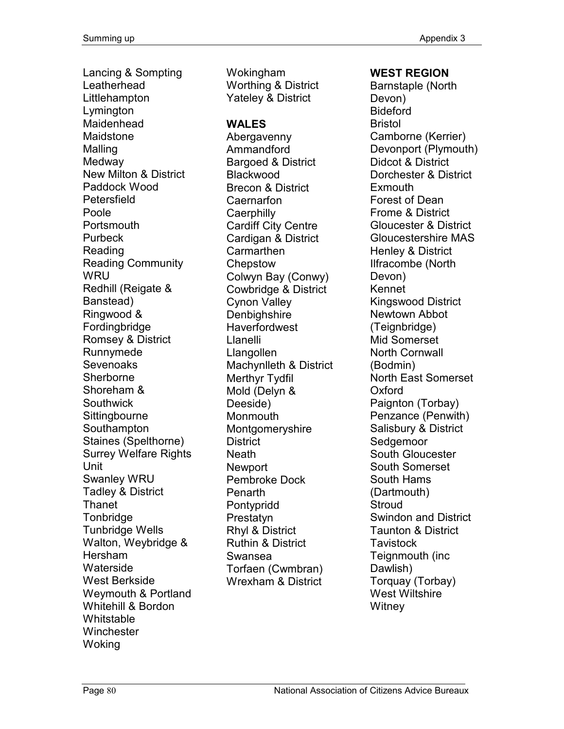Lancing & Sompting
Leatherhead
Littlehampton
Lymington
Maidenhead
Maidstone
Malling
Medway
New Milton & District
Paddock Wood
Petersfield
Poole
Portsmouth
Purbeck
Reading
Reading Community WRU
Redhill (Reigate & Banstead)
Ringwood & Fordingbridge
Romsey & District
Runnymede
Sevenoaks
Sherborne
Shoreham & Southwick
Sittingbourne
Southampton
Staines (Spelthorne)
Surrey Welfare Rights Unit
Swanley WRU
Tadley & District
Thanet
Tonbridge
Tunbridge Wells
Walton, Weybridge & Hersham
Waterside
West Berkside
Weymouth & Portland
Whitehill & Bordon
Whitstable
Winchester
Woking
Wokingham
Worthing & District
Yateley & District

**WALES**

Abergavenny
Ammandford
Bargoed & District
Blackwood
Brecon & District
Caernarfon
Caerphilly
Cardiff City Centre
Cardigan & District
Carmarthen
Chepstow
Colwyn Bay (Conwy)
Cowbridge & District
Cynon Valley
Denbighshire
Haverfordwest
Llanelli
Llangollen
Machynlleth & District
Merthyr Tydfil
Mold (Delyn & Deeside)
Monmouth
Montgomeryshire District
Neath
Newport
Pembroke Dock
Penarth
Pontypridd
Prestatyn
Rhyl & District
Ruthin & District
Swansea
Torfaen (Cwmbran)
Wrexham & District

**WEST REGION**

Barnstaple (North Devon)
Bideford
Bristol
Camborne (Kerrier)
Devonport (Plymouth)
Didcot & District
Dorchester & District
Exmouth
Forest of Dean
Frome & District
Gloucester & District
Gloucestershire MAS
Henley & District
Ilfracombe (North Devon)
Kennet
Kingswood District
Newtown Abbot (Teignbridge)
Mid Somerset
North Cornwall (Bodmin)
North East Somerset
Oxford
Paignton (Torbay)
Penzance (Penwith)
Salisbury & District
Sedgemoor
South Gloucester
South Somerset
South Hams (Dartmouth)
Stroud
Swindon and District
Taunton & District
Tavistock
Teignmouth (inc Dawlish)
Torquay (Torbay)
West Wiltshire
Witney